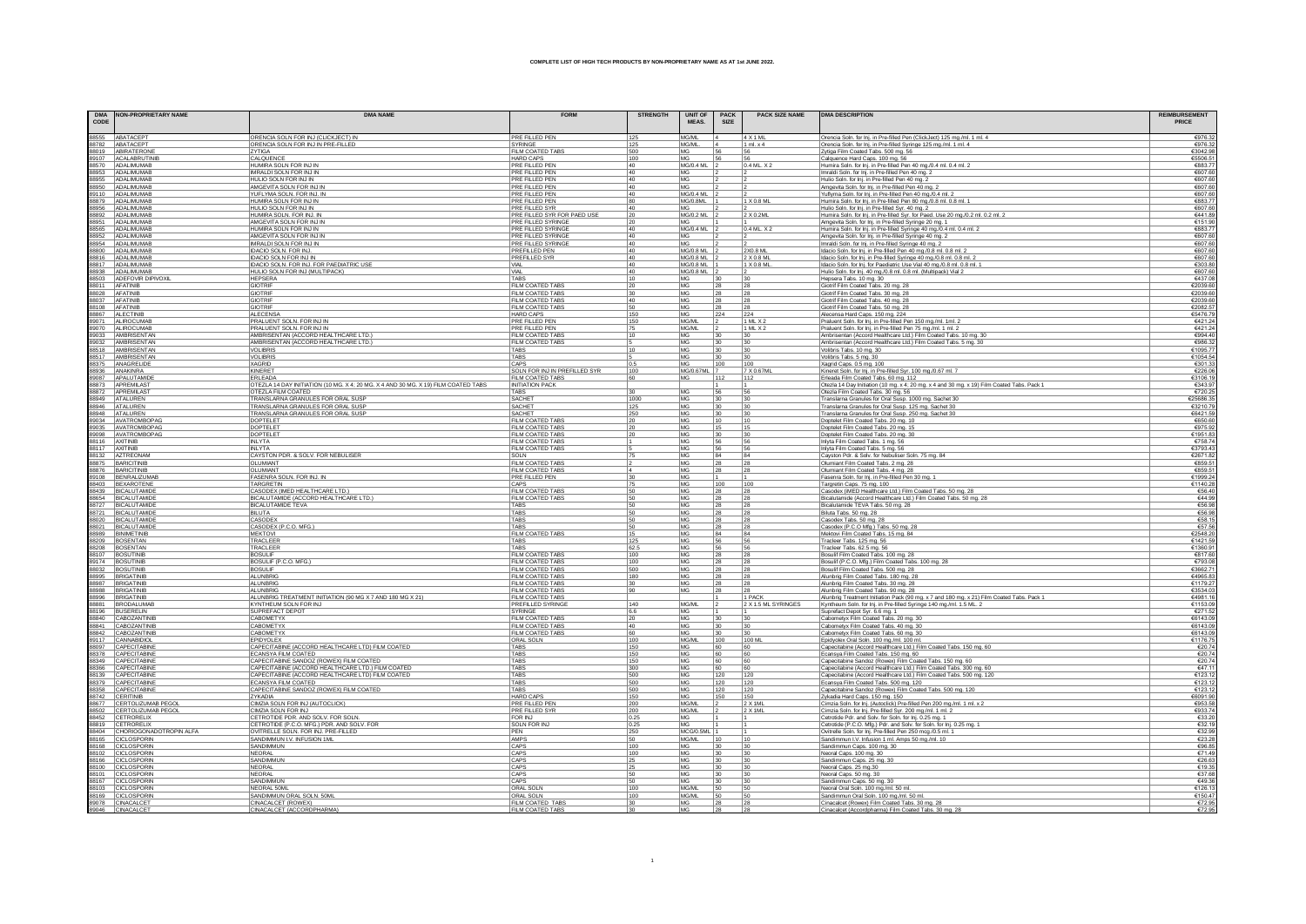# COMPLETE LIST OF HIGH TECH PRODUCTS BY NON-PROPRIETARY NAME AS AT 1st JUNE 2022.

| DMA CODE | NON-PROPRIETARY NAME | DMA NAME | FORM | STRENGTH | UNIT OF MEAS. | PACK SIZE | PACK SIZE NAME | DMA DESCRIPTION | REIMBURSEMENT PRICE |
|---|---|---|---|---|---|---|---|---|---|
| 88555 | ABATACEPT | ORENCIA SOLN FOR INJ (CLICKJECT) IN | PRE FILLED PEN | 125 | MG/ML | 4 | 4 X 1 ML | Orencia Soln. for Inj. in Pre-filled Pen (ClickJect) 125 mg./ml. 1 ml. 4 | €976.32 |
| 88782 | ABATACEPT | ORENCIA SOLN FOR INJ IN PRE-FILLED | SYRINGE | 125 | MG/ML | 4 | 1 ml. x 4 | Orencia Soln. for Inj. in Pre-filled Syringe 125 mg./ml. 1 ml. 4 | €976.32 |
| 88019 | ABIRATERONE | ZYTIGA | FILM COATED TABS | 500 | MG | 56 | 56 | Zytiga Film Coated Tabs. 500 mg. 56 | €3042.98 |
| 89107 | ACALABRUTINIB | CALQUENCE | HARD CAPS | 100 | MG | 56 | 56 | Calquence Hard Caps. 100 mg. 56 | €5506.51 |
| 88570 | ADALIMUMAB | HUMIRA SOLN FOR INJ IN | PRE FILLED PEN | 40 | MG/0.4 ML | 2 | 0.4 ML. X 2 | Humira Soln. for Inj. in Pre-filled Pen 40 mg./0.4 ml. 0.4 ml. 2 | €883.77 |
| 88953 | ADALIMUMAB | IMRALDI SOLN FOR INJ IN | PRE FILLED PEN | 40 | MG | 2 | 2 | Imraldi Soln. for Inj. in Pre-filled Pen 40 mg. 2 | €607.60 |
| 88955 | ADALIMUMAB | HULIO SOLN FOR INJ IN | PRE FILLED PEN | 40 | MG | 2 | 2 | Hulio Soln. for Inj. in Pre-filled Pen 40 mg. 2 | €607.60 |
| 88950 | ADALIMUMAB | AMGEVITA SOLN FOR INJ IN | PRE FILLED PEN | 40 | MG | 2 | 2 | Amgevita Soln. for Inj. in Pre-filled Pen 40 mg. 2 | €607.60 |
| 89110 | ADALIMUMAB | YUFLYMA SOLN. FOR INJ. IN | PRE FILLED PEN | 40 | MG/0.4 ML | 2 | 2 | Yuflyma Soln. for Inj. in Pre-filled Pen 40 mg./0.4 ml. 2 | €607.60 |
| 88879 | ADALIMUMAB | HUMIRA SOLN FOR INJ IN | PRE FILLED PEN | 80 | MG/0.8ML | 1 | 1 X 0.8 ML | Humira Soln. for Inj. in Pre-filled Pen 80 mg./0.8 ml. 0.8 ml. 1 | €883.77 |
| 88956 | ADALIMUMAB | HULIO SOLN FOR INJ IN | PRE FILLED SYR | 40 | MG | 2 | 2 | Hulio Soln. for Inj. in Pre-filled Syr. 40 mg. 2 | €607.60 |
| 88892 | ADALIMUMAB | HUMIRA SOLN. FOR INJ. IN | PRE FILLED SYR FOR PAED USE | 20 | MG/0.2 ML | 2 | 2 X 0.2ML | Humira Soln. for Inj. in Pre-filled Syr. for Paed. Use 20 mg./0.2 ml. 0.2 ml. 2 | €441.89 |
| 88951 | ADALIMUMAB | AMGEVITA SOLN FOR INJ IN | PRE FILLED SYRINGE | 20 | MG | 1 | 1 | Amgevita Soln. for Inj. in Pre-filled Syringe 20 mg. 1 | €151.90 |
| 88565 | ADALIMUMAB | HUMIRA SOLN FOR INJ IN | PRE FILLED SYRINGE | 40 | MG/0.4 ML | 2 | 0.4 ML. X 2 | Humira Soln. for Inj. in Pre-filled Syringe 40 mg./0.4 ml. 0.4 ml. 2 | €883.77 |
| 88952 | ADALIMUMAB | AMGEVITA SOLN FOR INJ IN | PRE FILLED SYRINGE | 40 | MG | 2 | 2 | Amgevita Soln. for Inj. in Pre-filled Syringe 40 mg. 2 | €607.60 |
| 88954 | ADALIMUMAB | IMRALDI SOLN FOR INJ IN | PRE FILLED SYRINGE | 40 | MG | 2 | 2 | Imraldi Soln. for Inj. in Pre-filled Syringe 40 mg. 2 | €607.60 |
| 88800 | ADALIMUMAB | IDACIO SOLN. FOR INJ. | PREFILLED PEN | 40 | MG/0.8 ML | 2 | 2X0.8 ML | Idacio Soln. for Inj. in Pre-filled Pen 40 mg./0.8 ml. 0.8 ml. 2 | €607.60 |
| 88816 | ADALIMUMAB | IDACIO SOLN FOR INJ IN | PREFILLED SYR | 40 | MG/0.8 ML | 2 | 2 X 0.8 ML | Idacio Soln. for Inj. in Pre-filled Syringe 40 mg./0.8 ml. 0.8 ml. 2 | €607.60 |
| 88817 | ADALIMUMAB | IDACIO SOLN. FOR INJ. FOR PAEDIATRIC USE | VIAL | 40 | MG/0.8 ML | 1 | 1 X 0.8 ML | Idacio Soln. for Inj. for Paediatric Use Vial 40 mg./0.8 ml. 0.8 ml. 1 | €303.80 |
| 88938 | ADALIMUMAB | HULIO SOLN FOR INJ (MULTIPACK) | VIAL | 40 | MG/0.8 ML | 2 | 2 | Hulio Soln. for Inj. 40 mg./0.8 ml. 0.8 ml. (Multipack) Vial 2 | €607.60 |
| 88503 | ADEFOVIR DIPIVOXIL | HEPSERA | TABS | 10 | MG | 30 | 30 | Hepsera Tabs. 10 mg. 30 | €437.08 |
| 88011 | AFATINIB | GIOTRIF | FILM COATED TABS | 20 | MG | 28 | 28 | Giotrif Film Coated Tabs. 20 mg. 28 | €2039.60 |
| 88028 | AFATINIB | GIOTRIF | FILM COATED TABS | 30 | MG | 28 | 28 | Giotrif Film Coated Tabs. 30 mg. 28 | €2039.60 |
| 88037 | AFATINIB | GIOTRIF | FILM COATED TABS | 40 | MG | 28 | 28 | Giotrif Film Coated Tabs. 40 mg. 28 | €2039.60 |
| 88108 | AFATINIB | GIOTRIF | FILM COATED TABS | 50 | MG | 28 | 28 | Giotrif Film Coated Tabs. 50 mg. 28 | €2082.57 |
| 88867 | ALECTINIB | ALECENSA | HARD CAPS | 150 | MG | 224 | 224 | Alecensa Hard Caps. 150 mg. 224 | €5476.79 |
| 89071 | ALIROCUMAB | PRALUENT SOLN. FOR INJ IN | PRE FILLED PEN | 150 | MG/ML | 2 | 1 ML X 2 | Praluent Soln. for Inj. in Pre-filled Pen 150 mg./ml. 1ml. 2 | €421.24 |
| 89070 | ALIROCUMAB | PRALUENT SOLN. FOR INJ IN | PRE FILLED PEN | 75 | MG/ML | 2 | 1 ML X 2 | Praluent Soln. for Inj. in Pre-filled Pen 75 mg./ml. 1 ml. 2 | €421.24 |
| 89033 | AMBRISENTAN | AMBRISENTAN (ACCORD HEALTHCARE LTD.) | FILM COATED TABS | 10 | MG | 30 | 30 | Ambrisentan (Accord Healthcare Ltd.) Film Coated Tabs. 10 mg. 30 | €994.40 |
| 89032 | AMBRISENTAN | AMBRISENTAN (ACCORD HEALTHCARE LTD.) | FILM COATED TABS | 5 | MG | 30 | 30 | Ambrisentan (Accord Healthcare Ltd.) Film Coated Tabs. 5 mg. 30 | €986.32 |
| 88518 | AMBRISENTAN | VOLIBRIS | TABS | 10 | MG | 30 | 30 | Volibris Tabs. 10 mg. 30 | €1095.77 |
| 88517 | AMBRISENTAN | VOLIBRIS | TABS | 5 | MG | 30 | 30 | Volibris Tabs. 5 mg. 30 | €1054.54 |
| 88375 | ANAGRELIDE | XAGRID | CAPS | 0.5 | MG | 100 | 100 | Xagrid Caps. 0.5 mg. 100 | €301.33 |
| 88936 | ANAKINRA | KINERET | SOLN FOR INJ IN PREFILLED SYR | 100 | MG/0.67ML | 7 | 7 X 0.67ML | Kineret Soln. for Inj. in Pre-filled Syr. 100 mg./0.67 ml. 7 | €226.06 |
| 89087 | APALUTAMIDE | ERLEADA | FILM COATED TABS | 60 | MG | 112 | 112 | Erleada Film Coated Tabs. 60 mg. 112 | €3106.19 |
| 88873 | APREMILAST | OTEZLA 14 DAY INITIATION (10 MG. X 4; 20 MG. X 4 AND 30 MG. X 19) FILM COATED TABS | INITIATION PACK | | | 1 | 1 | Otezla 14 Day Initiation (10 mg. x 4; 20 mg. x 4 and 30 mg. x 19) Film Coated Tabs. Pack 1 | €343.97 |
| 88872 | APREMILAST | OTEZLA FILM COATED | TABS | 30 | MG | 56 | 56 | Otezla Film Coated Tabs. 30 mg. 56 | €720.25 |
| 88949 | ATALUREN | TRANSLARNA GRANULES FOR ORAL SUSP | SACHET | 1000 | MG | 30 | 30 | Translarna Granules for Oral Susp. 1000 mg. Sachet 30 | €25686.35 |
| 88946 | ATALUREN | TRANSLARNA GRANULES FOR ORAL SUSP | SACHET | 125 | MG | 30 | 30 | Translarna Granules for Oral Susp. 125 mg. Sachet 30 | €3210.79 |
| 88948 | ATALUREN | TRANSLARNA GRANULES FOR ORAL SUSP | SACHET | 250 | MG | 30 | 30 | Translarna Granules for Oral Susp. 250 mg. Sachet 30 | €6421.59 |
| 89034 | AVATROMBOPAG | DOPTELET | FILM COATED TABS | 20 | MG | 10 | 10 | Doptelet Film Coated Tabs. 20 mg. 10 | €650.60 |
| 89035 | AVATROMBOPAG | DOPTELET | FILM COATED TABS | 20 | MG | 15 | 15 | Doptelet Film Coated Tabs. 20 mg. 15 | €975.92 |
| 89098 | AVATROMBOPAG | DOPTELET | FILM COATED TABS | 20 | MG | 30 | 30 | Doptelet Film Coated Tabs. 20 mg. 30 | €1951.83 |
| 88116 | AXITINIB | INLYTA | FILM COATED TABS | 1 | MG | 56 | 56 | Inlyta Film Coated Tabs. 1 mg. 56 | €758.74 |
| 88117 | AXITINIB | INLYTA | FILM COATED TABS | 5 | MG | 56 | 56 | Inlyta Film Coated Tabs. 5 mg. 56 | €3793.43 |
| 88132 | AZTREONAM | CAYSTON PDR. & SOLV. FOR NEBULISER | SOLN | 75 | MG | 84 | 84 | Cayston Pdr. & Solv. for Nebuliser Soln. 75 mg. 84 | €2671.82 |
| 88875 | BARICITINIB | OLUMIANT | FILM COATED TABS | 2 | MG | 28 | 28 | Olumiant Film Coated Tabs. 2 mg. 28 | €859.51 |
| 88876 | BARICITINIB | OLUMIANT | FILM COATED TABS | 4 | MG | 28 | 28 | Olumiant Film Coated Tabs. 4 mg. 28 | €859.51 |
| 89108 | BENRALIZUMAB | FASENRA SOLN. FOR INJ. IN | PRE FILLED PEN | 30 | MG | 1 | 1 | Fasenra Soln. for Inj. in Pre-filled Pen 30 mg. 1 | €1999.24 |
| 88403 | BEXAROTENE | TARGRETIN | CAPS | 75 | MG | 100 | 100 | Targretin Caps. 75 mg. 100 | €1140.28 |
| 88439 | BICALUTAMIDE | CASODEX (IMED HEALTHCARE LTD.) | FILM COATED TABS | 50 | MG | 28 | 28 | Casodex (IMED Healthcare Ltd.) Film Coated Tabs. 50 mg. 28 | €56.40 |
| 88654 | BICALUTAMIDE | BICALUTAMIDE (ACCORD HEALTHCARE LTD.) | FILM COATED TABS | 50 | MG | 28 | 28 | Bicalutamide (Accord Healthcare Ltd.) Film Coated Tabs. 50 mg. 28 | €44.99 |
| 88727 | BICALUTAMIDE | BICALUTAMIDE TEVA | TABS | 50 | MG | 28 | 28 | Bicalutamide TEVA Tabs. 50 mg. 28 | €56.98 |
| 88721 | BICALUTAMIDE | BILUTA | TABS | 50 | MG | 28 | 28 | Biluta Tabs. 50 mg. 28 | €56.98 |
| 88020 | BICALUTAMIDE | CASODEX | TABS | 50 | MG | 28 | 28 | Casodex Tabs. 50 mg. 28 | €58.15 |
| 88021 | BICALUTAMIDE | CASODEX (P.C.O. MFG.) | TABS | 50 | MG | 28 | 28 | Casodex (P.C.O Mfg.) Tabs. 50 mg. 28 | €57.56 |
| 88989 | BINIMETINIB | MEKTOVI | FILM COATED TABS | 15 | MG | 84 | 84 | Mektovi Film Coated Tabs. 15 mg. 84 | €2548.20 |
| 88209 | BOSENTAN | TRACLEER | TABS | 125 | MG | 56 | 56 | Tracleer Tabs. 125 mg. 56 | €1421.59 |
| 88208 | BOSENTAN | TRACLEER | TABS | 62.5 | MG | 56 | 56 | Tracleer Tabs. 62.5 mg. 56 | €1360.91 |
| 88107 | BOSUTINIB | BOSULIF | FILM COATED TABS | 100 | MG | 28 | 28 | Bosulif Film Coated Tabs. 100 mg. 28 | €817.60 |
| 89174 | BOSUTINIB | BOSULIF (P.C.O. MFG.) | FILM COATED TABS | 100 | MG | 28 | 28 | Bosulif (P.C.O. Mfg.) Film Coated Tabs. 100 mg. 28 | €793.08 |
| 88032 | BOSUTINIB | BOSULIF | FILM COATED TABS | 500 | MG | 28 | 28 | Bosulif Film Coated Tabs. 500 mg. 28 | €3662.71 |
| 88995 | BRIGATINIB | ALUNBRIG | FILM COATED TABS | 180 | MG | 28 | 28 | Alunbrig Film Coated Tabs. 180 mg. 28 | €4965.83 |
| 88987 | BRIGATINIB | ALUNBRIG | FILM COATED TABS | 30 | MG | 28 | 28 | Alunbrig Film Coated Tabs. 30 mg. 28 | €1179.27 |
| 88988 | BRIGATINIB | ALUNBRIG | FILM COATED TABS | 90 | MG | 28 | 28 | Alunbrig Film Coated Tabs. 90 mg. 28 | €3534.03 |
| 88996 | BRIGATINIB | ALUNBRIG TREATMENT INITIATION (90 MG X 7 AND 180 MG X 21) | FILM COATED TABS | | | 1 | 1 PACK | Alunbrig Treatment Initiation Pack (90 mg. x 7 and 180 mg. x 21) Film Coated Tabs. Pack 1 | €4981.16 |
| 88881 | BRODALUMAB | KYNTHEUM SOLN FOR INJ | PREFILLED SYRINGE | 140 | MG/ML | 2 | 2 X 1.5 ML SYRINGES | Kyntheum Soln. for Inj. in Pre-filled Syringe 140 mg./ml. 1.5 ML. 2 | €1153.09 |
| 88196 | BUSERELIN | SUPREFACT DEPOT | SYRINGE | 6.6 | MG | 1 | 1 | Suprefact Depot Syr. 6.6 mg. 1 | €271.52 |
| 88840 | CABOZANTINIB | CABOMETYX | FILM COATED TABS | 20 | MG | 30 | 30 | Cabometyx Film Coated Tabs. 20 mg. 30 | €6143.09 |
| 88841 | CABOZANTINIB | CABOMETYX | FILM COATED TABS | 40 | MG | 30 | 30 | Cabometyx Film Coated Tabs. 40 mg. 30 | €6143.09 |
| 88842 | CABOZANTINIB | CABOMETYX | FILM COATED TABS | 60 | MG | 30 | 30 | Cabometyx Film Coated Tabs. 60 mg. 30 | €6143.09 |
| 89117 | CANNABIDIOL | EPIDYOLEX | ORAL SOLN | 100 | MG/ML | 100 | 100 ML | Epidyolex Oral Soln. 100 mg./ml. 100 ml. | €1176.75 |
| 88097 | CAPECITABINE | CAPECITABINE (ACCORD HEALTHCARE LTD) FILM COATED | TABS | 150 | MG | 60 | 60 | Capecitabine (Accord Healthcare Ltd.) Film Coated Tabs. 150 mg. 60 | €20.74 |
| 88378 | CAPECITABINE | ECANSYA FILM COATED | TABS | 150 | MG | 60 | 60 | Ecansya Film Coated Tabs. 150 mg. 60 | €20.74 |
| 88349 | CAPECITABINE | CAPECITABINE SANDOZ (ROWEX) FILM COATED | TABS | 150 | MG | 60 | 60 | Capecitabine Sandoz (Rowex) Film Coated Tabs. 150 mg. 60 | €20.74 |
| 88366 | CAPECITABINE | CAPECITABINE (ACCORD HEALTHCARE LTD.) FILM COATED | TABS | 300 | MG | 60 | 60 | Capecitabine (Accord Healthcare Ltd.) Film Coated Tabs. 300 mg. 60 | €47.11 |
| 88139 | CAPECITABINE | CAPECITABINE (ACCORD HEALTHCARE LTD) FILM COATED | TABS | 500 | MG | 120 | 120 | Capecitabine (Accord Healthcare Ltd.) Film Coated Tabs. 500 mg. 120 | €123.12 |
| 88379 | CAPECITABINE | ECANSYA FILM COATED | TABS | 500 | MG | 120 | 120 | Ecansya Film Coated Tabs. 500 mg. 120 | €123.12 |
| 88358 | CAPECITABINE | CAPECITABINE SANDOZ (ROWEX) FILM COATED | TABS | 500 | MG | 120 | 120 | Capecitabine Sandoz (Rowex) Film Coated Tabs. 500 mg. 120 | €123.12 |
| 88742 | CERITINIB | ZYKADIA | HARD CAPS | 150 | MG | 150 | 150 | Zykadia Hard Caps. 150 mg. 150 | €6091.90 |
| 88677 | CERTOLIZUMAB PEGOL | CIMZIA SOLN FOR INJ (AUTOCLICK) | PRE FILLED PEN | 200 | MG/ML | 2 | 2 X 1ML | Cimzia Soln. for Inj. (Autoclick) Pre-filled Pen 200 mg./ml. 1 ml. x 2 | €953.58 |
| 88502 | CERTOLIZUMAB PEGOL | CIMZIA SOLN FOR INJ | PRE FILLED SYR | 200 | MG/ML | 2 | 2 X 1ML | Cimzia Soln. for Inj. Pre-filled Syr. 200 mg./ml. 1 ml. 2 | €933.74 |
| 88452 | CETRORELIX | CETROTIDE PDR. AND SOLV. FOR SOLN. | FOR INJ | 0.25 | MG | 1 | 1 | Cetrotide Pdr. and Solv. for Soln. for Inj. 0.25 mg. 1 | €33.20 |
| 88819 | CETRORELIX | CETROTIDE (P.C.O. MFG.) PDR. AND SOLV. FOR | SOLN FOR INJ | 0.25 | MG | 1 | 1 | Cetrotide (P.C.O. Mfg.) Pdr. and Solv. for Soln. for Inj. 0.25 mg. 1 | €32.19 |
| 88404 | CHORIOGONADOTROPIN ALFA | OVITRELLE SOLN. FOR INJ. PRE-FILLED | PEN | 250 | MCG/0.5ML | 1 | 1 | Ovitrelle Soln. for Inj. Pre-filled Pen 250 mcg./0.5 ml. 1 | €32.99 |
| 88165 | CICLOSPORIN | SANDIMMUN I.V. INFUSION 1ML | AMPS | 50 | MG/ML | 10 | 10 | Sandimmun I.V. Infusion 1 ml. Amps 50 mg./ml. 10 | €23.28 |
| 88168 | CICLOSPORIN | SANDIMMUN | CAPS | 100 | MG | 30 | 30 | Sandimmun Caps. 100 mg. 30 | €96.85 |
| 88102 | CICLOSPORIN | NEORAL | CAPS | 100 | MG | 30 | 30 | Neoral Caps. 100 mg. 30 | €71.49 |
| 88166 | CICLOSPORIN | SANDIMMUN | CAPS | 25 | MG | 30 | 30 | Sandimmun Caps. 25 mg. 30 | €26.63 |
| 88100 | CICLOSPORIN | NEORAL | CAPS | 25 | MG | 30 | 30 | Neoral Caps. 25 mg.30 | €19.35 |
| 88101 | CICLOSPORIN | NEORAL | CAPS | 50 | MG | 30 | 30 | Neoral Caps. 50 mg. 30 | €37.68 |
| 88167 | CICLOSPORIN | SANDIMMUN | CAPS | 50 | MG | 30 | 30 | Sandimmun Caps. 50 mg. 30 | €49.36 |
| 88103 | CICLOSPORIN | NEORAL 50ML | ORAL SOLN | 100 | MG/ML | 50 | 50 | Neoral Oral Soln. 100 mg./ml. 50 ml. | €126.13 |
| 88169 | CICLOSPORIN | SANDIMMUN ORAL SOLN. 50ML | ORAL SOLN | 100 | MG/ML | 50 | 50 | Sandimmun Oral Soln. 100 mg./ml. 50 ml. | €150.47 |
| 89078 | CINACALCET | CINACALCET (ROWEX) | FILM COATED TABS | 30 | MG | 28 | 28 | Cinacalcet (Rowex) Film Coated Tabs. 30 mg. 28 | €72.95 |
| 89046 | CINACALCET | CINACALCET (ACCORDPHARMA) | FILM COATED TABS | 30 | MG | 28 | 28 | Cinacalcet (Accordpharma) Film Coated Tabs. 30 mg. 28 | €72.95 |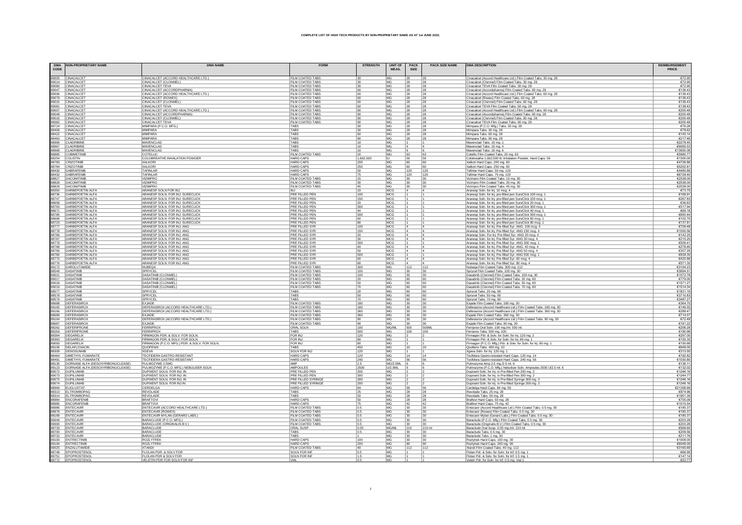# COMPLETE LIST OF HIGH TECH PRODUCTS BY NON-PROPRIETARY NAME AS AT 1st JUNE 2022.

| DMA CODE | NON-PROPRIETARY NAME | DMA NAME | FORM | STRENGTH | UNIT OF MEAS. | PACK SIZE | PACK SIZE NAME | DMA DESCRIPTION | REIMBURSEMENT PRICE |
|---|---|---|---|---|---|---|---|---|---|
| 89005 | CINACALCET | CINACALCET (ACCORD HEALTHCARE LTD.) | FILM COATED TABS | 30 | MG | 28 | 28 | Cinacalcet (Accord Healthcare Ltd.) Film Coated Tabs. 30 mg. 28 | €72.95 |
| 89014 | CINACALCET | CINACALCET (CLONMEL) | FILM COATED TABS | 30 | MG | 28 | 28 | Cinacalcet (Clonmel) Film Coated Tabs. 30 mg. 28 | €72.95 |
| 89080 | CINACALCET | CINACALCET TEVA | FILM COATED TABS | 30 | MG | 28 | 28 | Cinacalcet TEVA Film Coated Tabs. 30 mg. 28 | €72.95 |
| 89047 | CINACALCET | CINACALCET (ACCORDPHARMA) | FILM COATED TABS | 60 | MG | 28 | 28 | Cinacalcet (Accordpharma) Film Coated Tabs. 60 mg. 28 | €136.43 |
| 89006 | CINACALCET | CINACALCET (ACCORD HEALTHCARE LTD.) | FILM COATED TABS | 60 | MG | 28 | 28 | Cinacalcet (Accord Healthcare Ltd.) Film Coated Tabs. 60 mg. 28 | €136.43 |
| 89079 | CINACALCET | CINACALCET (ROWEX) | FILM COATED TABS | 60 | MG | 28 | 28 | Cinacalcet (Rowex) Film Coated Tabs. 60 mg. 28 | €136.43 |
| 89015 | CINACALCET | CINACALCET (CLONMEL) | FILM COATED TABS | 60 | MG | 28 | 28 | Cinacalcet (Clonmel) Film Coated Tabs. 60 mg. 28 | €136.43 |
| 89081 | CINACALCET | CINACALCET TEVA | FILM COATED TABS | 60 | MG | 28 | 28 | Cinacalcet TEVA Film Coated Tabs. 60 mg. 28 | €136.43 |
| 89007 | CINACALCET | CINACALCET (ACCORD HEALTHCARE LTD.) | FILM COATED TABS | 90 | MG | 28 | 28 | Cinacalcet (Accord Healthcare Ltd.) Film Coated Tabs. 90 mg. 28 | €200.48 |
| 89048 | CINACALCET | CINACALCET (ACCORDPHARMA) | FILM COATED TABS | 90 | MG | 28 | 28 | Cinacalcet (Accordpharma) Film Coated Tabs. 90 mg. 28 | €200.48 |
| 89016 | CINACALCET | CINACALCET (CLONMEL) | FILM COATED TABS | 90 | MG | 28 | 28 | Cinacalcet (Clonmel) Film Coated Tabs. 90 mg. 28 | €200.48 |
| 89082 | CINACALCET | CINACALCET TEVA | FILM COATED TABS | 90 | MG | 28 | 28 | Cinacalcet TEVA Film Coated Tabs. 90 mg. 28 | €200.48 |
| 88724 | CINACALCET | MIMPARA (P.C.O. MFG.) | TABS | 30 | MG | 28 | 28 | Mimpara (P.C.O. Mfg.) Tabs. 30 mg. 28 | €76.26 |
| 88409 | CINACALCET | MIMPARA | TABS | 30 | MG | 28 | 28 | Mimpara Tabs. 30 mg. 28 | €78.62 |
| 88422 | CINACALCET | MIMPARA | TABS | 60 | MG | 28 | 28 | Mimpara Tabs. 60 mg. 28 | €145.14 |
| 88463 | CINACALCET | MIMPARA | TABS | 90 | MG | 28 | 28 | Mimpara Tabs. 90 mg. 28 | €217.46 |
| 88966 | CLADRIBINE | MAVENCLAD | TABS | 10 | MG | 1 | 1 | Mavenclad Tabs. 10 mg. 1 | €2278.45 |
| 88967 | CLADRIBINE | MAVENCLAD | TABS | 10 | MG | 4 | 4 | Mavenclad Tabs. 10 mg. 4 | €9095.53 |
| 88968 | CLADRIBINE | MAVENCLAD | TABS | 10 | MG | 6 | 6 | Mavenclad Tabs. 10 mg. 6 | €13655.08 |
| 88885 | COBIMETINIB | COTELLIC | FILM COATED TABS | 20 | MG | 63 | 63 | Cotellic Film Coated Tabs. 20 mg. 63 | €5680.77 |
| 88254 | COLISTIN | COLOBREATHE INHALATION POWDER | HARD CAPS | 1,662,500 | IU | 56 | 56 | Colobreathe 1,662,500 IU Inhalation Powder, Hard Caps. 56 | €1300.00 |
| 88783 | CRIZOTINIB | XALKORI | HARD CAPS | 200 | MG | 60 | 60 | Xalkori Hard Caps. 200 mg. 60 | €4726.86 |
| 88784 | CRIZOTINIB | XALKORI | HARD CAPS | 250 | MG | 60 | 60 | Xalkori Hard Caps. 250 mg. 60 | €5202.81 |
| 88430 | DABRAFENIB | TAFINLAR | HARD CAPS | 50 | MG | 120 | 120 | Tafinlar Hard Caps. 50 mg. 120 | €4485.89 |
| 88432 | DABRAFENIB | TAFINLAR | HARD CAPS | 75 | MG | 120 | 120 | Tafinlar Hard Caps. 75 mg. 120 | €6728.40 |
| 88827 | DACOMITINIB | VIZIMPRO | FILM COATED TABS | 15 | MG | 30 | 30 | Vizimpro Film Coated Tabs. 15 mg. 30 | €2538.00 |
| 88828 | DACOMITINIB | VIZIMPRO | FILM COATED TABS | 30 | MG | 30 | 30 | Vizimpro Film Coated Tabs. 30 mg. 30 | €2538.00 |
| 88829 | DACOMITINIB | VIZIMPRO | FILM COATED TABS | 45 | MG | 30 | 30 | Vizimpro Film Coated Tabs. 45 mg. 30 | €2538.00 |
| 88350 | DARBEPOETIN ALFA | ARANESP SOLN FOR INJ | INJ | 10 | MCG | 4 | 4 | Aranesp Soln. for Inj. 10 mcg. 4 | €73.75 |
| 88736 | DARBEPOETIN ALFA | ARANESP SOLN. FOR INJ. SURECLICK | PRE FILLED PEN | 100 | MCG | 1 | 1 | Aranesp Soln. for Inj. pre-filled pen SureClick 100 mcg. 1 | €169.91 |
| 88747 | DARBEPOETIN ALFA | ARANESP SOLN. FOR INJ. SURECLICK | PRE FILLED PEN | 150 | MCG | 1 | 1 | Aranesp Soln. for Inj. pre-filled pen SureClick 150 mcg. 1 | €267.83 |
| 88658 | DARBEPOETIN ALFA | ARANESP SOLN. FOR INJ. SURECLICK | PRE FILLED PEN | 20 | MCG | 1 | 1 | Aranesp Soln. for Inj. pre-filled pen SureClick 20 mcg. 1 | €36.63 |
| 88763 | DARBEPOETIN ALFA | ARANESP SOLN. FOR INJ. SURECLICK | PRE FILLED PEN | 300 | MCG | 1 | 1 | Aranesp Soln. for Inj. pre-filled pen SureClick 300 mcg. 1 | €517.94 |
| 88671 | DARBEPOETIN ALFA | ARANESP SOLN. FOR INJ. SURECLICK | PRE FILLED PEN | 40 | MCG | 1 | 1 | Aranesp Soln. for Inj. pre-filled pen SureClick 40 mcg. 1 | €69.18 |
| 88785 | DARBEPOETIN ALFA | ARANESP SOLN. FOR INJ. SURECLICK | PRE FILLED PEN | 500 | MCG | 1 | 1 | Aranesp Soln. for Inj. pre-filled pen SureClick 500 mcg. 1 | €850.44 |
| 88696 | DARBEPOETIN ALFA | ARANESP SOLN. FOR INJ. SURECLICK | PRE FILLED PEN | 60 | MCG | 1 | 1 | Aranesp Soln. for Inj. pre-filled pen SureClick 60 mcg. 1 | €102.70 |
| 88723 | DARBEPOETIN ALFA | ARANESP SOLN. FOR INJ. SURECLICK | PRE FILLED PEN | 80 | MCG | 1 | 1 | Aranesp Soln. for Inj. pre-filled pen SureClick 80 mcg. 1 | €137.81 |
| 88777 | DARBEPOETIN ALFA | ARANESP SOLN. FOR INJ. ANG | PRE FILLED SYR | 100 | MCG | 4 | 4 | Aranesp Soln. for Inj. Pre-filled Syr. ANG. 100 mcg. 4 | €709.48 |
| 88778 | DARBEPOETIN ALFA | ARANESP SOLN. FOR INJ. ANG | PRE FILLED SYR | 150 | MCG | 4 | 4 | Aranesp Soln. for Inj. Pre-filled Syr. ANG 150 mcg. 4 | €1050.56 |
| 88766 | DARBEPOETIN ALFA | ARANESP SOLN. FOR INJ. ANG | PRE FILLED SYR | 20 | MCG | 4 | 4 | Aranesp Soln. For Inj. Pre-filled Syr. ANG 20 mcg. 4 | €142.25 |
| 88767 | DARBEPOETIN ALFA | ARANESP SOLN. FOR INJ. ANG | PRE FILLED SYR | 30 | MCG | 4 | 4 | Aranesp Soln. for Inj. Pre-filled Syr. ANG 30 mcg. 4 | €215.25 |
| 88779 | DARBEPOETIN ALFA | ARANESP SOLN. FOR INJ. ANG | PRE FILLED SYR | 300 | MCG | 1 | 1 | Aranesp Soln. for Inj. Pre-filled Syr. ANG 300 mcg. 1 | €509.41 |
| 88768 | DARBEPOETIN ALFA | ARANESP SOLN. FOR INJ. ANG | PRE FILLED SYR | 40 | MCG | 4 | 4 | Aranesp Soln. for Inj. Pre-filled Syr. ANG. 40 mcg. 4 | €278.65 |
| 88769 | DARBEPOETIN ALFA | ARANESP SOLN. FOR INJ. ANG | PRE FILLED SYR | 50 | MCG | 4 | 4 | Aranesp Soln. for Inj. Pre-filled Syr. ANG 50 mcg. 4 | €357.29 |
| 88780 | DARBEPOETIN ALFA | ARANESP SOLN. FOR INJ. ANG | PRE FILLED SYR | 500 | MCG | 1 | 1 | Aranesp Soln. for Inj. Pre-filled Syr. ANG 500 mcg. 1 | €838.35 |
| 88770 | DARBEPOETIN ALFA | ARANESP SOLN. FOR INJ. ANG | PRE FILLED SYR | 60 | MCG | 4 | 4 | Aranesp Soln. for Inj. Pre-filled Syr. 60 mcg. 4 | €420.86 |
| 88776 | DARBEPOETIN ALFA | ARANESP SOLN. FOR INJ. ANG | PRE FILLED SYR | 80 | MCG | 4 | 4 | Aranesp Soln. for Inj. Pre-filled Syr. 80 mcg. 4 | €571.35 |
| 89172 | DAROLUTAMIDE | NUBEQA | FILM COATED TABS | 300 | MG | 112 | 112 | Nubeqa Film Coated Tabs. 300 mg. 112 | €3194.23 |
| 88549 | DASATINIB | SPRYCEL | FILM COATED TABS | 100 | MG | 30 | 30 | Sprycel Film Coated Tabs. 100 mg. 30 | €3694.51 |
| 89021 | DASATINIB | DASATINIB (CLONMEL) | FILM COATED TABS | 100 | MG | 30 | 30 | Dasatinib (Clonmel) Film Coated Tabs. 100 mg. 30 | €1572.78 |
| 89017 | DASATINIB | DASATINIB (CLONMEL) | FILM COATED TABS | 20 | MG | 60 | 60 | Dasatinib (Clonmel) Film Coated Tabs. 20 mg. 60 | €779.00 |
| 89018 | DASATINIB | DASATINIB (CLONMEL) | FILM COATED TABS | 50 | MG | 60 | 60 | Dasatinib (Clonmel) Film Coated Tabs. 50 mg. 60 | €1571.27 |
| 89019 | DASATINIB | DASATINIB (CLONMEL) | FILM COATED TABS | 70 | MG | 60 | 60 | Dasatinib (Clonmel) Film Coated Tabs. 70 mg. 60 | €1514.34 |
| 88577 | DASATINIB | SPRYCEL | TABS | 20 | MG | 60 | 60 | Sprycel Tabs. 20 mg. 60 | €1831.19 |
| 88578 | DASATINIB | SPRYCEL | TABS | 50 | MG | 60 | 60 | Sprycel Tabs. 50 mg. 60 | €3710.83 |
| 88579 | DASATINIB | SPRYCEL | TABS | 70 | MG | 60 | 60 | Sprycel Tabs. 70 mg. 60 | €3487.27 |
| 88688 | DEFERASIROX | EXJADE | FILM COATED TABS | 180 | MG | 30 | 30 | Exjade Film Coated Tabs. 180 mg. 30 | €364.70 |
| 89165 | DEFERASIROX | DEFERASIROX (ACCORD HEALTHCARE LTD.) | FILM COATED TABS | 180 | MG | 30 | 30 | Deferasirox (Accord Healthcare Ltd.) Film Coated Tabs. 180 mg. 30 | €146.55 |
| 89166 | DEFERASIROX | DEFERASIROX (ACCORD HEALTHCARE LTD.) | FILM COATED TABS | 360 | MG | 30 | 30 | Deferasirox (Accord Healthcare Ltd.) Film Coated Tabs. 360 mg. 30 | €288.47 |
| 88689 | DEFERASIROX | EXJADE | FILM COATED TABS | 360 | MG | 30 | 30 | Exjade Film Coated Tabs. 360 mg. 30 | €714.57 |
| 89164 | DEFERASIROX | DEFERASIROX (ACCORD HEALTHCARE LTD.) | FILM COATED TABS | 90 | MG | 30 | 30 | Deferasirox (Accord Healthcare Ltd.) Film Coated Tabs. 90 mg. 30 | €72.49 |
| 88687 | DEFERASIROX | EXJADE | FILM COATED TABS | 90 | MG | 30 | 30 | Exjade Film Coated Tabs. 90 mg. 30 | €181.22 |
| 88262 | DEFERIPRONE | FERRIPROX | ORAL SOLN | 100 | MG/ML | 500 | 500ML | Ferriprox Oral Soln. 100 mg/ml. 500 ml. | €206.29 |
| 88263 | DEFERIPRONE | FERRIPROX | TABS | 500 | MG | 100 | 100 | Ferriprox Tabs. 500 mg. 100 | €190.98 |
| 88364 | DEGARELIX | FIRMAGON PDR. & SOLV. FOR SOLN. | FOR INJ | 120 | MG | 2 | 2 | Firmagon Pdr. & Solv. for Soln. for Inj. 120 mg. 2 | €297.00 |
| 88363 | DEGARELIX | FIRMAGON PDR. & SOLV. FOR SOLN. | FOR INJ | 80 | MG | 1 | 1 | Firmagon Pdr. & Solv. for Soln. for Inj. 80 mg. 1 | €155.35 |
| 89093 | DEGARELIX | FIRMAGON (P.C.O. MFG.) PDR. & SOLV. FOR SOLN. | FOR INJ | 80 | MG | 1 | 1 | Firmagon (P.C.O. Mfg.) Pdr. & Solv. for Soln. for Inj. 80 mg. 1 | €150.68 |
| 89106 | DELAFLOXACIN | QUOFENIX | TABS | 450 | MG | 10 | 10 | Quofenix Tabs. 450 mg. 10 | €648.00 |
| 88309 | DENOSUMAB | XGEVA | SOLN FOR INJ | 120 | MG | 1 | 1 | Xgeva Soln. for Inj. 120 mg. 1 | €313.55 |
| 88464 | DIMETHYL FUMARATE | TECFIDERA GASTRO-RESISTANT | HARD CAPS | 120 | MG | 14 | 14 | Tecfidera Gastro-resistant Hard Caps. 120 mg. 14 | €192.82 |
| 88491 | DIMETHYL FUMARATE | TECFIDERA GASTRO-RESISTANT | HARD CAPS | 240 | MG | 56 | 56 | Tecfidera Gastro-resistant Hard Caps. 240 mg. 56 | €1030.80 |
| 88135 | DORNASE ALFA (DESOXYRIBONUCLEASE) | PULMOZYME 2.5MG | AMP | 2.5 | MG/2.5ML | 6 | 6 | Pulmozyme Amp 2.5 mg./2.5 ml. 6 | €136.11 |
| 89123 | DORNASE ALFA (DESOXYRIBONUCLEASE) | PULMOZYME (P.C.O. MFG.) NEBULISER SOLN | AMPOULES | 2500 | U/2.5ML | 6 | 6 | Pulmozyme (P.C.O. Mfg.) Nebuliser Soln. Ampoules 2500 U/2.5 ml. 6 | €132.02 |
| 89072 | DUPILUMAB | DUPIXENT SOLN. FOR INJ. IN | PRE FILLED PEN | 200 | MG | 2 | 2 | Dupixent Soln. for Inj. in Pre-filled Pen 200 mg. 2 | €1246.16 |
| 89073 | DUPILUMAB | DUPIXENT SOLN. FOR INJ. IN | PRE FILLED PEN | 300 | MG | 2 | 2 | Dupixent Soln. for Inj. in Pre-filled Pen 300 mg. 2 | €1244.77 |
| 89075 | DUPILUMAB | DUPIXENT SOLN. FOR INJ. IN | PRE FILLED SYRINGE | 300 | MG | 2 | 2 | Dupixent Soln. for Inj. in Pre-filled Syringe 300 mg. 2 | €1246.16 |
| 89074 | DUPILUMAB | DUPIXENT SOLN. FOR INJ IN. | PRE FILLED SYRINGE | 200 | MG | 2 | 2 | Dupixent Soln. for Inj. in Pre-filled Syringe 200 mg. 2 | €1246.16 |
| 88969 | ELIGLUSTAT | CERDELGA | HARD CAPS | 84 | MG | 56 | 56 | Cerdelga Hard Caps. 84 mg. 56 | €21358.69 |
| 88313 | ELTROMBOPAG | REVOLADE | TABS | 25 | MG | 28 | 28 | Revolade Tabs. 25 mg. 28 | €974.96 |
| 88314 | ELTROMBOPAG | REVOLADE | TABS | 50 | MG | 28 | 28 | Revolade Tabs. 50 mg. 28 | €1951.39 |
| 88984 | ENCORAFENIB | BRAFTOVI | HARD CAPS | 50 | MG | 28 | 28 | Braftovi Hard Caps. 50 mg. 28 | €705.09 |
| 88985 | ENCORAFENIB | BRAFTOVI | HARD CAPS | 75 | MG | 42 | 42 | Braftovi Hard Caps. 75 mg. 42 | €1515.54 |
| 88986 | ENTECAVIR | ENTECAVIR (ACCORD HEALTHCARE LTD.) | FILM COATED TABS | 0.5 | MG | 30 | 30 | Entecavir (Accord Healthcare Ltd.) Film Coated Tabs. 0.5 mg. 30 | €180.37 |
| 88878 | ENTECAVIR | ENTECAVIR (ROWEX) | FILM COATED TABS | 0.5 | MG | 30 | 30 | Entecavir (Rowex) Film Coated Tabs. 0.5 mg. 30 | €180.37 |
| 88189 | ENTECAVIR | ENTECAVIR MYLAN (GERARD LABS.) | FILM COATED TABS | 0.5 | MG | 30 | 30 | Entecavir Mylan (Gerard Labs.) Film Coated Tabs. 0.5 mg. 30 | €180.37 |
| 89049 | ENTECAVIR | BARACLUDE (P.C.O. MFG.) | FILM COATED TABS | 0.5 | MG | 30 | 30 | Baraclude (P.C.O. Mfg.) Film Coated Tabs. 0.5 mg. 30 | €203.28 |
| 89000 | ENTECAVIR | BARACLUDE (ORIGINALIS B.V.) | FILM COATED TABS | 0.5 | MG | 30 | 30 | Baraclude (Originalis B.V.) Film Coated Tabs. 0.5 mg. 30 | €203.28 |
| 88733 | ENTECAVIR | BARACLUDE | ORAL SUSP | 0.05 | MG/ML | 210 | 210 ml | Baraclude Oral Susp. 0.05 mg./ml. 210 ml. | €569.60 |
| 88700 | ENTECAVIR | BARACLUDE | TABS | 0.5 | MG | 30 | 30 | Baraclude Tabs. 0.5 mg. 30 | €209.56 |
| 88732 | ENTECAVIR | BARACLUDE | TABS | 1 | MG | 30 | 30 | Baraclude Tabs. 1 mg. 30 | €211.76 |
| 89193 | ENTRECTINIB | ROZLYTREK | HARD CAPS | 100 | MG | 30 | 30 | Rozlytrek Hard Caps. 100 mg. 30 | €1008.00 |
| 89194 | ENTRECTINIB | ROZLYTREK | HARD CAPS | 200 | MG | 90 | 90 | Rozlytrek Hard Caps. 200 mg. 90 | €6048.00 |
| 89025 | ENZALUTAMIDE | XTANDI | FILM COATED TABS | 40 | MG | 112 | 112 | Xtandi Film Coated Tabs. 40 mg. 112 | €3165.89 |
| 88748 | EPOPROSTENOL | FLOLAN PDR. & SOLV.FOR | SOLN FOR INF | 0.5 | MG | 1 | 1 | Flolan Pdr. & Solv. for Soln. for Inf. 0.5 mg. 1 | €66.90 |
| 88751 | EPOPROSTENOL | FLOLAN PDR & SOLV.FOR | SOLN FOR INF | 1.5 | MG | 1 | 1 | Flolan Pdr. & Solv. for Soln. for Inf. 1.5 mg. 1 | €147.14 |
| 88772 | EPOPROSTENOL | VELETRI PDR FOR SOLN FOR INF | VIAL | 0.5 | MG | 1 | 1 | Veletri Pdr. for Soln. for Inf. 0.5 mg. Vial 1 | €53.77 |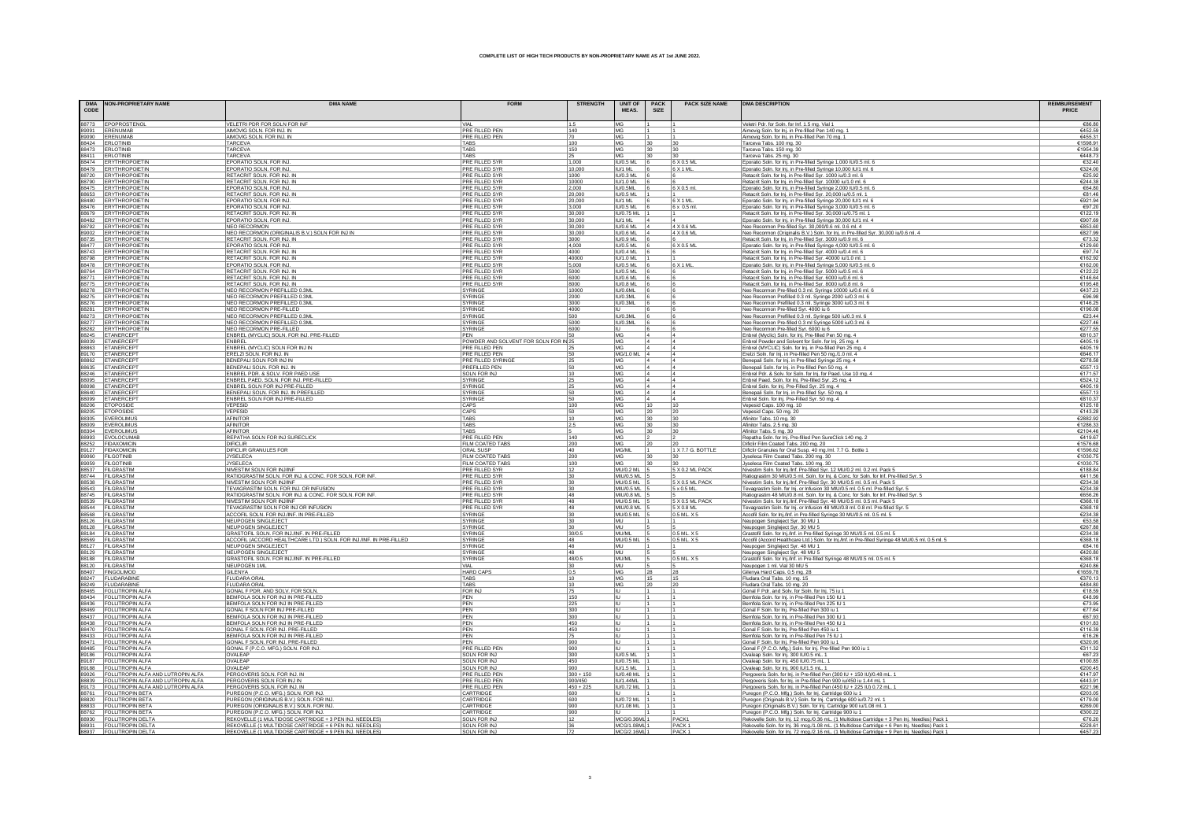# COMPLETE LIST OF HIGH TECH PRODUCTS BY NON-PROPRIETARY NAME AS AT 1st JUNE 2022.

| DMA CODE | NON-PROPRIETARY NAME | DMA NAME | FORM | STRENGTH | UNIT OF MEAS. | PACK SIZE | PACK SIZE NAME | DMA DESCRIPTION | REIMBURSEMENT PRICE |
|---|---|---|---|---|---|---|---|---|---|
| 88773 | EPOPROSTENOL | VELETRI PDR FOR SOLN FOR INF | VIAL | 1.5 | MG | 1 | 1 | Veletri Pdr. for Soln. for Inf. 1.5 mg, Vial 1 | €86.80 |
| 89091 | ERENUMAB | AIMOVIG SOLN. FOR INJ. IN | PRE FILLED PEN | 140 | MG | 1 | 1 | Aimovig Soln. for Inj. in Pre-filled Pen 140 mg. 1 | €452.59 |
| 89090 | ERENUMAB | AIMOVIG SOLN. FOR INJ. IN | PRE FILLED PEN | 70 | MG | 1 | 1 | Aimovig Soln. for Inj. in Pre-filled Pen 70 mg. 1 | €455.31 |
| 88424 | ERLOTINIB | TARCEVA | TABS | 100 | MG | 30 | 30 | Tarceva Tabs. 100 mg. 30 | €1598.91 |
| 88473 | ERLOTINIB | TARCEVA | TABS | 150 | MG | 30 | 30 | Tarceva Tabs. 150 mg. 30 | €1954.39 |
| 88411 | ERLOTINIB | TARCEVA | TABS | 25 | MG | 30 | 30 | Tarceva Tabs. 25 mg. 30 | €448.73 |
| 88474 | ERYTHROPOIETIN | EPORATIO SOLN. FOR INJ. | PRE FILLED SYR | 1,000 | IU/0.5 ML | 6 | 6 X 0.5 ML | Eporatio Soln. for Inj. in Pre-filled Syringe 1,000 IU/0.5 ml. 6 | €32.40 |
| 88479 | ERYTHROPOIETIN | EPORATIO SOLN. FOR INJ. | PRE FILLED SYR | 10,000 | IU/1 ML | 6 | 6 X 1 ML. | Eporatio Soln. for Inj. in Pre-filled Syringe 10,000 IU/1 ml. 6 | €324.00 |
| 88720 | ERYTHROPOIETIN | RETACRIT SOLN. FOR INJ. IN | PRE FILLED SYR | 1000 | IU/0.3 ML | 6 | 6 | Retacrit Soln. for Inj. in Pre-filled Syr. 1000 iu/0.3 ml. 6 | €25.92 |
| 88790 | ERYTHROPOIETIN | RETACRIT SOLN. FOR INJ. IN | PRE FILLED SYR | 10000 | IU/1.0 ML | 6 | 6 | Retacrit Soln. for Inj. in Pre-filled Syr. 10000 iu/1.0 ml. 6 | €244.38 |
| 88475 | ERYTHROPOIETIN | EPORATIO SOLN. FOR INJ. | PRE FILLED SYR | 2,000 | IU/0.5ML | 6 | 6 X 0.5 ml. | Eporatio Soln. for Inj. in Pre-filled Syringe 2,000 IU/0.5 ml. 6 | €64.80 |
| 88653 | ERYTHROPOIETIN | RETACRIT SOLN. FOR INJ. IN | PRE FILLED SYR | 20,000 | IU/0.5 ML | 1 | 1 | Retacrit Soln. for Inj. in Pre-filled Syr. 20,000 iu/0.5 ml. 1 | €81.46 |
| 88480 | ERYTHROPOIETIN | EPORATIO SOLN. FOR INJ. | PRE FILLED SYR | 20,000 | IU/1 ML | 6 | 6 X 1 ML. | Eporatio Soln. for Inj. in Pre-filled Syringe 20,000 IU/1 ml. 6 | €921.94 |
| 88476 | ERYTHROPOIETIN | EPORATIO SOLN. FOR INJ. | PRE FILLED SYR | 3,000 | IU/0.5 ML | 6 | 6 x 0.5 ml. | Eporatio Soln. for Inj. in Pre-filled Syringe 3,000 IU/0.5 ml. 6 | €97.20 |
| 88679 | ERYTHROPOIETIN | RETACRIT SOLN. FOR INJ. IN | PRE FILLED SYR | 30,000 | IU/0.75 ML | 1 | 1 | Retacrit Soln. for Inj. in Pre-filled Syr. 30,000 iu/0.75 ml. 1 | €122.19 |
| 88482 | ERYTHROPOIETIN | EPORATIO SOLN. FOR INJ. | PRE FILLED SYR | 30,000 | IU/1 ML | 4 | 4 | Eporatio Soln. for Inj. in Pre-filled Syringe 30,000 IU/1 ml. 4 | €907.69 |
| 88792 | ERYTHROPOIETIN | NEO RECORMON | PRE FILLED SYR | 30,000 | IU/0.6 ML | 4 | 4 X 0.6 ML | Neo Recormon Pre-filled Syr. 30,000/0.6 ml. 0.6 ml. 4 | €853.60 |
| 89002 | ERYTHROPOIETIN | NEO RECORMON (ORIGINALIS B.V.) SOLN FOR INJ IN | PRE FILLED SYR | 30,000 | IU/0.6 ML | 4 | 4 X 0.6 ML | Neo Recormon (Originalis B.V.) Soln. for Inj. in Pre-filled Syr. 30,000 iu/0.6 ml. 4 | €827.99 |
| 88735 | ERYTHROPOIETIN | RETACRIT SOLN. FOR INJ. IN | PRE FILLED SYR | 3000 | IU/0.9 ML | 6 | 6 | Retacrit Soln. for Inj. in Pre-filled Syr. 3000 iu/0.9 ml. 6 | €73.32 |
| 88477 | ERYTHROPOIETIN | EPORATIO SOLN. FOR INJ. | PRE FILLED SYR | 4,000 | IU/0.5 ML | 6 | 6 X 0.5 ML | Eporatio Soln. for Inj. in Pre-filled Syringe 4,000 IU/0.5 ml. 6 | €129.60 |
| 88743 | ERYTHROPOIETIN | RETACRIT SOLN. FOR INJ. IN | PRE FILLED SYR | 4000 | IU/0.4 ML | 6 | 6 | Retacrit Soln. for Inj. in Pre-filled Syr. 4000 iu/0.4 ml. 6 | €97.74 |
| 88798 | ERYTHROPOIETIN | RETACRIT SOLN. FOR INJ. IN | PRE FILLED SYR | 40000 | IU/1.0 ML | 1 | 1 | Retacrit Soln. for Inj. in Pre-filled Syr. 40000 iu/1.0 ml. 1 | €162.92 |
| 88478 | ERYTHROPOIETIN | EPORATIO SOLN. FOR INJ. | PRE FILLED SYR | 5,000 | IU/0.5 ML | 6 | 6 X 1 ML. | Eporatio Soln. for Inj. in Pre-filled Syringe 5,000 IU/0.5 ml. 6 | €162.00 |
| 88764 | ERYTHROPOIETIN | RETACRIT SOLN. FOR INJ. IN | PRE FILLED SYR | 5000 | IU/0.5 ML | 6 | 6 | Retacrit Soln. for Inj. in Pre-filled Syr. 5000 iu/0.5 ml. 6 | €122.22 |
| 88771 | ERYTHROPOIETIN | RETACRIT SOLN. FOR INJ. IN | PRE FILLED SYR | 6000 | IU/0.6 ML | 6 | 6 | Retacrit Soln. for Inj. in Pre-filled Syr. 6000 iu/0.6 ml. 6 | €146.64 |
| 88775 | ERYTHROPOIETIN | RETACRIT SOLN. FOR INJ. IN | PRE FILLED SYR | 8000 | IU/0.8 ML | 6 | 6 | Retacrit Soln. for Inj. in Pre-filled Syr. 8000 iu/0.8 ml. 6 | €195.48 |
| 88278 | ERYTHROPOIETIN | NEO RECORMON PREFILLED 0.3ML | SYRINGE | 10000 | IU/0.6ML | 6 | 6 | Neo Recormon Pre-filled 0.3 ml. Syringe 10000 iu/0.6 ml. 6 | €437.23 |
| 88275 | ERYTHROPOIETIN | NEO RECORMON PREFILLED 0.3ML | SYRINGE | 2000 | IU/0.3ML | 6 | 6 | Neo Recormon Prefilled 0.3 ml. Syringe 2000 iu/0.3 ml. 6 | €96.98 |
| 88276 | ERYTHROPOIETIN | NEO RECORMON PREFILLED 0.3ML | SYRINGE | 3000 | IU/0.3ML | 6 | 6 | Neo Recormon Prefilled 0.3 ml. Syringe 3000 iu/0.3 ml. 6 | €146.25 |
| 88281 | ERYTHROPOIETIN | NEO RECORMON PRE-FILLED | SYRINGE | 4000 | IU | 6 | 6 | Neo Recormon Pre-filled Syr. 4000 iu 6 | €196.08 |
| 88273 | ERYTHROPOIETIN | NEO RECORMON PREFILLED 0.3ML | SYRINGE | 500 | IU/0.3ML | 6 | 6 | Neo Recormon Prefilled 0.3 ml. Syringe 500 iu/0.3 ml. 6 | €23.44 |
| 88277 | ERYTHROPOIETIN | NEO RECORMON PREFILLED 0.3ML | SYRINGE | 5000 | IU/0.3ML | 6 | 6 | Neo Recormon Prefilled 0.3 ml Syringe 5000 iu/0.3 ml. 6 | €227.46 |
| 88282 | ERYTHROPOIETIN | NEO RECORMON PRE-FILLED | SYRINGE | 6000 | IU | 6 | 6 | Neo Recormon Pre-filled Syr. 6000 iu 6 | €277.55 |
| 88245 | ETANERCEPT | ENBREL (MYCLIC) SOLN. FOR INJ. PRE-FILLED | PEN | 50 | MG | 4 | 4 | Enbrel (Myclic) Soln. for Inj. Pre-filled Pen 50 mg. 4 | €810.37 |
| 88039 | ETANERCEPT | ENBREL | POWDER AND SOLVENT FOR SOLN FOR IN | 25 | MG | 4 | 4 | Enbrel Powder and Solvent for Soln. for Inj. 25 mg. 4 | €405.19 |
| 88663 | ETANERCEPT | ENBREL (MYCLIC) SOLN FOR INJ IN | PRE FILLED PEN | 25 | MG | 4 | 4 | Enbrel (MYCLIC) Soln. for Inj. in Pre-filled Pen 25 mg. 4 | €405.19 |
| 89170 | ETANERCEPT | ERELZI SOLN. FOR INJ. IN | PRE FILLED PEN | 50 | MG/1.0 ML | 4 | 4 | Erelzi Soln. for Inj. in Pre-filled Pen 50 mg./1.0 ml. 4 | €646.17 |
| 88862 | ETANERCEPT | BENEPALI SOLN FOR INJ IN | PRE FILLED SYRINGE | 25 | MG | 4 | 4 | Benepali Soln. for Inj. in Pre-filled Syringe 25 mg. 4 | €278.58 |
| 88635 | ETANERCEPT | BENEPALI SOLN. FOR INJ. IN | PREFILLED PEN | 50 | MG | 4 | 4 | Benepali Soln. for Inj. in Pre-filled Pen 50 mg. 4 | €557.13 |
| 88246 | ETANERCEPT | ENBREL PDR. & SOLV. FOR PAED USE | SOLN FOR INJ | 10 | MG | 4 | 4 | Enbrel Pdr. & Solv. for Soln. for Inj. for Paed. Use 10 mg. 4 | €171.57 |
| 88095 | ETANERCEPT | ENBREL PAED. SOLN. FOR INJ. PRE-FILLED | SYRINGE | 25 | MG | 4 | 4 | Enbrel Paed. Soln. for Inj. Pre-filled Syr. 25 mg. 4 | €524.12 |
| 88098 | ETANERCEPT | ENBREL SOLN FOR INJ PRE-FILLED | SYRINGE | 25 | MG | 4 | 4 | Enbrel Soln. for Inj. Pre-Filled Syr. 25 mg. 4 | €405.19 |
| 88640 | ETANERCEPT | BENEPALI SOLN. FOR INJ. IN PREFILLED | SYRINGE | 50 | MG | 4 | 4 | Benepali Soln. for Inj. in Pre-filled Syr. 50 mg. 4 | €557.13 |
| 88099 | ETANERCEPT | ENBREL SOLN FOR INJ PRE-FILLED | SYRINGE | 50 | MG | 4 | 4 | Enbrel Soln. for Inj. Pre-Filled Syr. 50 mg. 4 | €810.37 |
| 88206 | ETOPOSIDE | VEPESID | CAPS | 100 | MG | 10 | 10 | Vepesid Caps. 100 mg. 10 | €125.18 |
| 88205 | ETOPOSIDE | VEPESID | CAPS | 50 | MG | 20 | 20 | Vepesid Caps. 50 mg. 20 | €143.28 |
| 88305 | EVEROLIMUS | AFINITOR | TABS | 10 | MG | 30 | 30 | Afinitor Tabs. 10 mg. 30 | €2882.92 |
| 88009 | EVEROLIMUS | AFINITOR | TABS | 2.5 | MG | 30 | 30 | Afinitor Tabs. 2.5 mg. 30 | €1286.33 |
| 88304 | EVEROLIMUS | AFINITOR | TABS | 5 | MG | 30 | 30 | Afinitor Tabs. 5 mg. 30 | €2104.46 |
| 88993 | EVOLOCUMAB | REPATHA SOLN FOR INJ SURECLICK | PRE FILLED PEN | 140 | MG | 2 | 2 | Repatha Soln. for Inj. Pre-filled Pen SureClick 140 mg. 2 | €419.67 |
| 88252 | FIDAXOMICIN | DIFICLIR | FILM COATED TABS | 200 | MG | 20 | 20 | Dificlir Film Coated Tabs. 200 mg. 20 | €1576.68 |
| 89127 | FIDAXOMICIN | DIFICLIR GRANULES FOR | ORAL SUSP | 40 | MG/ML | 1 | 1 X 7.7 G. BOTTLE | Dificlir Granules for Oral Susp. 40 mg./ml. 7.7 G. Bottle 1 | €1596.62 |
| 89060 | FILGOTINIB | JYSELECA | FILM COATED TABS | 200 | MG | 30 | 30 | Jyseleca Film Coated Tabs. 200 mg. 30 | €1030.75 |
| 89059 | FILGOTINIB | JYSELECA | FILM COATED TABS | 100 | MG | 30 | 30 | Jyseleca Film Coated Tabs. 100 mg. 30 | €1030.75 |
| 88537 | FILGRASTIM | NIVESTIM SOLN FOR INJ/INF | PRE FILLED SYR | 12 | MU/0.2 ML | 5 | 5 X 0.2 ML PACK | Nivestim Soln. for Inj./Inf. Pre-filled Syr. 12 MU/0.2 ml. 0.2 ml. Pack 5 | €188.84 |
| 88744 | FILGRASTIM | RATIOGRASTIM SOLN. FOR INJ. & CONC. FOR SOLN. FOR INF. | PRE FILLED SYR | 30 | MIU/0.5 ML | 5 | 5 | Ratiograstim 30 MIU/0.5 ml. Soln. for Inj. & Conc. for Soln. for Inf. Pre-filled Syr. 5 | €411.56 |
| 88538 | FILGRASTIM | NIVESTIM SOLN FOR INJ/INF | PRE FILLED SYR | 30 | MU/0.5 ML | 5 | 5 X 0.5 ML PACK | Nivestim Soln. for Inj./Inf. Pre-filled Syr. 30 MU/0.5 ml. 0.5 ml. Pack 5 | €234.38 |
| 88543 | FILGRASTIM | TEVAGRASTIM SOLN. FOR INJ. OR INFUSION | PRE FILLED SYR | 30 | MIU/0.5 ML | 5 | 5 x 0.5 ML. | Tevagrastim Soln. for Inj. or Infusion 30 MIU/0.5 ml. 0.5 ml. Pre-filled Syr. 5 | €234.38 |
| 88745 | FILGRASTIM | RATIOGRASTIM SOLN. FOR INJ. & CONC. FOR SOLN. FOR INF. | PRE FILLED SYR | 48 | MIU/0.8 ML | 5 | 5 | Ratiograstim 48 MIU/0.8 ml. Soln. for Inj. & Conc. for Soln. for Inf. Pre-filled Syr. 5 | €656.26 |
| 88539 | FILGRASTIM | NIVESTIM SOLN FOR INJ/INF | PRE FILLED SYR | 48 | MU/0.5 ML | 5 | 5 X 0.5 ML PACK | Nivestim Soln. for Inj./Inf. Pre-filled Syr. 48 MU/0.5 ml. 0.5 ml. Pack 5 | €368.18 |
| 88544 | FILGRASTIM | TEVAGRASTIM SOLN FOR INJ OR INFUSION | PRE FILLED SYR | 48 | MIU/0.8 ML | 5 | 5 X 0.8 ML | Tevagrastim Soln. for Inj. or Infusion 48 MIU/0.8 ml. 0.8 ml. Pre-filled Syr. 5 | €368.18 |
| 88568 | FILGRASTIM | ACCOFIL SOLN. FOR INJ./INF. IN PRE-FILLED | SYRINGE | 30 | MU/0.5 ML | 5 | 0.5 ML. X 5 | Accofil Soln. for Inj./Inf. in Pre-filled Syringe 30 MU/0.5 ml. 0.5 ml. 5 | €234.38 |
| 88126 | FILGRASTIM | NEUPOGEN SINGLEJECT | SYRINGE | 30 | MU | 1 | 1 | Neupogen Singleject Syr. 30 MU 1 | €53.58 |
| 88128 | FILGRASTIM | NEUPOGEN SINGLEJECT | SYRINGE | 30 | MU | 5 | 5 | Neupogen Singleject Syr. 30 MU 5 | €267.88 |
| 88184 | FILGRASTIM | GRASTOFIL SOLN. FOR INJ./INF. IN PRE-FILLED | SYRINGE | 30/0.5 | MU/ML | 5 | 0.5 ML. X 5 | Grastofil Soln. for Inj./Inf. in Pre-filled Syringe 30 MU/0.5 ml. 0.5 ml. 5 | €234.38 |
| 88569 | FILGRASTIM | ACCOFIL (ACCORD HEALTHCARE LTD.) SOLN. FOR INJ./INF. IN PRE-FILLED | SYRINGE | 48 | MU/0.5 ML | 5 | 0.5 ML. X 5 | Accofil (Accord Healthcare Ltd.) Soln. for Inj./Inf. in Pre-filled Syringe 48 MU/0.5 ml. 0.5 ml. 5 | €368.18 |
| 88127 | FILGRASTIM | NEUPOGEN SINGLEJECT | SYRINGE | 48 | MU | 1 | 1 | Neupogen Singleject Syr. 48 MU 1 | €84.16 |
| 88129 | FILGRASTIM | NEUPOGEN SINGLEJECT | SYRINGE | 48 | MU | 5 | 5 | Neupogen Singleject Syr. 48 MU 5 | €420.80 |
| 88188 | FILGRASTIM | GRASTOFIL SOLN. FOR INJ./INF. IN PRE-FILLED | SYRINGE | 48/0.5 | MU/ML | 5 | 0.5 ML. X 5 | Grastofil Soln. for Inj./Inf. in Pre-filled Syringe 48 MU/0.5 ml. 0.5 ml. 5 | €368.18 |
| 88120 | FILGRASTIM | NEUPOGEN 1ML | VIAL | 30 | MU | 5 | 5 | Neupogen 1 ml. Vial 30 MU 5 | €240.86 |
| 88407 | FINGOLIMOD | GILENYA | HARD CAPS | 0.5 | MG | 28 | 28 | Gilenya Hard Caps. 0.5 mg. 28 | €1659.78 |
| 88247 | FLUDARABINE | FLUDARA ORAL | TABS | 10 | MG | 15 | 15 | Fludara Oral Tabs. 10 mg. 15 | €370.13 |
| 88249 | FLUDARABINE | FLUDARA ORAL | TABS | 10 | MG | 20 | 20 | Fludara Oral Tabs. 10 mg. 20 | €484.80 |
| 88465 | FOLLITROPIN ALFA | GONAL F PDR. AND SOLV. FOR SOLN. | FOR INJ | 75 | IU | 1 | 1 | Gonal F Pdr. and Solv. for Soln. for Inj. 75 iu 1 | €18.59 |
| 88434 | FOLLITROPIN ALFA | BEMFOLA SOLN FOR INJ IN PRE-FILLED | PEN | 150 | IU | 1 | 1 | Bemfola Soln. for Inj. in Pre-filled Pen 150 IU 1 | €48.99 |
| 88436 | FOLLITROPIN ALFA | BEMFOLA SOLN FOR INJ IN PRE-FILLED | PEN | 225 | IU | 1 | 1 | Bemfola Soln. for Inj. in Pre-filled Pen 225 IU 1 | €73.95 |
| 88469 | FOLLITROPIN ALFA | GONAL F SOLN FOR INJ PRE-FILLED | PEN | 300 | IU | 1 | 1 | Gonal F Soln. for Inj. Pre-filled Pen 300 iu 1 | €77.64 |
| 88437 | FOLLITROPIN ALFA | BEMFOLA SOLN FOR INJ IN PRE-FILLED | PEN | 300 | IU | 1 | 1 | Bemfola Soln. for Inj. in Pre-filled Pen 300 IU 1 | €67.93 |
| 88438 | FOLLITROPIN ALFA | BEMFOLA SOLN FOR INJ IN PRE-FILLED | PEN | 450 | IU | 1 | 1 | Bemfola Soln. for Inj. in Pre-filled Pen 450 IU 1 | €101.83 |
| 88470 | FOLLITROPIN ALFA | GONAL F SOLN. FOR INJ. PRE-FILLED | PEN | 450 | IU | 1 | 1 | Gonal F Soln. for Inj. Pre-filled Pen 450 iu 1 | €116.39 |
| 88433 | FOLLITROPIN ALFA | BEMFOLA SOLN FOR INJ IN PRE-FILLED | PEN | 75 | IU | 1 | 1 | Bemfola Soln. for Inj. in Pre-filled Pen 75 IU 1 | €16.26 |
| 88471 | FOLLITROPIN ALFA | GONAL F SOLN. FOR INJ. PRE-FILLED | PEN | 900 | IU | 1 | 1 | Gonal F Soln. for Inj. Pre-filled Pen 900 iu 1 | €320.95 |
| 88485 | FOLLITROPIN ALFA | GONAL F (P.C.O. MFG.) SOLN. FOR INJ. | PRE FILLED PEN | 900 | IU | 1 | 1 | Gonal F (P.C.O. Mfg.) Soln. for Inj. Pre-filled Pen 900 iu 1 | €311.32 |
| 89186 | FOLLITROPIN ALFA | OVALEAP | SOLN FOR INJ | 300 | IU/0.5 ML | 1 | 1 | Ovaleap Soln. for Inj. 300 IU/0.5 mL. 1 | €67.23 |
| 89187 | FOLLITROPIN ALFA | OVALEAP | SOLN FOR INJ | 450 | IU/0.75 ML | 1 | 1 | Ovaleap Soln. for Inj. 450 IU/0.75 mL. 1 | €100.85 |
| 89188 | FOLLITROPIN ALFA | OVALEAP | SOLN FOR INJ | 900 | IU/1.5 ML | 1 | 1 | Ovaleap Soln. for Inj. 900 IU/1.5 mL. 1 | €200.45 |
| 89026 | FOLLITROPIN ALFA AND LUTROPIN ALFA | PERGOVERIS SOLN. FOR INJ. IN | PRE FILLED PEN | 300 + 150 | IU/0.48 ML | 1 | 1 | Pergoveris Soln. for Inj. in Pre-filled Pen (300 IU + 150 IU)/0.48 mL. 1 | €147.97 |
| 88839 | FOLLITROPIN ALFA AND LUTROPIN ALFA | PERGOVERIS SOLN FOR INJ IN | PRE FILLED PEN | 900/450 | IU/1.44ML | 1 | 1 | Pergoveris Soln. for Inj. in Pre-filled Pen 900 iu/450 iu 1.44 ml. 1 | €443.91 |
| 89173 | FOLLITROPIN ALFA AND LUTROPIN ALFA | PERGOVERIS SOLN. FOR INJ. IN | PRE FILLED PEN | 450 + 225 | IU/0.72 ML | 1 | 1 | Pergoveris Soln. for Inj. in Pre-filled Pen (450 IU + 225 IU) 0.72 mL. 1 | €221.96 |
| 88761 | FOLLITROPIN BETA | PUREGON (P.C.O. MFG.) SOLN. FOR INJ. | CARTRIDGE | 600 | IU | 1 | 1 | Puregon (P.C.O. Mfg.) Soln. for Inj. Cartridge 600 iu 1 | €203.05 |
| 88820 | FOLLITROPIN BETA | PUREGON (ORIGINALIS B.V.) SOLN. FOR INJ. | CARTRIDGE | 600 | IU/0.72 ML | 1 | 1 | Puregon (Originalis B.V.) Soln. for Inj. Cartridge 600 iu/0.72 ml. 1 | €179.00 |
| 88833 | FOLLITROPIN BETA | PUREGON (ORIGINALIS B.V.) SOLN. FOR INJ. | CARTRIDGE | 900 | IU/1.08 ML | 1 | 1 | Puregon (Originalis B.V.) Soln. for Inj. Cartridge 900 iu/1.08 ml. 1 | €269.00 |
| 88762 | FOLLITROPIN BETA | PUREGON (P.C.O. MFG.) SOLN. FOR INJ. | CARTRIDGE | 900 | IU | 1 | 1 | Puregon (P.C.O. Mfg.) Soln. for Inj. Cartridge 900 iu 1 | €300.22 |
| 88930 | FOLLITROPIN DELTA | REKOVELLE (1 MULTIDOSE CARTRIDGE + 3 PEN INJ. NEEDLES) | SOLN FOR INJ | 12 | MCG/0.36ML | 1 | PACK1 | Rekovelle Soln. for Inj. 12 mcg./0.36 mL. (1 Multidose Cartridge + 3 Pen Inj. Needles) Pack 1 | €76.20 |
| 88931 | FOLLITROPIN DELTA | REKOVELLE (1 MULTIDOSE CARTRIDGE + 6 PEN INJ. NEEDLES) | SOLN FOR INJ | 36 | MCG/1.08ML | 1 | PACK 1 | Rekovelle Soln. for Inj. 36 mcg./1.08 mL. (1 Multidose Cartridge + 6 Pen Inj. Needles) Pack 1 | €228.61 |
| 88937 | FOLLITROPIN DELTA | REKOVELLE (1 MULTIDOSE CARTRIDGE + 9 PEN INJ. NEEDLES) | SOLN FOR INJ | 72 | MCG/2.16ML | 1 | PACK 1 | Rekovelle Soln. for Inj. 72 mcg./2.16 mL. (1 Multidose Cartridge + 9 Pen Inj. Needles) Pack 1 | €457.23 |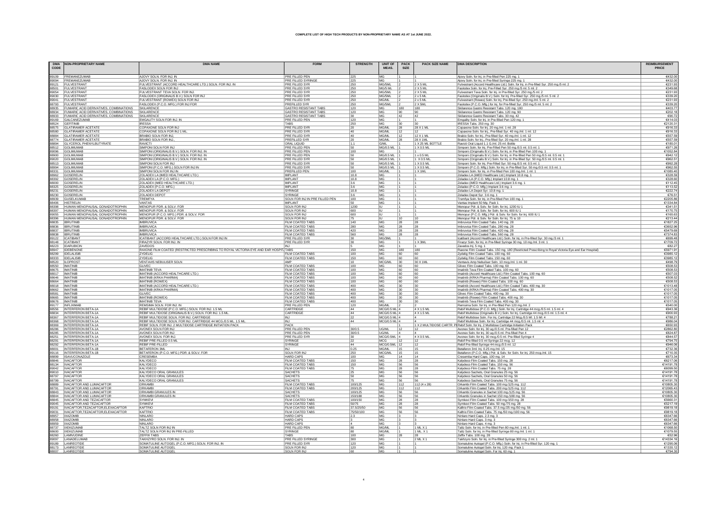# COMPLETE LIST OF HIGH TECH PRODUCTS BY NON-PROPRIETARY NAME AS AT 1st JUNE 2022.

| DMA CODE | NON-PROPRIETARY NAME | DMA NAME | FORM | STRENGTH | UNIT OF MEAS. | PACK SIZE | PACK SIZE NAME | DMA DESCRIPTION | REIMBURSEMENT PRICE |
|---|---|---|---|---|---|---|---|---|---|
| 89109 | FREMANEZUMAB | AJOVY SOLN. FOR INJ. IN | PRE FILLED PEN | 225 | MG | 1 | 1 | Ajovy Soln. for Inj. in Pre-filled Pen 225 mg. 1 | €432.00 |
| 89094 | FREMANEZUMAB | AJOVY SOLN. FOR INJ. IN | PRE FILLED SYRINGE | 225 | MG | 1 | 1 | Ajovy Soln. for Inj. in Pre-filled Syringe 225 mg. 1 | €432.00 |
| 89121 | FULVESTRANT | FULVESTRANT (ACCORD HEALTHCARE LTD.) SOLN. FOR INJ. IN | PRE FILLED SYR | 250 | MG/5ML | 2 | 2 X 5 ML | Fulvestrant (Accord Healthcare Ltd.) Soln. for Inj. in Pre-filled Syr. 250 mg./5 ml. 2 | €231.93 |
| 88501 | FULVESTRANT | FASLODEX SOLN FOR INJ | PRE FILLED SYR | 250 | MG/5 ML | 2 | 2 X 5 ML | Faslodex Soln. for Inj. Pre-Filled Syr. 250 mg./5 ml. 5 ml. 2 | €349.68 |
| 89054 | FULVESTRANT | FULVESTRANT TEVA SOLN. FOR INJ. | PRE FILLED SYR | 250 | MG/5ML | 2 | 2 X 5 ML | Fulvestrant Teva Soln. for Inj. in Pre-filled Syr. 250 mg/5 ml. 2 | €231.93 |
| 89030 | FULVESTRANT | FASLODEX (ORIGINALIS B.V.) SOLN FOR INJ | PRE FILLED SYR | 250 | MG/5ML | 2 | 2 x 5 ML | Faslodex (Originalis B.V.) Soln. for Inj. Pre-filled Syr. 250 mg./5 ml. 5 ml. 2 | €339.20 |
| 89041 | FULVESTRANT | FULVESTRANT (ROWEX) SOLN FOR INJ | PRE FILLED SYR | 250 | MG/ML | 2 | 2 x 5 ML | Fulvestrant (Rowex) Soln. for Inj. Pre-filled Syr. 250 mg./ml. 5 ml. 2 | €231.93 |
| 88793 | FULVESTRANT | FASLODEX (P.C.O. MFG.) FOR INJ FOR | PREFILLED SYR | 250 | MG/5ML | 2 | 2 X 5ML | Faslodex (P.C.O. Mfg.) for Inj. for Pre-filled Syr. 250 mg./5 ml. 5 ml. 2 | €339.20 |
| 88935 | FUMARIC ACID DERIVATIVES, COMBINATIONS | SKILARENCE | GASTRO RESISTANT TABS | 120 | MG | 180 | 180 | Skilarence Gastro Resistant Tabs. 120 mg. 180 | €403.77 |
| 88934 | FUMARIC ACID DERIVATIVES, COMBINATIONS | SKILARENCE | GASTRO RESISTANT TABS | 120 | MG | 90 | 90 | Skilarence Gastro Resistant Tabs. 120 mg. 90 | €202.18 |
| 88933 | FUMARIC ACID DERIVATIVES, COMBINATIONS | SKILARENCE | GASTRO RESISTANT TABS | 30 | MG | 42 | 42 | Skilarence Gastro Resistant Tabs. 30 mg. 42 | €90.72 |
| 89169 | GALCANEZUMAB | EMGALITY SOLN FOR INJ. IN | PRE FILLED PEN | 120 | MG | 1 | 1 | Emgality Soln. for Inj. in Pre-filled Pen 120 mg. 1 | €414.03 |
| 88524 | GEFITINIB | IRESSA | TABS | 250 | MG | 30 | 30 | IRESSA Tabs. 250 mg. 30 | €2120.31 |
| 88575 | GLATIRAMER ACETATE | COPAXONE SOLN FOR INJ | PRE FILLED SYR | 20 | MG/ML | 28 | 28 X 1 ML | Copaxone Soln. for Inj. 20 mg./ml. 1 ml. 28 | €916.33 |
| 88580 | GLATIRAMER ACETATE | COPAXONE SOLN FOR INJ 1 ML | PRE FILLED SYR | 40 | MG/ML | 12 | 12 | Copaxone Soln. for Inj., Pre-filled Syr. 40 mg./ml. 1 ml. 12 | €916.33 |
| 88884 | GLATIRAMER ACETATE | BRABIO SOLN FOR INJ., | PRE FILLED SYR | 40 | MG/ML | 12 | 12 X 1 ML | Brabio Soln. for Inj., Pre-filled Syr. 40 mg./ml. 1 ml. 12 | €557.59 |
| 88774 | GLATIRAMER ACETATE | BRABIO SOLN FOR INJ., | PREFILLED SYR | 20 | MG/ML | 28 | 28 X 1ML | Brabio Soln. for Inj., Pre-filled Syr. 20 mg./ml. 1 ml. 28 | €557.59 |
| 88894 | GLYCEROL PHENYLBUTYRATE | RAVICTI | ORAL LIQUID | 1.1 | G/ML | 1 | 1 X 25 ML BOTTLE | Ravicti Oral Liquid 1.1 G./ml. 25 ml. Bottle | €185.01 |
| 88512 | GOLIMUMAB | SIMPONI SOLN FOR INJ | PRE FILLED PEN | 50 | MG/0.5 ML | 1 | 1 X 0.5 ML | Simponi Soln. for Inj. Pre-Filled Pen 50 mg./0.5 ml. 0.5 ml. 1 | €971.26 |
| 89096 | GOLIMUMAB | SIMPONI (ORIGINALIS B.V.) SOLN. FOR INJ. IN | PRE FILLED PEN | 100 | MG | 1 | 1 | Simponi (Originalis B.V.) Soln. for Inj. in Pre-filled Pen 100 mg. 1 | €1052.84 |
| 88900 | GOLIMUMAB | SIMPONI (ORIGINALIS B.V.) SOLN. FOR INJ. IN | PRE FILLED PEN | 50 | MG/0.5 ML | 1 | 1 x 0.5 ML | Simponi (Originalis B.V.) Soln. for Inj. in Pre-filled Pen 50 mg./0.5 ml. 0.5 ml. 1 | €942.12 |
| 89020 | GOLIMUMAB | SIMPONI (ORIGINALIS B.V.) SOLN. FOR INJ. IN | PRE FILLED SYR | 50 | MG/0.5 ML | 1 | 1 X 0.5 ML | Simponi (Originalis B.V.) Soln. for Inj. in Pre-filled Syr. 50 mg./0.5 ml. 0.5 ml. 1 | €962.51 |
| 88513 | GOLIMUMAB | SIMPONI SOLN FOR INJ | PRE FILLED SYR | 50 | MG/0.5 ML | 1 | 1 X 0.5 ML | Simponi Soln. for Inj. Pre-Filled Syr. 50 mg./0.5 ml. 0.5 ml. 1 | €992.28 |
| 88994 | GOLIMUMAB | SIMPONI (P.C.O. MFG.) SOLN FOR INJ IN | PRE FILLED SYR | 50 | MG/0.5 ML | 1 | 1 X 0.5 ML | Simponi (P.C.O. Mfg.) Soln. for Inj. in Pre-filled Syr. 50 mg./0.5 ml. 0.5 ml. 1 | €962.55 |
| 88331 | GOLIMUMAB | SIMPONI SOLN FOR INJ IN | PREFILLED PEN | 100 | MG/ML | 1 | 1 X 1ML | Simponi Soln. for Inj. in Pre-filled Pen 100 mg./ml. 1 ml. 1 | €1085.40 |
| 88962 | GOSERELIN | ZOLADEX LA (IMED HEALTHCARE LTD.) | IMPLANT | 10.8 | MG | 1 | 1 | Zoladex LA (IMED Healthcare Ltd.) Implant 10.8 mg. 1 | €328.59 |
| 88392 | GOSERELIN | ZOLADEX LA (P.C.O. MFG.) | IMPLANT | 10.8 | MG | 1 | 1 | Zoladex LA (P.C.O. Mfg.) Implant 10.8 mg. 1 | €328.60 |
| 88000 | GOSERELIN | ZOLADEX (IMED HEALTHCARE LTD.) | IMPLANT | 3.6 | MG | 1 | 1 | Zoladex (IMED Healthcare Ltd.) Implant 3.6 mg. 1 | €112.45 |
| 88325 | GOSERELIN | ZOLADEX (P.C.O. MFG.) | IMPLANT | 3.6 | MG | 1 | 1 | Zoladex (P.C.O. Mfg.) Implant 3.6 mg. 1 | €113.52 |
| 88231 | GOSERELIN | ZOLADEX LA DEPOT | SYRINGE | 10.8 | MG | 1 | 1 | Zoladex LA Depot Syr. 10.8 mg. 1 | €222.74 |
| 88230 | GOSERELIN | ZOLADEX DEPOT | SYRINGE | 3.6 | MG | 1 | 1 | Zoladex Depot Syr. 3.6 mg. 1 | €76.51 |
| 88939 | GUSELKUMAB | TREMFYA | SOLN FOR INJ IN PRE FILLED PEN | 100 | MG | 1 | 1 | Tremfya Soln. for Inj. in Pre-filled Pen 100 mg. 1 | €2205.86 |
| 88406 | HISTRELIN | VANTAS | IMPLANT | 50 | MG | 1 | 1 | Vantas Implant 50 Mg. Pack 1 | €1334.84 |
| 88398 | HUMAN MENOPAUSAL GONADOTROPHIN | MENOPUR PDR. & SOLV. FOR | SOLN FOR INJ | 1200 | IU | 1 | 1 | Menopur Pdr. & Solv. for Soln. for Inj. 1200 IU 1 | €341.51 |
| 88397 | HUMAN MENOPAUSAL GONADOTROPHIN | MENOPUR PDR. & SOLV. FOR | SOLN FOR INJ | 600 | IU | 1 | 1 | Menopur Pdr. & Solv. for Soln. for Inj. 600 IU 1 | €170.75 |
| 89055 | HUMAN MENOPAUSAL GONADOTROPHIN | MENOPUR (P.C.O. MFG.) PDR. & SOLV. FOR | SOLN FOR INJ | 600 | IU | 1 | 1 | Menopur (P.C.O. Mfg.) Pdr. & Solv. for Soln. for Inj. 600 IU 1 | €165.63 |
| 88396 | HUMAN MENOPAUSAL GONADOTROPHIN | MENOPUR PDR. & SOLV. FOR | SOLN FOR INJ | 75 | IU | 10 | 10 | Menopur Pdr. & Solv. for Soln. for Inj. 75 iu 10 | €213.44 |
| 88835 | IBRUTINIB | IMBRUVICA | FILM COATED TABS | 140 | MG | 28 | 28 | Imbruvica Film Coated Tabs. 140 mg. 28 | €1827.25 |
| 88836 | IBRUTINIB | IMBRUVICA | FILM COATED TABS | 280 | MG | 28 | 28 | Imbruvica Film Coated Tabs. 280 mg. 28 | €3652.96 |
| 88837 | IBRUTINIB | IMBRUVICA | FILM COATED TABS | 420 | MG | 28 | 28 | Imbruvica Film Coated Tabs. 420 mg. 28 | €5479.69 |
| 88838 | IBRUTINIB | IMBRUVICA | FILM COATED TABS | 560 | MG | 28 | 28 | Imbruvica Film Coated Tabs. 560 mg. 28 | €7374.83 |
| 89122 | ICATIBANT | ICATIBANT (ACCORD HEALTHCARE LTD.) SOLN FOR INJ IN | PRE FILLED SYR | 30 | MG/3ML | 1 | 1 | Icatibant (Accord Healthcare Ltd.) Soln. for Inj. in Pre-filled Syr. 30 mg./3 ml. 1 | €699.48 |
| 88148 | ICATIBANT | FIRAZYR SOLN. FOR INJ. IN | PRE FILLED SYR | 30 | MG | 1 | 1 X 3ML | Firazyr Soln. for Inj. in Pre-filled Syringe 30 mg. 10 mg./ml. 3 ml. 1 | €1709.72 |
| 88223 | IDARUBICIN | ZAVEDOS | INJ | 5 | MG | 1 | 1 | Zavedos Inj. 5 mg. 1 | €82.27 |
| 88947 | IDEBENONE | RAXONE FILM COATED (RESTRICTED PRESCRIBING TO ROYAL VICTORIA EYE AND EAR HOSPITAL) | TABS | 150 | MG | 180 | 180 | Raxone Film Coated Tabs. 150 mg. 180 (Restricted Prescribing to Royal Victoria Eye and Ear Hospital) | €5971.91 |
| 88299 | IDELALISIB | ZYDELIG | FILM COATED TABS | 100 | MG | 60 | 60 | Zydelig Film Coated Tabs. 100 mg. 60 | €3985.12 |
| 88333 | IDELALISIB | ZYDELIG | FILM COATED TABS | 150 | MG | 60 | 60 | Zydelig Film Coated Tabs. 150 mg. 60 | €3985.12 |
| 88520 | ILOPROST | VENTAVIS NEBULISER SOLN | AMP | 10 | MCG/ML | 30 | 30 X 1ML | Ventavis Amp Nebuliser Soln. 10 mcg./ml. 1 ml. 30 | €498.79 |
| 88550 | IMATINIB | GLIVEC | FILM COATED TABS | 100 | MG | 60 | 60 | Glivec Film Coated Tabs. 100 mg. 60 | €508.53 |
| 88675 | IMATINIB | IMATINIB TEVA | FILM COATED TABS | 100 | MG | 60 | 60 | Imatinib Teva Film Coated Tabs. 100 mg. 60 | €508.53 |
| 88017 | IMATINIB | IMATINIB (ACCORD HEALTHCARE LTD.) | FILM COATED TABS | 100 | MG | 60 | 60 | Imatinib (Accord Healthcare Ltd.) Film Coated Tabs. 100 mg. 60 | €507.03 |
| 88646 | IMATINIB | IMATINIB (KRKA PHARMA) | FILM COATED TABS | 100 | MG | 60 | 60 | Imatinib (KRKA Pharma) Film Coated Tabs. 100 mg. 60 | €508.52 |
| 88664 | IMATINIB | IMATINIB (ROWEX) | FILM COATED TABS | 100 | MG | 60 | 60 | Imatinib (Rowex) Film Coated Tabs. 100 mg. 60 | €508.53 |
| 88018 | IMATINIB | IMATINIB (ACCORD HEALTHCARE LTD.) | FILM COATED TABS | 400 | MG | 30 | 30 | Imatinib (Accord Healthcare Ltd.) Film Coated Tabs. 400 mg. 30 | €1013.48 |
| 88662 | IMATINIB | IMATINIB (KRKA PHARMA) | FILM COATED TABS | 400 | MG | 30 | 30 | Imatinib (KRKA Pharma) Film Coated Tabs. 400 mg. 30 | €1017.05 |
| 88581 | IMATINIB | GLIVEC | FILM COATED TABS | 400 | MG | 30 | 30 | Glivec Film Coated Tabs. 400 mg. 30 | €1017.05 |
| 88665 | IMATINIB | IMATINIB (ROWEX) | FILM COATED TABS | 400 | MG | 30 | 30 | Imatinib (Rowex) Film Coated Tabs. 400 mg. 30 | €1017.05 |
| 88676 | IMATINIB | IMATINIB TEVA | FILM COATED TABS | 400 | MG | 30 | 30 | Imatinib Teva Film Coated Tabs. 400 mg. 30 | €1017.05 |
| 89177 | INFLIXIMAB | REMSIMA SOLN. FOR INJ. IN | PRE FILLED PEN | 120 | MG/ML | 2 | 2 | Remsima Soln. for Inj. in Pre-filled Pen 120 mg./ml. 2 | €540.00 |
| 88556 | INTERFERON BETA-1A | REBIF MULTIDOSE (P.C.O. MFG.) SOLN. FOR INJ. 1.5 ML | CARTRIDGE | 44 | MCG/0.5 ML | 4 | 4 X 1.5 ML | Rebif Multidose (P.C.O. Mfg.) Soln. for Inj. Cartridge 44 mcg./0.5 ml. 1.5 ml. 4 | €943.36 |
| 88834 | INTERFERON BETA-1A | REBIF MULTIDOSE (ORIGINALIS B.V.) SOLN. FOR INJ. 1.5 ML. | CARTRIDGE | 44 | MCG/0.5 ML | 4 | 4 X 1.5 ML | Rebif Multidose (Originalis B.V.) Soln. for Inj. Cartridge 44 mcg./0.5 ml. 1.5 ml. 4 | €900.93 |
| 88367 | INTERFERON BETA-1A | REBIF MULTIDOSE SOLN. FOR INJ. CARTRIDGE | INJ | 22 | MCG/0.5 ML | 4 | 4 | Rebif Multidose Soln. For Inj. Cartridge 22 Mcg./0.5 Ml. 1.5 Ml. 4 | €788.21 |
| 88368 | INTERFERON BETA-1A | REBIF MULTIDOSE SOLN. FOR INJ. CARTRIDGE 44 MCG./0.5 ML. 1.5 ML. | INJ | 44 | MCG/0.5 ML | 4 | 4 | Rebif Multidose Soln. for Inj. Cartridge 44 mcg./0.5 ml. 1.5 ml. 4 | €986.04 |
| 88369 | INTERFERON BETA-1A | REBIF SOLN. FOR INJ. 2 MULTIDOSE CARTRIDGE INITIATION PACK | PACK | | | 1 | 1 X 2 MULTIDOSE CARTR. PK | Rebif Soln. for Inj. 2 Multidose Cartridge Initiation Pack | €650.93 |
| 88286 | INTERFERON BETA-1A | AVONEX SOLN FOR INJ | PRE FILLED PEN | 30/0.5 | UG/ML | 12 | 12 | Avonex Soln. for Inj. 30 ug./0.5 ml. Pre-filled Pen 12 | €2862.80 |
| 88285 | INTERFERON BETA-1A | AVONEX SOLN FOR INJ | PRE FILLED PEN | 30/0.5 | UG/ML | 4 | 4 | Avonex Soln. for Inj. 30 ug./0.5 ml. Pre-filled Pen 4 | €824.87 |
| 88251 | INTERFERON BETA-1A | AVONEX SOLN. FOR INJ. | PRE FILLED SYR | 30 | MCG/0.5ML | 4 | 4 X 0.5 ML | Avonex Soln. for Inj. 30 mcg./0.5 ml. Pre-filled Syringe 4 | €844.57 |
| 88291 | INTERFERON BETA-1A | REBIF PRE-FILLED 0.5 ML | SYRINGE | 22 | MCG | 12 | 12 | Rebif Pre-filled 0.5 ml Syringe 22 mcg. 12 | €794.75 |
| 88292 | INTERFERON BETA-1A | REBIF PRE-FILLED | SYRINGE | 44 | MCG/0.5ML | 12 | 12 | Rebif Pre-filled Syringe 44 mcg./0.5 ml. 12 | €946.06 |
| 88001 | INTERFERON BETA-1B | BETAFERON 3ML | INJ | 0.25 | MG/ML | 15 | 15 | Betaferon 3ml. Inj. 0.25 mg./ml. 15 | €732.36 |
| 89116 | INTERFERON BETA-1B | BETAFERON (P.C.O. MFG.) PDR. & SOLV. FOR | SOLN FOR INJ | 250 | MCG/ML | 15 | 15 | Betaferon (P.C.O. Mfg.) Pdr. & Solv. for Soln. for Inj. 250 mcg./ml. 15 | €710.35 |
| 88899 | ISAVUCONAZOLE | CRESEMBA | HARD CAPS | 100 | MG | 14 | 14 | Cresemba Hard Caps. 100 mg. 14 | €873.34 |
| 88846 | IVACAFTOR | KALYDECO | FILM COATED TABS | 150 | MG | 28 | 28 | Kalydeco Film Coated Tabs. 150 mg. 28 | €6217.06 |
| 88134 | IVACAFTOR | KALYDECO | FILM COATED TABS | 150 | MG | 56 | 56 | Kalydeco Film Coated Tabs. 150 mg. 56 | €14191.78 |
| 89042 | IVACAFTOR | KALYDECO | FILM COATED TABS | 75 | MG | 28 | 28 | Kalydeco Film Coated Tabs. 75 mg. 28 | €6099.50 |
| 89010 | IVACAFTOR | KALYDECO ORAL GRANULES | SACHETS | 25 | MG | 56 | 56 | Kalydeco Sachets, Oral Granules 25 mg. 56 | €14191.78 |
| 88797 | IVACAFTOR | KALYDECO ORAL GRANULES | SACHETS | 50 | MG | 56 | 56 | Kalydeco Sachets, Oral Granules 50 mg. 56 | €14191.78 |
| 88799 | IVACAFTOR | KALYDECO ORAL GRANULES | SACHETS | 75 | MG | 56 | 56 | Kalydeco Sachets, Oral Granules 75 mg. 56 | €14191.78 |
| 88889 | IVACAFTOR AND LUMACAFTOR | ORKAMBI | FILM COATED TABS | 100/125 | MG | 112 | 112 (4 x 28) | Orkambi Film Coated Tabs. 100 mg./125 mg. 112 | €10805.30 |
| 88791 | IVACAFTOR AND LUMACAFTOR | ORKAMBI | FILM COATED TABS | 200/125 | MG | 112 | 112 | Orkambi Film Coated Tabs. 200 mg./125 mg. 112 | €12065.43 |
| 88843 | IVACAFTOR AND LUMACAFTOR | ORKAMBI GRANULES IN | SACHETS | 100/125 | MG | 56 | 56 | Orkambi Granules in Sachet 100 mg./125 mg. 56 | €10805.30 |
| 88844 | IVACAFTOR AND LUMACAFTOR | ORKAMBI GRANULES IN | SACHETS | 150/188 | MG | 56 | 56 | Orkambi Granules in Sachet 150 mg./188 mg. 56 | €10805.30 |
| 88845 | IVACAFTOR AND TEZACAFTOR | SYMKEVI | FILM COATED TABS | 100/150 | MG | 28 | 28 | Symkevi Film Coated Tabs. 100 mg./150 mg. 28 | €5660.31 |
| 89045 | IVACAFTOR AND TEZACAFTOR | SYMKEVI | FILM COATED TABS | 50/75 | MG | 28 | 28 | Symkevi Film Coated Tabs. 50 mg./75 mg. 28 | €5217.19 |
| 89191 | IVACAFTOR,TEZACAFTOR,ELEXACAFTOR | KAFTRIO | FILM COATED TABS | 37.5/25/50 | MG | 56 | 56 | Kaftrio Film Coated Tabs. 37.5 mg./25 mg./50 mg. 56 | €9819.18 |
| 89031 | IVACAFTOR,TEZACAFTOR,ELEXACAFTOR | KAFTRIO | FILM COATED TABS | 75/50/100 | MG | 56 | 56 | Kaftrio Film Coated Tabs. 75 mg./50 mg./100 mg. 56 | €9819.18 |
| 88957 | IXAZOMIB | NINLARO | HARD CAPS | 2.3 | MG | 3 | 3 | Ninlaro Hard Caps. 2.3 mg. 3 | €6347.66 |
| 88958 | IXAZOMIB | NINLARO | HARD CAPS | 3 | MG | 3 | 3 | Ninlaro Hard Caps. 3 mg. 3 | €6347.66 |
| 88959 | IXAZOMIB | NINLARO | HARD CAPS | 4 | MG | 3 | 3 | Ninlaro Hard Caps. 4 mg. 3 | €6347.66 |
| 88737 | IXEKIZUMAB | TALTZ SOLN FOR INJ IN | PRE FILLED PEN | 80 | MG/ML | 1 | 1 ML X 1 | Taltz Soln. for Inj. in Pre-filled Pen 80 mg./ml. 1 ml. 1 | €1068.50 |
| 88600 | IXEKIZUMAB | TALTZ SOLN FOR INJ IN PRE-FILLED | SYRINGE | 80 | MG/ML | 1 | 1 ML X 1 | Taltz Soln. for Inj. in Pre-filled Syringe 80 mg./ml. 1 ml. 1 | €1079.55 |
| 88260 | LAMIVUDINE | ZEFFIX TABS | TABS | 100 | MG | 28 | 28 | Zeffix Tabs. 100 mg. 28 | €52.96 |
| 89097 | LANADELUMAB | TAKHZYRO SOLN. FOR INJ. IN | PRE FILLED SYRINGE | 300 | MG | 1 | 2 ML X 1 | Takhzyro Soln. for Inj. in Pre-filled Syringe 300 mg. 2 ml. 1 | €14334.16 |
| 89189 | LANREOTIDE | SOMATULINE AUTOGEL (P.C.O. MFG.) SOLN. FOR INJ. IN | PRE FILLED SYR | 120 | MG | 1 | 1 | Somatuline Autogel (P.C.O. Mfg.) Soln. for Inj. in Pre-filled Syr. 120 mg. 1 | €1295.06 |
| 88173 | LANREOTIDE | SOMATULINE AUTOGEL | SOLN FOR INJ | 120 | MG | 1 | 1 | Somatuline Autogel Soln. for Inj. 120 mg. Pack 1 | €1335.12 |
| 88007 | LANREOTIDE | SOMATULINE AUTOGEL | SOLN FOR INJ | 60 | MG | 1 | 1 | Somatuline Autogel Soln. For Inj. 60 mg. 1 | €794.30 |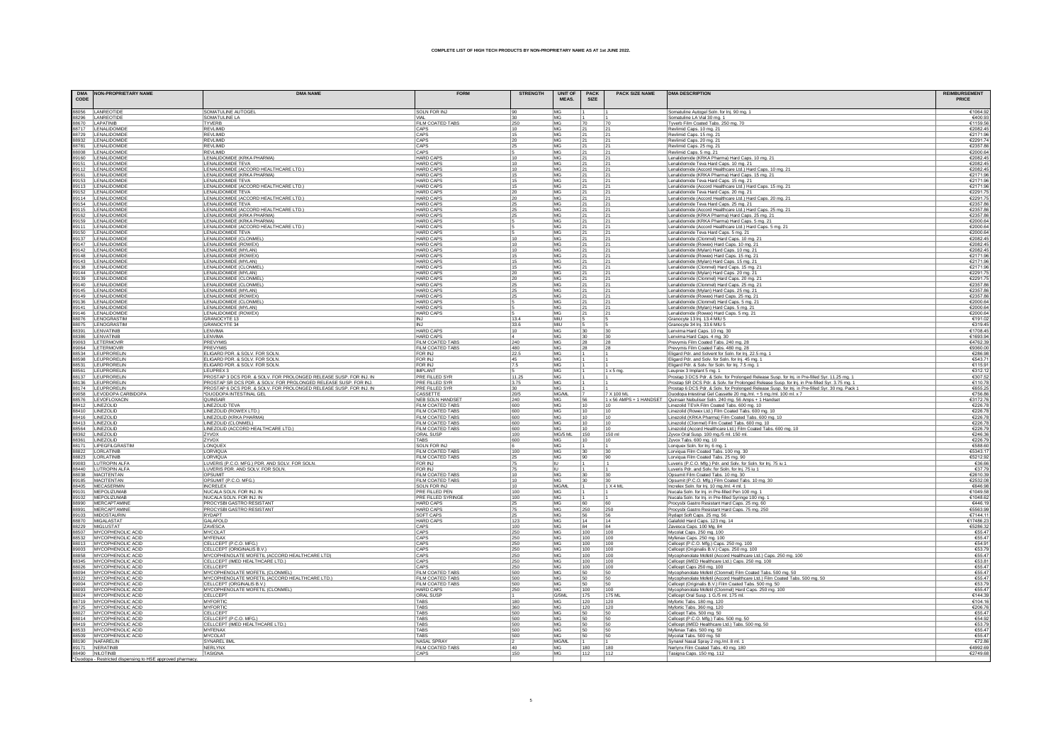# COMPLETE LIST OF HIGH TECH PRODUCTS BY NON-PROPRIETARY NAME AS AT 1st JUNE 2022.

| DMA CODE | NON-PROPRIETARY NAME | DMA NAME | FORM | STRENGTH | UNIT OF MEAS. | PACK SIZE | PACK SIZE NAME | DMA DESCRIPTION | REIMBURSEMENT PRICE |
|---|---|---|---|---|---|---|---|---|---|
| 88056 | LANREOTIDE | SOMATULINE AUTOGEL | SOLN FOR INJ | 90 | MG | 1 | 1 | Somatuline Autogel Soln. for Inj. 90 mg. 1 | €1064.92 |
| 88296 | LANREOTIDE | SOMATULINE LA | VIAL | 30 | MG | 1 | 1 | Somatuline LA Vial 30 mg. 1 | €400.93 |
| 88670 | LAPATINIB | TYVERB | FILM COATED TABS | 250 | MG | 70 | 70 | Tyverb Film Coated Tabs. 250 mg. 70 | €1159.56 |
| 88717 | LENALIDOMIDE | REVLIMID | CAPS | 10 | MG | 21 | 21 | Revlimid Caps. 10 mg. 21 | €2082.45 |
| 88729 | LENALIDOMIDE | REVLIMID | CAPS | 15 | MG | 21 | 21 | Revlimid Caps. 15 mg. 21 | €2171.96 |
| 88932 | LENALIDOMIDE | REVLIMID | CAPS | 20 | MG | 21 | 21 | Revlimid Caps. 20 mg. 21 | €2291.74 |
| 88781 | LENALIDOMIDE | REVLIMID | CAPS | 25 | MG | 21 | 21 | Revlimid Caps. 25 mg. 21 | €2357.86 |
| 88008 | LENALIDOMIDE | REVLIMID | CAPS | 5 | MG | 21 | 21 | Revlimid Caps. 5 mg. 21 | €2000.64 |
| 89160 | LENALIDOMIDE | LENALIDOMIDE (KRKA PHARMA) | HARD CAPS | 10 | MG | 21 | 21 | Lenalidomide (KRKA Pharma) Hard Caps. 10 mg. 21 | €2082.45 |
| 89151 | LENALIDOMIDE | LENALIDOMIDE TEVA | HARD CAPS | 10 | MG | 21 | 21 | Lenalidomide Teva Hard Caps. 10 mg. 21 | €2082.45 |
| 89112 | LENALIDOMIDE | LENALIDOMIDE (ACCORD HEALTHCARE LTD.) | HARD CAPS | 10 | MG | 21 | 21 | Lenalidomide (Accord Healthcare Ltd.) Hard Caps. 10 mg. 21 | €2082.45 |
| 89161 | LENALIDOMIDE | LENALIDOMIDE (KRKA PHARMA) | HARD CAPS | 15 | MG | 21 | 21 | Lenalidomide (KRKA Pharma) Hard Caps. 15 mg. 21 | €2171.96 |
| 89153 | LENALIDOMIDE | LENALIDOMIDE TEVA | HARD CAPS | 15 | MG | 21 | 21 | Lenalidomide Teva Hard Caps. 15 mg. 21 | €2171.96 |
| 89113 | LENALIDOMIDE | LENALIDOMIDE (ACCORD HEALTHCARE LTD.) | HARD CAPS | 15 | MG | 21 | 21 | Lenalidomide (Accord Healthcare Ltd.) Hard Caps. 15 mg. 21 | €2171.96 |
| 89152 | LENALIDOMIDE | LENALIDOMIDE TEVA | HARD CAPS | 20 | MG | 21 | 21 | Lenalidomide Teva Hard Caps. 20 mg. 21 | €2291.75 |
| 89114 | LENALIDOMIDE | LENALIDOMIDE (ACCORD HEALTHCARE LTD.) | HARD CAPS | 20 | MG | 21 | 21 | Lenalidomide (Accord Healthcare Ltd.) Hard Caps. 20 mg. 21 | €2291.75 |
| 89154 | LENALIDOMIDE | LENALIDOMIDE TEVA | HARD CAPS | 25 | MG | 21 | 21 | Lenalidomide Teva Hard Caps. 25 mg. 21 | €2357.86 |
| 89115 | LENALIDOMIDE | LENALIDOMIDE (ACCORD HEALTHCARE LTD.) | HARD CAPS | 25 | MG | 21 | 21 | Lenalidomide (Accord Healthcare Ltd.) Hard Caps. 25 mg. 21 | €2357.86 |
| 89162 | LENALIDOMIDE | LENALIDOMIDE (KRKA PHARMA) | HARD CAPS | 25 | MG | 21 | 21 | Lenalidomide (KRKA Pharma) Hard Caps. 25 mg. 21 | €2357.86 |
| 89159 | LENALIDOMIDE | LENALIDOMIDE (KRKA PHARMA) | HARD CAPS | 5 | MG | 21 | 21 | Lenalidomide (KRKA Pharma) Hard Caps. 5 mg. 21 | €2000.64 |
| 89111 | LENALIDOMIDE | LENALIDOMIDE (ACCORD HEALTHCARE LTD.) | HARD CAPS | 5 | MG | 21 | 21 | Lenalidomide (Accord Healthcare Ltd.) Hard Caps. 5 mg. 21 | €2000.64 |
| 89150 | LENALIDOMIDE | LENALIDOMIDE TEVA | HARD CAPS | 5 | MG | 21 | 21 | Lenalidomide Teva Hard Caps. 5 mg. 21 | €2000.64 |
| 89137 | LENALIDOMIDE | LENALIDOMIDE (CLONMEL) | HARD CAPS | 10 | MG | 21 | 21 | Lenalidomide (Clonmel) Hard Caps. 10 mg. 21 | €2082.45 |
| 89147 | LENALIDOMIDE | LENALIDOMIDE (ROWEX) | HARD CAPS | 10 | MG | 21 | 21 | Lenalidomide (Rowex) Hard Caps. 10 mg. 21 | €2082.45 |
| 89142 | LENALIDOMIDE | LENALIDOMIDE (MYLAN) | HARD CAPS | 10 | MG | 21 | 21 | Lenalidomide (Mylan) Hard Caps. 10 mg. 21 | €2082.45 |
| 89148 | LENALIDOMIDE | LENALIDOMIDE (ROWEX) | HARD CAPS | 15 | MG | 21 | 21 | Lenalidomide (Rowex) Hard Caps. 15 mg. 21 | €2171.96 |
| 89143 | LENALIDOMIDE | LENALIDOMIDE (MYLAN) | HARD CAPS | 15 | MG | 21 | 21 | Lenalidomide (Mylan) Hard Caps. 15 mg. 21 | €2171.96 |
| 89138 | LENALIDOMIDE | LENALIDOMIDE (CLONMEL) | HARD CAPS | 15 | MG | 21 | 21 | Lenalidomide (Clonmel) Hard Caps. 15 mg. 21 | €2171.96 |
| 89144 | LENALIDOMIDE | LENALIDOMIDE (MYLAN) | HARD CAPS | 20 | MG | 21 | 21 | Lenalidomide (Mylan) Hard Caps. 20 mg. 21 | €2291.75 |
| 89139 | LENALIDOMIDE | LENALIDOMIDE (CLONMEL) | HARD CAPS | 20 | MG | 21 | 21 | Lenalidomide (Clonmel) Hard Caps. 20 mg. 21 | €2291.75 |
| 89140 | LENALIDOMIDE | LENALIDOMIDE (CLONMEL) | HARD CAPS | 25 | MG | 21 | 21 | Lenalidomide (Clonmel) Hard Caps. 25 mg. 21 | €2357.86 |
| 89145 | LENALIDOMIDE | LENALIDOMIDE (MYLAN) | HARD CAPS | 25 | MG | 21 | 21 | Lenalidomide (Mylan) Hard Caps. 25 mg. 21 | €2357.86 |
| 89149 | LENALIDOMIDE | LENALIDOMIDE (ROWEX) | HARD CAPS | 25 | MG | 21 | 21 | Lenalidomide (Rowex) Hard Caps. 25 mg. 21 | €2357.86 |
| 89136 | LENALIDOMIDE | LENALIDOMIDE (CLONMEL) | HARD CAPS | 5 | MG | 21 | 21 | Lenalidomide (Clonmel) Hard Caps. 5 mg. 21 | €2000.64 |
| 89141 | LENALIDOMIDE | LENALIDOMIDE (MYLAN) | HARD CAPS | 5 | MG | 21 | 21 | Lenalidomide (Mylan) Hard Caps. 5 mg. 21 | €2000.64 |
| 89146 | LENALIDOMIDE | LENALIDOMIDE (ROWEX) | HARD CAPS | 5 | MG | 21 | 21 | Lenalidomide (Rowex) Hard Caps. 5 mg. 21 | €2000.64 |
| 88076 | LENOGRASTIM | GRANOCYTE 13 | INJ | 13.4 | MIU | 5 | 5 | Granocyte 13 Inj. 13.4 MIU 5 | €191.02 |
| 88075 | LENOGRASTIM | GRANOCYTE 34 | INJ | 33.6 | MIU | 5 | 5 | Granocyte 34 Inj. 33.6 MIU 5 | €319.45 |
| 88391 | LENVATINIB | LENVIMA | HARD CAPS | 10 | MG | 30 | 30 | Lenvima Hard Caps. 10 mg. 30 | €1708.45 |
| 88386 | LENVATINIB | LENVIMA | HARD CAPS | 4 | MG | 30 | 30 | Lenvima Hard Caps. 4 mg. 30 | €1693.94 |
| 89063 | LETERMOVIR | PREVYMIS | FILM COATED TABS | 240 | MG | 28 | 28 | Prevymis Film Coated Tabs. 240 mg. 28 | €4762.39 |
| 89064 | LETERMOVIR | PREVYMIS | FILM COATED TABS | 480 | MG | 28 | 28 | Prevymis Film Coated Tabs. 480 mg. 28 | €9360.00 |
| 88534 | LEUPRORELIN | ELIGARD PDR. & SOLV. FOR SOLN. | FOR INJ | 22.5 | MG | 1 | 1 | Eligard Pdr. and Solvent for Soln. for Inj. 22.5 mg. 1 | €286.98 |
| 88598 | LEUPRORELIN | ELIGARD PDR. & SOLV. FOR SOLN. | FOR INJ | 45 | MG | 1 | 1 | Eligard Pdr. and Solv. for Soln. for Inj. 45 mg. 1 | €543.71 |
| 88531 | LEUPRORELIN | ELIGARD PDR. & SOLV. FOR SOLN. | FOR INJ | 7.5 | MG | 1 | 1 | Eligard Pdr. & Solv. for Soln. for Inj. 7.5 mg. 1 | €115.91 |
| 88561 | LEUPRORELIN | LEUPREX 3 | IMPLANT | 5 | MG | 1 | 1 x 5 mg. | Leuprex 3 Implant 5 mg. 1 | €312.12 |
| 88137 | LEUPRORELIN | PROSTAP 3 DCS PDR. & SOLV. FOR PROLONGED RELEASE SUSP. FOR INJ. IN | PRE FILLED SYR | 11.25 | MG | 1 | 1 | Prostap 3 DCS Pdr. & Solv. for Prolonged Release Susp. for Inj. in Pre-filled Syr. 11.25 mg. 1 | €307.52 |
| 88136 | LEUPRORELIN | PROSTAP SR DCS PDR. & SOLV. FOR PROLONGED RELEASE SUSP. FOR INJ. | PRE FILLED SYR | 3.75 | MG | 1 | 1 | Prostap SR DCS Pdr. & Solv. for Prolonged Release Susp. for Inj. in Pre-filled Syr. 3.75 mg. 1 | €110.78 |
| 88174 | LEUPRORELIN | PROSTAP 6 DCS PDR. & SOLV. FOR PROLONGED RELEASE SUSP. FOR INJ. IN | PRE FILLED SYR | 30 | MG | 1 | 1 | Prostap 6 DCS Pdr. & Solv. for Prolonged Release Susp. for Inj. in Pre-filled Syr. 30 mg. Pack 1 | €655.25 |
| 89058 | LEVODOPA CARBIDOPA | *DUODOPA INTESTINAL GEL | CASSETTE | 20/5 | MG/ML | 7 | 7 X 100 ML | Duodopa Intestinal Gel Cassette 20 mg./ml. + 5 mg./ml. 100 ml. x 7 | €756.86 |
| 88576 | LEVOFLOXACIN | QUINSAIR | NEB SOLN HANDSET | 240 | MG | 56 | 1 x 56 AMPS + 1 HANDSET | Quinsair Nebuliser Soln. 240 mg. 56 Amps + 1 Handset | €3172.76 |
| 88412 | LINEZOLID | LINEZOLID TEVA | FILM COATED TABS | 600 | MG | 10 | 10 | Linezolid TEVA Film Coated Tabs. 600 mg. 10 | €226.78 |
| 88410 | LINEZOLID | LINEZOLID (ROWEX LTD.) | FILM COATED TABS | 600 | MG | 10 | 10 | Linezolid (Rowex Ltd.) Film Coated Tabs. 600 mg. 10 | €226.78 |
| 88416 | LINEZOLID | LINEZOLID (KRKA PHARMA) | FILM COATED TABS | 600 | MG | 10 | 10 | Linezolid (KRKA Pharma) Film Coated Tabs. 600 mg. 10 | €226.78 |
| 88413 | LINEZOLID | LINEZOLID (CLONMEL) | FILM COATED TABS | 600 | MG | 10 | 10 | Linezolid (Clonmel) Film Coated Tabs. 600 mg. 10 | €226.78 |
| 88564 | LINEZOLID | LINEZOLID (ACCORD HEALTHCARE LTD.) | FILM COATED TABS | 600 | MG | 10 | 10 | Linezolid (Accord Healthcare Ltd.) Film Coated Tabs. 600 mg. 10 | €226.79 |
| 88362 | LINEZOLID | ZYVOX | ORAL SUSP | 100 | MG/5 ML | 150 | 150 ml | Zyvox Oral Susp. 100 mg./5 ml. 150 ml. | €246.36 |
| 88361 | LINEZOLID | ZYVOX | TABS | 600 | MG | 10 | 10 | Zyvox Tabs. 600 mg. 10 | €226.79 |
| 88171 | LIPEGFILGRASTIM | LONQUEX | SOLN FOR INJ | 6 | MG | 1 | 1 | Lonquex Soln. for Inj. 6 mg. 1 | €588.60 |
| 88822 | LORLATINIB | LORVIQUA | FILM COATED TABS | 100 | MG | 30 | 30 | Lorviqua Film Coated Tabs. 100 mg. 30 | €5343.17 |
| 88823 | LORLATINIB | LORVIQUA | FILM COATED TABS | 25 | MG | 90 | 90 | Lorviqua Film Coated Tabs. 25 mg. 90 | €5212.92 |
| 89083 | LUTROPIN ALFA | LUVERIS (P.C.O. MFG.) PDR. AND SOLV. FOR SOLN. | FOR INJ | 75 | IU | 1 | 1 | Luveris (P.C.O. Mfg.) Pdr. and Solv. for Soln. for Inj. 75 iu 1 | €36.68 |
| 88440 | LUTROPIN ALFA | LUVERIS PDR. AND SOLV. FOR SOLN. | FOR INJ | 75 | IU | 1 | 1 | Luveris Pdr. and Solv. for Soln. for Inj. 75 iu 1 | €37.79 |
| 88038 | MACITENTAN | OPSUMIT | FILM COATED TABS | 10 | MG | 30 | 30 | Opsumit Film Coated Tabs. 10 mg. 30 | €2610.39 |
| 89185 | MACITENTAN | OPSUMIT (P.C.O. MFG.) | FILM COATED TABS | 10 | MG | 30 | 30 | Opsumit (P.C.O. Mfg.) Film Coated Tabs. 10 mg. 30 | €2532.08 |
| 88405 | MECASERMIN | INCRELEX | SOLN FOR INJ | 10 | MG/ML | 1 | 1 X 4 ML | Increlex Soln. for Inj. 10 mg./ml. 4 ml. 1 | €646.98 |
| 89101 | MEPOLIZUMAB | NUCALA SOLN. FOR INJ. IN | PRE FILLED PEN | 100 | MG | 1 | 1 | Nucala Soln. for Inj. in Pre-filled Pen 100 mg. 1 | €1049.58 |
| 89102 | MEPOLIZUMAB | NUCALA SOLN. FOR INJ. IN | PRE FILLED SYRINGE | 100 | MG | 1 | 1 | Nucala Soln. for Inj. in Pre-filled Syringe 100 mg. 1 | €1048.62 |
| 88990 | MERCAPTAMINE | PROCYSBI GASTRO RESISTANT | HARD CAPS | 25 | MG | 60 | 60 | Procysbi Gastro Resistant Hard Caps. 25 mg. 60 | €446.19 |
| 88991 | MERCAPTAMINE | PROCYSBI GASTRO RESISTANT | HARD CAPS | 75 | MG | 250 | 250 | Procysbi Gastro Resistant Hard Caps. 75 mg. 250 | €5563.99 |
| 89103 | MIDOSTAURIN | RYDAPT | SOFT CAPS | 25 | MG | 56 | 56 | Rydapt Soft Caps. 25 mg. 56 | €7144.11 |
| 88870 | MIGALASTAT | GALAFOLD | HARD CAPS | 123 | MG | 14 | 14 | Galafold Hard Caps. 123 mg. 14 | €17486.23 |
| 88229 | MIGLUSTAT | ZAVESCA | CAPS | 100 | MG | 84 | 84 | Zavesca Caps. 100 Mg. 84 | €5286.32 |
| 88507 | MYCOPHENOLIC ACID | MYCOLAT | CAPS | 250 | MG | 100 | 100 | Mycolat Caps. 250 mg. 100 | €55.47 |
| 88532 | MYCOPHENOLIC ACID | MYFENAX | CAPS | 250 | MG | 100 | 100 | Myfenax Caps. 250 mg. 100 | €55.47 |
| 88013 | MYCOPHENOLIC ACID | CELLCEPT (P.C.O. MFG.) | CAPS | 250 | MG | 100 | 100 | Cellcept (P.C.O. Mfg.) Caps. 250 mg. 100 | €54.91 |
| 89003 | MYCOPHENOLIC ACID | CELLCEPT (ORIGINALIS B.V.) | CAPS | 250 | MG | 100 | 100 | Cellcept (Originalis B.V.) Caps. 250 mg. 100 | €53.79 |
| 88858 | MYCOPHENOLIC ACID | MYCOPHENOLATE MOFETIL (ACCORD HEALTHCARE LTD) | CAPS | 250 | MG | 100 | 100 | Mycophenolate Mofetil (Accord Healthcare Ltd.) Caps. 250 mg. 100 | €55.47 |
| 88345 | MYCOPHENOLIC ACID | CELLCEPT (IMED HEALTHCARE LTD.) | CAPS | 250 | MG | 100 | 100 | Cellcept (IMED Healthcare Ltd.) Caps. 250 mg. 100 | €53.81 |
| 88026 | MYCOPHENOLIC ACID | CELLCEPT | CAPS | 250 | MG | 100 | 100 | Cellcept Caps 250 mg. 100 | €55.47 |
| 88094 | MYCOPHENOLIC ACID | MYCOPHENOLATE MOFETIL (CLONMEL) | FILM COATED TABS | 500 | MG | 50 | 50 | Mycophenolate Mofetil (Clonmel) Film Coated Tabs. 500 mg. 50 | €55.47 |
| 88322 | MYCOPHENOLIC ACID | MYCOPHENOLATE MOFETIL (ACCORD HEALTHCARE LTD.) | FILM COATED TABS | 500 | MG | 50 | 50 | Mycophenolate Mofetil (Accord Healthcare Ltd.) Film Coated Tabs. 500 mg. 50 | €55.47 |
| 89004 | MYCOPHENOLIC ACID | CELLCEPT (ORIGINALIS B.V.) | FILM COATED TABS | 500 | MG | 50 | 50 | Cellcept (Originalis B.V.) Film Coated Tabs. 500 mg. 50 | €53.79 |
| 88093 | MYCOPHENOLIC ACID | MYCOPHENOLATE MOFETIL (CLONMEL) | HARD CAPS | 250 | MG | 100 | 100 | Mycophenolate Mofetil (Clonmel) Hard Caps. 250 mg. 100 | €55.47 |
| 88024 | MYCOPHENOLIC ACID | CELLCEPT | ORAL SUSP | 1 | G/5ML | 175 | 175 ML | Cellcept Oral Susp. 1 G/5 ml. 175 ml. | €144.39 |
| 88719 | MYCOPHENOLIC ACID | MYFORTIC | TABS | 180 | MG | 120 | 120 | Myfortic Tabs. 180 mg. 120 | €104.16 |
| 88725 | MYCOPHENOLIC ACID | MYFORTIC | TABS | 360 | MG | 120 | 120 | Myfortic Tabs. 360 mg. 120 | €206.76 |
| 88027 | MYCOPHENOLIC ACID | CELLCEPT | TABS | 500 | MG | 50 | 50 | Cellcept Tabs. 500 mg. 50 | €55.47 |
| 88014 | MYCOPHENOLIC ACID | CELLCEPT (P.C.O. MFG.) | TABS | 500 | MG | 50 | 50 | Cellcept (P.C.O. Mfg.) Tabs. 500 mg. 50 | €54.92 |
| 88419 | MYCOPHENOLIC ACID | CELLCEPT (IMED HEALTHCARE LTD.) | TABS | 500 | MG | 50 | 50 | Cellcept (IMED Healthcare Ltd.) Tabs. 500 mg. 50 | €53.79 |
| 88533 | MYCOPHENOLIC ACID | MYFENAX | TABS | 500 | MG | 50 | 50 | Myfenax Tabs. 500 mg. 50 | €55.47 |
| 88509 | MYCOPHENOLIC ACID | MYCOLAT | TABS | 500 | MG | 50 | 50 | Mycolat Tabs. 500 mg. 50 | €55.47 |
| 88190 | NAFARELIN | SYNAREL 8ML | NASAL SPRAY | 2 | MG/ML | 1 | 1 | Synarel Nasal Spray 2 mg./ml. 8 ml. 1 | €72.86 |
| 89171 | NERATINIB | NERLYNX | FILM COATED TABS | 40 | MG | 180 | 180 | Nerlynx Film Coated Tabs. 40 mg. 180 | €4992.69 |
| 88490 | NILOTINIB | TASIGNA | CAPS | 150 | MG | 112 | 112 | Tasigna Caps. 150 mg. 112 | €2749.68 |

*Duodopa - Restricted dispensing to HSE approved pharmacy.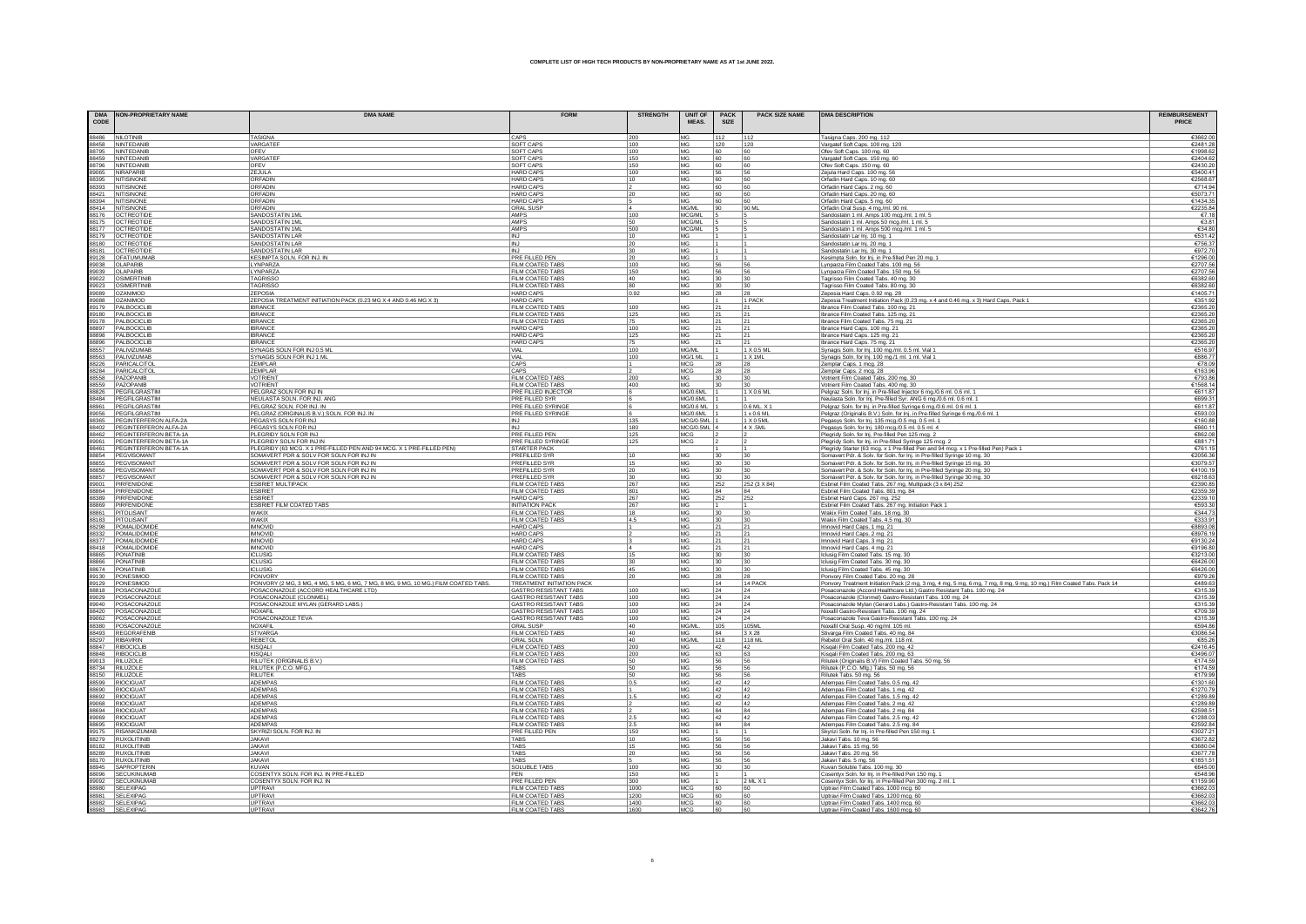# COMPLETE LIST OF HIGH TECH PRODUCTS BY NON-PROPRIETARY NAME AS AT 1st JUNE 2022.

| DMA CODE | NON-PROPRIETARY NAME | DMA NAME | FORM | STRENGTH | UNIT OF MEAS. | PACK SIZE | PACK SIZE NAME | DMA DESCRIPTION | REIMBURSEMENT PRICE |
|---|---|---|---|---|---|---|---|---|---|
| 88486 | NILOTINIB | TASIGNA | CAPS | 200 | MG | 112 | 112 | Tasigna Caps. 200 mg. 112 | €3662.00 |
| 88458 | NINTEDANIB | VARGATEF | SOFT CAPS | 100 | MG | 120 | 120 | Vargatef Soft Caps. 100 mg. 120 | €2481.28 |
| 88795 | NINTEDANIB | OFEV | SOFT CAPS | 100 | MG | 60 | 60 | Ofev Soft Caps. 100 mg. 60 | €1998.62 |
| 88459 | NINTEDANIB | VARGATEF | SOFT CAPS | 150 | MG | 60 | 60 | Vargatef Soft Caps. 150 mg. 60 | €2404.62 |
| 88796 | NINTEDANIB | OFEV | SOFT CAPS | 150 | MG | 60 | 60 | Ofev Soft Caps. 150 mg. 60 | €2430.20 |
| 89065 | NIRAPARIB | ZEJULA | HARD CAPS | 100 | MG | 56 | 56 | Zejula Hard Caps. 100 mg. 56 | €5400.41 |
| 88395 | NITISINONE | ORFADIN | HARD CAPS | 10 | MG | 60 | 60 | Orfadin Hard Caps. 10 mg. 60 | €2568.87 |
| 88393 | NITISINONE | ORFADIN | HARD CAPS | 2 | MG | 60 | 60 | Orfadin Hard Caps. 2 mg. 60 | €714.94 |
| 88421 | NITISINONE | ORFADIN | HARD CAPS | 20 | MG | 60 | 60 | Orfadin Hard Caps. 20 mg. 60 | €5073.71 |
| 88394 | NITISINONE | ORFADIN | HARD CAPS | 5 | MG | 60 | 60 | Orfadin Hard Caps. 5 mg. 60 | €1434.35 |
| 88414 | NITISINONE | ORFADIN | ORAL SUSP | 4 | MG/ML | 90 | 90 ML | Orfadin Oral Susp. 4 mg./ml. 90 ml. | €2235.84 |
| 88176 | OCTREOTIDE | SANDOSTATIN 1ML | AMPS | 100 | MCG/ML | 5 | 5 | Sandostatin 1 ml. Amps 100 mcg./ml. 1 ml. 5 | €7.18 |
| 88175 | OCTREOTIDE | SANDOSTATIN 1ML | AMPS | 50 | MCG/ML | 5 | 5 | Sandostatin 1 ml. Amps 50 mcg./ml. 1 ml. 5 | €3.81 |
| 88177 | OCTREOTIDE | SANDOSTATIN 1ML | AMPS | 500 | MCG/ML | 5 | 5 | Sandostatin 1 ml. Amps 500 mcg./ml. 1 ml. 5 | €34.80 |
| 88179 | OCTREOTIDE | SANDOSTATIN LAR | INJ | 10 | MG | 1 | 1 | Sandostatin Lar Inj. 10 mg. 1 | €531.42 |
| 88180 | OCTREOTIDE | SANDOSTATIN LAR | INJ | 20 | MG | 1 | 1 | Sandostatin Lar Inj. 20 mg. 1 | €756.37 |
| 88181 | OCTREOTIDE | SANDOSTATIN LAR | INJ | 30 | MG | 1 | 1 | Sandostatin Lar Inj. 30 mg. 1 | €972.70 |
| 89128 | OFATUMUMAB | KESIMPTA SOLN. FOR INJ. IN | PRE FILLED PEN | 20 | MG | 1 | 1 | Kesimpta Soln. for Inj. in Pre-filled Pen 20 mg. 1 | €1296.00 |
| 89038 | OLAPARIB | LYNPARZA | FILM COATED TABS | 100 | MG | 56 | 56 | Lynparza Film Coated Tabs. 100 mg. 56 | €2707.56 |
| 89039 | OLAPARIB | LYNPARZA | FILM COATED TABS | 150 | MG | 56 | 56 | Lynparza Film Coated Tabs. 150 mg. 56 | €2707.56 |
| 89022 | OSIMERTINIB | TAGRISSO | FILM COATED TABS | 40 | MG | 30 | 30 | Tagrisso Film Coated Tabs. 40 mg. 30 | €6382.60 |
| 89023 | OSIMERTINIB | TAGRISSO | FILM COATED TABS | 80 | MG | 30 | 30 | Tagrisso Film Coated Tabs. 80 mg. 30 | €6382.60 |
| 89089 | OZANIMOD | ZEPOSIA | HARD CAPS | 0.92 | MG | 28 | 28 | Zeposia Hard Caps. 0.92 mg. 28 | €1405.71 |
| 89088 | OZANIMOD | ZEPOSIA TREATMENT INITIATION PACK (0.23 MG X 4 AND 0.46 MG X 3) | HARD CAPS | | | 1 | 1 PACK | Zeposia Treatment Initiation Pack (0.23 mg. x 4 and 0.46 mg. x 3) Hard Caps. Pack 1 | €351.92 |
| 89179 | PALBOCICLIB | IBRANCE | FILM COATED TABS | 100 | MG | 21 | 21 | Ibrance Film Coated Tabs. 100 mg. 21 | €2365.20 |
| 89180 | PALBOCICLIB | IBRANCE | FILM COATED TABS | 125 | MG | 21 | 21 | Ibrance Film Coated Tabs. 125 mg. 21 | €2365.20 |
| 89178 | PALBOCICLIB | IBRANCE | FILM COATED TABS | 75 | MG | 21 | 21 | Ibrance Film Coated Tabs. 75 mg. 21 | €2365.20 |
| 88897 | PALBOCICLIB | IBRANCE | HARD CAPS | 100 | MG | 21 | 21 | Ibrance Hard Caps. 100 mg. 21 | €2365.20 |
| 88898 | PALBOCICLIB | IBRANCE | HARD CAPS | 125 | MG | 21 | 21 | Ibrance Hard Caps. 125 mg. 21 | €2365.20 |
| 88896 | PALBOCICLIB | IBRANCE | HARD CAPS | 75 | MG | 21 | 21 | Ibrance Hard Caps. 75 mg. 21 | €2365.20 |
| 88557 | PALIVIZUMAB | SYNAGIS SOLN FOR INJ 0.5 ML | VIAL | 100 | MG/ML | 1 | 1 X 0.5 ML | Synagis Soln. for Inj. 100 mg./ml. 0.5 ml. Vial 1 | €516.97 |
| 88563 | PALIVIZUMAB | SYNAGIS SOLN FOR INJ 1 ML | VIAL | 100 | MG/1 ML | 1 | 1 X 1ML | Synagis Soln. for Inj. 100 mg./1 ml. 1 ml. Vial 1 | €886.77 |
| 88226 | PARICALCITOL | ZEMPLAR | CAPS | 1 | MCG | 28 | 28 | Zemplar Caps. 1 mcg. 28 | €78.09 |
| 88284 | PARICALCITOL | ZEMPLAR | CAPS | 2 | MCG | 28 | 28 | Zemplar Caps. 2 mcg. 28 | €163.96 |
| 88558 | PAZOPANIB | VOTRIENT | FILM COATED TABS | 200 | MG | 30 | 30 | Votrient Film Coated Tabs. 200 mg. 30 | €793.86 |
| 88559 | PAZOPANIB | VOTRIENT | FILM COATED TABS | 400 | MG | 30 | 30 | Votrient Film Coated Tabs. 400 mg. 30 | €1568.14 |
| 88826 | PEGFILGRASTIM | PELGRAZ SOLN FOR INJ IN | PRE FILLED INJECTOR | 6 | MG/0.6ML | 1 | 1 X 0.6 ML | Pelgraz Soln. for Inj. in Pre-filled Injector 6 mg./0.6 ml. 0.6 ml. 1 | €611.87 |
| 88484 | PEGFILGRASTIM | NEULASTA SOLN. FOR INJ. ANG | PRE FILLED SYR | 6 | MG/0.6ML | 1 | 1 | Neulasta Soln. for Inj. Pre-filled Syr. ANG 6 mg./0.6 ml. 0.6 ml. 1 | €699.31 |
| 88961 | PEGFILGRASTIM | PELGRAZ SOLN. FOR INJ. IN | PRE FILLED SYRINGE | 6 | MG/0.6ML | 1 | 0.6 ML X 1 | Pelgraz Soln. for Inj. in Pre-filled Syringe 6 mg./0.6 ml. 0.6 ml. 1 | €611.87 |
| 89056 | PEGFILGRASTIM | PELGRAZ (ORIGINALIS B.V.) SOLN. FOR INJ. IN | PRE FILLED SYRINGE | 6 | MG/0.6ML | 1 | 1 x 0.6 ML | Pelgraz (Originalis B.V.) Soln. for Inj. in Pre-filled Syringe 6 mg./0.6 ml. 1 | €593.03 |
| 88365 | PEGINTERFERON ALFA-2A | PEGASYS SOLN FOR INJ | INJ | 135 | MCG/0.5ML | 1 | 1 X 0.5ML | Pegasys Soln. for Inj. 135 mcg./0.5 mg. 0.5 ml. 1 | €160.88 |
| 88402 | PEGINTERFERON ALFA-2A | PEGASYS SOLN FOR INJ | INJ | 180 | MCG/0.5ML | 4 | 4 X .5ML | Pegasys Soln. for Inj. 180 mcg./0.5 ml. 0.5 ml. 4 | €660.11 |
| 88462 | PEGINTERFERON BETA-1A | PLEGRIDY SOLN FOR INJ | PRE FILLED PEN | 125 | MCG | 2 | 2 | Plegridy Soln. for Inj. Pre-filled Pen 125 mcg. 2 | €862.08 |
| 89061 | PEGINTERFERON BETA-1A | PLEGRIDY SOLN FOR INJ IN | PRE FILLED SYRINGE | 125 | MCG | 2 | 2 | Plegridy Soln. for Inj. in Pre-filled Syringe 125 mcg. 2 | €881.71 |
| 88461 | PEGINTERFERON BETA-1A | PLEGRIDY (63 MCG. X 1 PRE-FILLED PEN AND 94 MCG. X 1 PRE-FILLED PEN) | STARTER PACK | | | 1 | 1 | Plegridy Starter (63 mcg. x 1 Pre-filled Pen and 94 mcg. x 1 Pre-filled Pen) Pack 1 | €761.15 |
| 88854 | PEGVISOMANT | SOMAVERT PDR & SOLV FOR SOLN FOR INJ IN | PREFILLED SYR | 10 | MG | 30 | 30 | Somavert Pdr. & Solv. for Soln. for Inj. in Pre-filled Syringe 10 mg. 30 | €2056.36 |
| 88855 | PEGVISOMANT | SOMAVERT PDR & SOLV FOR SOLN FOR INJ IN | PREFILLED SYR | 15 | MG | 30 | 30 | Somavert Pdr. & Solv. for Soln. for Inj. in Pre-filled Syringe 15 mg. 30 | €3079.57 |
| 88856 | PEGVISOMANT | SOMAVERT PDR & SOLV FOR SOLN FOR INJ IN | PREFILLED SYR | 20 | MG | 30 | 30 | Somavert Pdr. & Solv. for Soln. for Inj. in Pre-filled Syringe 20 mg. 30 | €4100.19 |
| 88857 | PEGVISOMANT | SOMAVERT PDR & SOLV FOR SOLN FOR INJ IN | PREFILLED SYR | 30 | MG | 30 | 30 | Somavert Pdr. & Solv. for Soln. for Inj. in Pre-filled Syringe 30 mg. 30 | €6218.63 |
| 89001 | PIRFENIDONE | ESBRIET MULTIPACK | FILM COATED TABS | 267 | MG | 252 | 252 (3 X 84) | Esbriet Film Coated Tabs. 267 mg. Multipack (3 x 84) 252 | €2390.85 |
| 88864 | PIRFENIDONE | ESBRIET | FILM COATED TABS | 801 | MG | 84 | 84 | Esbriet Film Coated Tabs. 801 mg. 84 | €2359.39 |
| 88389 | PIRFENIDONE | ESBRIET | HARD CAPS | 267 | MG | 252 | 252 | Esbriet Hard Caps. 267 mg. 252 | €2339.10 |
| 88869 | PIRFENIDONE | ESBRIET FILM COATED TABS | INITIATION PACK | 267 | MG | 1 | 1 | Esbriet Film Coated Tabs. 267 mg. Initiation Pack 1 | €593.30 |
| 88861 | PITOLISANT | WAKIX | FILM COATED TABS | 18 | MG | 30 | 30 | Wakix Film Coated Tabs. 18 mg. 30 | €344.73 |
| 88183 | PITOLISANT | WAKIX | FILM COATED TABS | 4.5 | MG | 30 | 30 | Wakix Film Coated Tabs. 4.5 mg. 30 | €333.91 |
| 88298 | POMALIDOMIDE | IMNOVID | HARD CAPS | 1 | MG | 21 | 21 | Imnovid Hard Caps. 1 mg. 21 | €8893.08 |
| 88332 | POMALIDOMIDE | IMNOVID | HARD CAPS | 2 | MG | 21 | 21 | Imnovid Hard Caps. 2 mg. 21 | €8976.19 |
| 88377 | POMALIDOMIDE | IMNOVID | HARD CAPS | 3 | MG | 21 | 21 | Imnovid Hard Caps. 3 mg. 21 | €9130.24 |
| 88418 | POMALIDOMIDE | IMNOVID | HARD CAPS | 4 | MG | 21 | 21 | Imnovid Hard Caps. 4 mg. 21 | €9196.80 |
| 88865 | PONATINIB | ICLUSIG | FILM COATED TABS | 15 | MG | 30 | 30 | Iclusig Film Coated Tabs. 15 mg. 30 | €3213.00 |
| 88866 | PONATINIB | ICLUSIG | FILM COATED TABS | 30 | MG | 30 | 30 | Iclusig Film Coated Tabs. 30 mg. 30 | €6426.00 |
| 88674 | PONATINIB | ICLUSIG | FILM COATED TABS | 45 | MG | 30 | 30 | Iclusig Film Coated Tabs. 45 mg. 30 | €6426.00 |
| 89130 | PONESIMOD | PONVORY | FILM COATED TABS | 20 | MG | 28 | 28 | Ponvory Film Coated Tabs. 20 mg. 28 | €979.26 |
| 89129 | PONESIMOD | PONVORY (2 MG, 3 MG, 4 MG, 5 MG, 6 MG, 7 MG, 8 MG, 9 MG, 10 MG.) FILM COATED TABS. | TREATMENT INITIATION PACK | | | 14 | 14 PACK | Ponvory Treatment Initiation Pack (2 mg, 3 mg, 4 mg, 5 mg, 6 mg, 7 mg, 8 mg, 9 mg, 10 mg.) Film Coated Tabs. Pack 14 | €489.63 |
| 88818 | POSACONAZOLE | POSACONAZOLE (ACCORD HEALTHCARE LTD) | GASTRO RESISTANT TABS | 100 | MG | 24 | 24 | Posaconazole (Accord Healthcare Ltd.) Gastro Resistant Tabs. 100 mg. 24 | €315.39 |
| 89029 | POSACONAZOLE | POSACONAZOLE (CLONMEL) | GASTRO RESISTANT TABS | 100 | MG | 24 | 24 | Posaconazole (Clonmel) Gastro-Resistant Tabs. 100 mg. 24 | €315.39 |
| 89040 | POSACONAZOLE | POSACONAZOLE MYLAN (GERARD LABS.) | GASTRO RESISTANT TABS | 100 | MG | 24 | 24 | Posaconazole Mylan (Gerard Labs.) Gastro-Resistant Tabs. 100 mg. 24 | €315.39 |
| 88420 | POSACONAZOLE | NOXAFIL | GASTRO RESISTANT TABS | 100 | MG | 24 | 24 | Noxafil Gastro-Resistant Tabs. 100 mg. 24 | €709.39 |
| 89062 | POSACONAZOLE | POSACONAZOLE TEVA | GASTRO RESISTANT TABS | 100 | MG | 24 | 24 | Posaconazole Teva Gastro-Resistant Tabs. 100 mg. 24 | €315.39 |
| 88380 | POSACONAZOLE | NOXAFIL | ORAL SUSP | 40 | MG/ML | 105 | 105ML | Noxafil Oral Susp. 40 mg/ml. 105 ml. | €594.86 |
| 88493 | REGORAFENIB | STIVARGA | FILM COATED TABS | 40 | MG | 84 | 3 X 28 | Stivarga Film Coated Tabs. 40 mg. 84 | €3086.54 |
| 88297 | RIBAVIRIN | REBETOL | ORAL SOLN | 40 | MG/ML | 118 | 118 ML | Rebetol Oral Soln. 40 mg./ml. 118 ml. | €85.26 |
| 88847 | RIBOCICLIB | KISQALI | FILM COATED TABS | 200 | MG | 42 | 42 | Kisqali Film Coated Tabs. 200 mg. 42 | €2416.45 |
| 88848 | RIBOCICLIB | KISQALI | FILM COATED TABS | 200 | MG | 63 | 63 | Kisqali Film Coated Tabs. 200 mg. 63 | €3496.07 |
| 89013 | RILUZOLE | RILUTEK (ORIGINALIS B.V.) | FILM COATED TABS | 50 | MG | 56 | 56 | Rilutek (Originalis B.V) Film Coated Tabs. 50 mg. 56 | €174.59 |
| 88734 | RILUZOLE | RILUTEK (P.C.O. MFG.) | TABS | 50 | MG | 56 | 56 | Rilutek (P.C.O. Mfg.) Tabs. 50 mg. 56 | €174.59 |
| 88150 | RILUZOLE | RILUTEK | TABS | 50 | MG | 56 | 56 | Rilutek Tabs. 50 mg. 56 | €179.99 |
| 88599 | RIOCIGUAT | ADEMPAS | FILM COATED TABS | 0.5 | MG | 42 | 42 | Adempas Film Coated Tabs. 0.5 mg. 42 | €1301.60 |
| 88690 | RIOCIGUAT | ADEMPAS | FILM COATED TABS | 1 | MG | 42 | 42 | Adempas Film Coated Tabs. 1 mg. 42 | €1270.79 |
| 88692 | RIOCIGUAT | ADEMPAS | FILM COATED TABS | 1.5 | MG | 42 | 42 | Adempas Film Coated Tabs. 1.5 mg. 42 | €1289.89 |
| 89068 | RIOCIGUAT | ADEMPAS | FILM COATED TABS | 2 | MG | 42 | 42 | Adempas Film Coated Tabs. 2 mg. 42 | €1289.89 |
| 88694 | RIOCIGUAT | ADEMPAS | FILM COATED TABS | 2 | MG | 84 | 84 | Adempas Film Coated Tabs. 2 mg. 84 | €2598.51 |
| 89069 | RIOCIGUAT | ADEMPAS | FILM COATED TABS | 2.5 | MG | 42 | 42 | Adempas Film Coated Tabs. 2.5 mg. 42 | €1288.03 |
| 88695 | RIOCIGUAT | ADEMPAS | FILM COATED TABS | 2.5 | MG | 84 | 84 | Adempas Film Coated Tabs. 2.5 mg. 84 | €2592.84 |
| 89175 | RISANKIZUMAB | SKYRIZI SOLN. FOR INJ. IN | PRE FILLED PEN | 150 | MG | 1 | 1 | Skyrizi Soln. for Inj. in Pre-filled Pen 150 mg. 1 | €3027.21 |
| 88279 | RUXOLITINIB | JAKAVI | TABS | 10 | MG | 56 | 56 | Jakavi Tabs. 10 mg. 56 | €3672.82 |
| 88182 | RUXOLITINIB | JAKAVI | TABS | 15 | MG | 56 | 56 | Jakavi Tabs. 15 mg. 56 | €3680.04 |
| 88289 | RUXOLITINIB | JAKAVI | TABS | 20 | MG | 56 | 56 | Jakavi Tabs. 20 mg. 56 | €3677.78 |
| 88170 | RUXOLITINIB | JAKAVI | TABS | 5 | MG | 56 | 56 | Jakavi Tabs. 5 mg. 56 | €1851.51 |
| 88945 | SAPROPTERIN | KUVAN | SOLUBLE TABS | 100 | MG | 30 | 30 | Kuvan Soluble Tabs. 100 mg. 30 | €845.00 |
| 88096 | SECUKINUMAB | COSENTYX SOLN. FOR INJ. IN PRE-FILLED | PEN | 150 | MG | 1 | 1 | Cosentyx Soln. for Inj. in Pre-filled Pen 150 mg. 1 | €548.96 |
| 89092 | SECUKINUMAB | COSENTYX SOLN. FOR INJ. IN | PRE FILLED PEN | 300 | MG | 1 | 2 ML X 1 | Cosentyx Soln. for Inj. in Pre-filled Pen 300 mg. 2 ml. 1 | €1159.90 |
| 88980 | SELEXIPAG | UPTRAVI | FILM COATED TABS | 1000 | MCG | 60 | 60 | Uptravi Film Coated Tabs. 1000 mcg. 60 | €3662.03 |
| 88981 | SELEXIPAG | UPTRAVI | FILM COATED TABS | 1200 | MCG | 60 | 60 | Uptravi Film Coated Tabs. 1200 mcg. 60 | €3662.03 |
| 88982 | SELEXIPAG | UPTRAVI | FILM COATED TABS | 1400 | MCG | 60 | 60 | Uptravi Film Coated Tabs. 1400 mcg. 60 | €3662.03 |
| 88983 | SELEXIPAG | UPTRAVI | FILM COATED TABS | 1600 | MCG | 60 | 60 | Uptravi Film Coated Tabs. 1600 mcg. 60 | €3642.76 |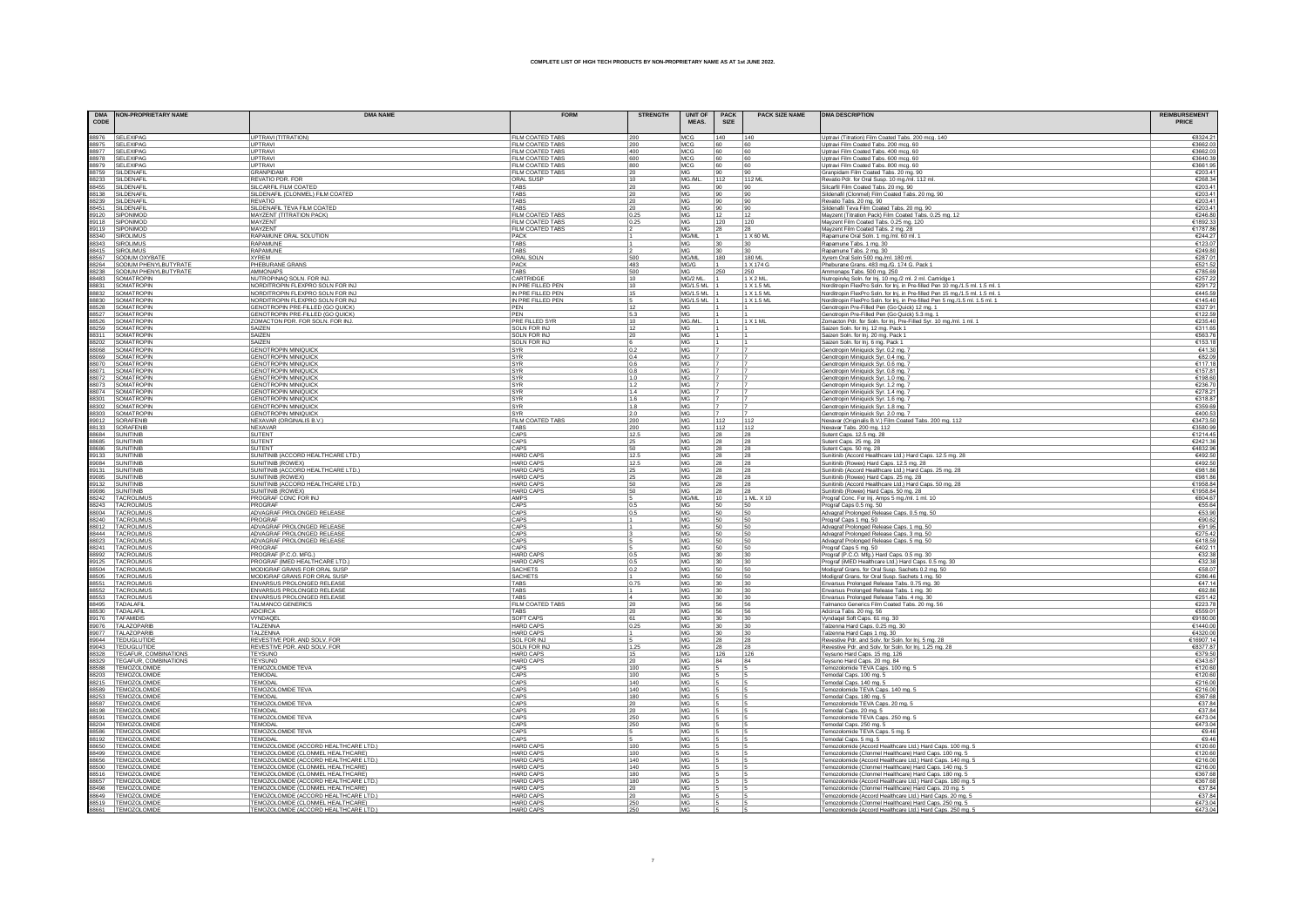# COMPLETE LIST OF HIGH TECH PRODUCTS BY NON-PROPRIETARY NAME AS AT 1st JUNE 2022.

| DMA CODE | NON-PROPRIETARY NAME | DMA NAME | FORM | STRENGTH | UNIT OF MEAS. | PACK SIZE | PACK SIZE NAME | DMA DESCRIPTION | REIMBURSEMENT PRICE |
|---|---|---|---|---|---|---|---|---|---|
| 88976 | SELEXIPAG | UPTRAVI (TITRATION) | FILM COATED TABS | 200 | MCG | 140 | 140 | Uptravi (Titration) Film Coated Tabs. 200 mcg. 140 | €8324.21 |
| 88975 | SELEXIPAG | UPTRAVI | FILM COATED TABS | 200 | MCG | 60 | 60 | Uptravi Film Coated Tabs. 200 mcg. 60 | €3662.03 |
| 88977 | SELEXIPAG | UPTRAVI | FILM COATED TABS | 400 | MCG | 60 | 60 | Uptravi Film Coated Tabs. 400 mcg. 60 | €3662.03 |
| 88978 | SELEXIPAG | UPTRAVI | FILM COATED TABS | 600 | MCG | 60 | 60 | Uptravi Film Coated Tabs. 600 mcg. 60 | €3640.39 |
| 88979 | SELEXIPAG | UPTRAVI | FILM COATED TABS | 800 | MCG | 60 | 60 | Uptravi Film Coated Tabs. 800 mcg. 60 | €3661.95 |
| 88759 | SILDENAFIL | GRANPIDAM | FILM COATED TABS | 20 | MG | 90 | 90 | Granpidam Film Coated Tabs. 20 mg. 90 | €203.41 |
| 88233 | SILDENAFIL | REVATIO PDR. FOR | ORAL SUSP | 10 | MG./ML | 112 | 112 ML | Revatio Pdr. for Oral Susp. 10 mg./ml. 112 ml. | €268.34 |
| 88455 | SILDENAFIL | SILCARFIL FILM COATED | TABS | 20 | MG | 90 | 90 | Silcarfil Film Coated Tabs. 20 mg. 90 | €203.41 |
| 88138 | SILDENAFIL | SILDENAFIL (CLONMEL) FILM COATED | TABS | 20 | MG | 90 | 90 | Sildenafil (Clonmel) Film Coated Tabs. 20 mg. 90 | €203.41 |
| 88239 | SILDENAFIL | REVATIO | TABS | 20 | MG | 90 | 90 | Revatio Tabs. 20 mg. 90 | €203.41 |
| 88451 | SILDENAFIL | SILDENAFIL TEVA FILM COATED | TABS | 20 | MG | 90 | 90 | Sildenafil Teva Film Coated Tabs. 20 mg. 90 | €203.41 |
| 89120 | SIPONIMOD | MAYZENT (TITRATION PACK) | FILM COATED TABS | 0.25 | MG | 12 | 12 | Mayzent (Titration Pack) Film Coated Tabs. 0.25 mg. 12 | €246.80 |
| 89118 | SIPONIMOD | MAYZENT | FILM COATED TABS | 0.25 | MG | 120 | 120 | Mayzent Film Coated Tabs. 0.25 mg. 120 | €1892.33 |
| 89119 | SIPONIMOD | MAYZENT | FILM COATED TABS | 2 | MG | 28 | 28 | Mayzent Film Coated Tabs. 2 mg. 28 | €1787.86 |
| 88340 | SIROLIMUS | RAPAMUNE ORAL SOLUTION | PACK | 1 | MG/ML | 1 | 1 X 60 ML | Rapamune Oral Soln. 1 mg./ml. 60 ml. 1 | €244.27 |
| 88343 | SIROLIMUS | RAPAMUNE | TABS | 1 | MG | 30 | 30 | Rapamune Tabs. 1 mg. 30 | €123.07 |
| 88415 | SIROLIMUS | RAPAMUNE | TABS | 2 | MG | 30 | 30 | Rapamune Tabs. 2 mg. 30 | €249.80 |
| 88567 | SODIUM OXYBATE | XYREM | ORAL SOLN | 500 | MG/ML | 180 | 180 ML | Xyrem Oral Soln 500 mg./ml. 180 ml. | €287.01 |
| 88264 | SODIUM PHENYLBUTYRATE | PHEBURANE GRANS | PACK | 483 | MG/G | 1 | 1 X 174 G | Pheburane Grans. 483 mg./G. 174 G. Pack 1 | €521.52 |
| 88238 | SODIUM PHENYLBUTYRATE | AMMONAPS | TABS | 500 | MG | 250 | 250 | Ammonaps Tabs. 500 mg. 250 | €785.69 |
| 88483 | SOMATROPIN | NUTROPINAQ SOLN. FOR INJ. | CARTRIDGE | 10 | MG/2 ML | 1 | 1 X 2 ML | NutropinAq Soln. for Inj. 10 mg./2 ml. 2 ml. Cartridge 1 | €257.22 |
| 88831 | SOMATROPIN | NORDITROPIN FLEXPRO SOLN FOR INJ | IN PRE FILLED PEN | 10 | MG/1.5 ML | 1 | 1 X 1.5 ML | Norditropin FlexPro Soln. for Inj. in Pre-filled Pen 10 mg./1.5 ml. 1.5 ml. 1 | €291.72 |
| 88832 | SOMATROPIN | NORDITROPIN FLEXPRO SOLN FOR INJ | IN PRE FILLED PEN | 15 | MG/1.5 ML | 1 | 1 X 1.5 ML | Norditropin FlexPro Soln. for Inj. in Pre-filled Pen 15 mg./1.5 ml. 1.5 ml. 1 | €445.59 |
| 88830 | SOMATROPIN | NORDITROPIN FLEXPRO SOLN FOR INJ | IN PRE FILLED PEN | 5 | MG/1.5 ML | 1 | 1 X 1.5 ML | Norditropin FlexPro Soln. for Inj. in Pre-filled Pen 5 mg./1.5 ml. 1.5 ml. 1 | €145.40 |
| 88528 | SOMATROPIN | GENOTROPIN PRE-FILLED (GO QUICK) | PEN | 12 | MG | 1 | 1 | Genotropin Pre-Filled Pen (Go Quick) 12 mg. 1 | €327.91 |
| 88527 | SOMATROPIN | GENOTROPIN PRE-FILLED (GO QUICK) | PEN | 5.3 | MG | 1 | 1 | Genotropin Pre-Filled Pen (Go Quick) 5.3 mg. 1 | €122.59 |
| 88526 | SOMATROPIN | ZOMACTON PDR. FOR SOLN. FOR INJ. | PRE FILLED SYR | 10 | MG./ML | 1 | 1 X 1 ML | Zomacton Pdr. for Soln. for Inj. Pre-Filled Syr. 10 mg./ml. 1 ml. 1 | €235.40 |
| 88259 | SOMATROPIN | SAIZEN | SOLN FOR INJ | 12 | MG | 1 | 1 | Saizen Soln. for Inj. 12 mg. Pack 1 | €311.65 |
| 88311 | SOMATROPIN | SAIZEN | SOLN FOR INJ | 20 | MG | 1 | 1 | Saizen Soln. for Inj. 20 mg. Pack 1 | €563.78 |
| 88202 | SOMATROPIN | SAIZEN | SOLN FOR INJ | 6 | MG | 1 | 1 | Saizen Soln. for Inj. 6 mg. Pack 1 | €153.18 |
| 88068 | SOMATROPIN | GENOTROPIN MINIQUICK | SYR | 0.2 | MG | 7 | 7 | Genotropin Miniquick Syr. 0.2 mg. 7 | €41.30 |
| 88069 | SOMATROPIN | GENOTROPIN MINIQUICK | SYR | 0.4 | MG | 7 | 7 | Genotropin Miniquick Syr. 0.4 mg. 7 | €82.09 |
| 88070 | SOMATROPIN | GENOTROPIN MINIQUICK | SYR | 0.6 | MG | 7 | 7 | Genotropin Miniquick Syr. 0.6 mg. 7 | €117.18 |
| 88071 | SOMATROPIN | GENOTROPIN MINIQUICK | SYR | 0.8 | MG | 7 | 7 | Genotropin Miniquick Syr. 0.8 mg. 7 | €157.81 |
| 88072 | SOMATROPIN | GENOTROPIN MINIQUICK | SYR | 1.0 | MG | 7 | 7 | Genotropin Miniquick Syr. 1.0 mg. 7 | €198.60 |
| 88073 | SOMATROPIN | GENOTROPIN MINIQUICK | SYR | 1.2 | MG | 7 | 7 | Genotropin Miniquick Syr. 1.2 mg. 7 | €236.70 |
| 88074 | SOMATROPIN | GENOTROPIN MINIQUICK | SYR | 1.4 | MG | 7 | 7 | Genotropin Miniquick Syr. 1.4 mg. 7 | €278.21 |
| 88301 | SOMATROPIN | GENOTROPIN MINIQUICK | SYR | 1.6 | MG | 7 | 7 | Genotropin Miniquick Syr. 1.6 mg. 7 | €318.87 |
| 88302 | SOMATROPIN | GENOTROPIN MINIQUICK | SYR | 1.8 | MG | 7 | 7 | Genotropin Miniquick Syr. 1.8 mg. 7 | €359.69 |
| 88303 | SOMATROPIN | GENOTROPIN MINIQUICK | SYR | 2.0 | MG | 7 | 7 | Genotropin Miniquick Syr. 2.0 mg. 7 | €400.53 |
| 89012 | SORAFENIB | NEXAVAR (ORIGINALIS B.V.) | FILM COATED TABS | 200 | MG | 112 | 112 | Nexavar (Originalis B.V.) Film Coated Tabs. 200 mg. 112 | €3473.50 |
| 88133 | SORAFENIB | NEXAVAR | TABS | 200 | MG | 112 | 112 | Nexavar Tabs. 200 mg. 112 | €3580.99 |
| 88684 | SUNITINIB | SUTENT | CAPS | 12.5 | MG | 28 | 28 | Sutent Caps. 12.5 mg. 28 | €1214.45 |
| 88685 | SUNITINIB | SUTENT | CAPS | 25 | MG | 28 | 28 | Sutent Caps. 25 mg. 28 | €2421.36 |
| 88686 | SUNITINIB | SUTENT | CAPS | 50 | MG | 28 | 28 | Sutent Caps. 50 mg. 28 | €4832.96 |
| 89133 | SUNITINIB | SUNITINIB (ACCORD HEALTHCARE LTD.) | HARD CAPS | 12.5 | MG | 28 | 28 | Sunitinib (Accord Healthcare Ltd.) Hard Caps. 12.5 mg. 28 | €492.50 |
| 89084 | SUNITINIB | SUNITINIB (ROWEX) | HARD CAPS | 12.5 | MG | 28 | 28 | Sunitinib (Rowex) Hard Caps. 12.5 mg. 28 | €492.50 |
| 89131 | SUNITINIB | SUNITINIB (ACCORD HEALTHCARE LTD.) | HARD CAPS | 25 | MG | 28 | 28 | Sunitinib (Accord Healthcare Ltd.) Hard Caps. 25 mg. 28 | €981.86 |
| 89085 | SUNITINIB | SUNITINIB (ROWEX) | HARD CAPS | 25 | MG | 28 | 28 | Sunitinib (Rowex) Hard Caps. 25 mg. 28 | €981.86 |
| 89132 | SUNITINIB | SUNITINIB (ACCORD HEALTHCARE LTD.) | HARD CAPS | 50 | MG | 28 | 28 | Sunitinib (Accord Healthcare Ltd.) Hard Caps. 50 mg. 28 | €1958.84 |
| 89086 | SUNITINIB | SUNITINIB (ROWEX) | HARD CAPS | 50 | MG | 28 | 28 | Sunitinib (Rowex) Hard Caps. 50 mg. 28 | €1958.84 |
| 88242 | TACROLIMUS | PROGRAF CONC FOR INJ | AMPS | 5 | MG/ML | 10 | 1 ML X 10 | Prograf Conc. For Inj. Amps 5 mg./ml. 1 ml. 10 | €604.67 |
| 88243 | TACROLIMUS | PROGRAF | CAPS | 0.5 | MG | 50 | 50 | Prograf Caps 0.5 mg. 50 | €55.64 |
| 88004 | TACROLIMUS | ADVAGRAF PROLONGED RELEASE | CAPS | 0.5 | MG | 50 | 50 | Advagraf Prolonged Release Caps. 0.5 mg. 50 | €53.90 |
| 88240 | TACROLIMUS | PROGRAF | CAPS | 1 | MG | 50 | 50 | Prograf Caps 1 mg. 50 | €90.62 |
| 88012 | TACROLIMUS | ADVAGRAF PROLONGED RELEASE | CAPS | 1 | MG | 50 | 50 | Advagraf Prolonged Release Caps. 1 mg. 50 | €91.95 |
| 88444 | TACROLIMUS | ADVAGRAF PROLONGED RELEASE | CAPS | 3 | MG | 50 | 50 | Advagraf Prolonged Release Caps. 3 mg. 50 | €275.42 |
| 88023 | TACROLIMUS | ADVAGRAF PROLONGED RELEASE | CAPS | 5 | MG | 50 | 50 | Advagraf Prolonged Release Caps. 5 mg. 50 | €418.59 |
| 88241 | TACROLIMUS | PROGRAF | CAPS | 5 | MG | 50 | 50 | Prograf Caps 5 mg. 50 | €402.11 |
| 88992 | TACROLIMUS | PROGRAF (P.C.O. MFG.) | HARD CAPS | 0.5 | MG | 30 | 30 | Prograf (P.C.O. Mfg.) Hard Caps. 0.5 mg. 30 | €32.38 |
| 89125 | TACROLIMUS | PROGRAF (IMED HEALTHCARE LTD.) | HARD CAPS | 0.5 | MG | 30 | 30 | Prograf (IMED Healthcare Ltd.) Hard Caps. 0.5 mg. 30 | €32.38 |
| 88504 | TACROLIMUS | MODIGRAF GRANS FOR ORAL SUSP | SACHETS | 0.2 | MG | 50 | 50 | Modigraf Grans. for Oral Susp. Sachets 0.2 mg. 50 | €58.07 |
| 88505 | TACROLIMUS | MODIGRAF GRANS FOR ORAL SUSP | SACHETS | 1 | MG | 50 | 50 | Modigraf Grans. for Oral Susp. Sachets 1 mg. 50 | €286.46 |
| 88551 | TACROLIMUS | ENVARSUS PROLONGED RELEASE | TABS | 0.75 | MG | 30 | 30 | Envarsus Prolonged Release Tabs. 0.75 mg. 30 | €47.14 |
| 88552 | TACROLIMUS | ENVARSUS PROLONGED RELEASE | TABS | 1 | MG | 30 | 30 | Envarsus Prolonged Release Tabs. 1 mg. 30 | €62.86 |
| 88553 | TACROLIMUS | ENVARSUS PROLONGED RELEASE | TABS | 4 | MG | 30 | 30 | Envarsus Prolonged Release Tabs. 4 mg. 30 | €251.42 |
| 88495 | TADALAFIL | TALMANCO GENERICS | FILM COATED TABS | 20 | MG | 56 | 56 | Talmanco Generics Film Coated Tabs. 20 mg. 56 | €223.78 |
| 88530 | TADALAFIL | ADCIRCA | TABS | 20 | MG | 56 | 56 | Adcirca Tabs. 20 mg. 56 | €559.01 |
| 89176 | TAFAMIDIS | VYNDAQEL | SOFT CAPS | 61 | MG | 30 | 30 | Vyndaqel Soft Caps. 61 mg. 30 | €9180.00 |
| 89076 | TALAZOPARIB | TALZENNA | HARD CAPS | 0.25 | MG | 30 | 30 | Talzenna Hard Caps. 0.25 mg. 30 | €1440.00 |
| 89077 | TALAZOPARIB | TALZENNA | HARD CAPS | 1 | MG | 30 | 30 | Talzenna Hard Caps. 1 mg. 30 | €4320.00 |
| 89044 | TEDUGLUTIDE | REVESTIVE PDR. AND SOLV. FOR | SOL FOR INJ | 5 | MG | 28 | 28 | Revestive Pdr. and Solv. for Soln. for Inj. 5 mg. 28 | €16907.14 |
| 89043 | TEDUGLUTIDE | REVESTIVE PDR. AND SOLV. FOR | SOLN FOR INJ | 1.25 | MG | 28 | 28 | Revestive Pdr. and Solv. for Soln. for Inj. 1.25 mg. 28 | €8377.87 |
| 88328 | TEGAFUR, COMBINATIONS | TEYSUNO | HARD CAPS | 15 | MG | 126 | 126 | Teysuno Hard Caps. 15 mg. 126 | €379.50 |
| 88329 | TEGAFUR, COMBINATIONS | TEYSUNO | HARD CAPS | 20 | MG | 84 | 84 | Teysuno Hard Caps. 20 mg. 84 | €343.67 |
| 88588 | TEMOZOLOMIDE | TEMOZOLOMIDE TEVA | CAPS | 100 | MG | 5 | 5 | Temozolomide TEVA Caps. 100 mg. 5 | €120.60 |
| 88203 | TEMOZOLOMIDE | TEMODAL | CAPS | 100 | MG | 5 | 5 | Temodal Caps. 100 mg. 5 | €120.60 |
| 88215 | TEMOZOLOMIDE | TEMODAL | CAPS | 140 | MG | 5 | 5 | Temodal Caps. 140 mg. 5 | €216.00 |
| 88589 | TEMOZOLOMIDE | TEMOZOLOMIDE TEVA | CAPS | 140 | MG | 5 | 5 | Temozolomide TEVA Caps. 140 mg. 5 | €216.00 |
| 88253 | TEMOZOLOMIDE | TEMODAL | CAPS | 180 | MG | 5 | 5 | Temodal Caps. 180 mg. 5 | €367.68 |
| 88587 | TEMOZOLOMIDE | TEMOZOLOMIDE TEVA | CAPS | 20 | MG | 5 | 5 | Temozolomide TEVA Caps. 20 mg. 5 | €37.84 |
| 88198 | TEMOZOLOMIDE | TEMODAL | CAPS | 20 | MG | 5 | 5 | Temodal Caps. 20 mg. 5 | €37.84 |
| 88591 | TEMOZOLOMIDE | TEMOZOLOMIDE TEVA | CAPS | 250 | MG | 5 | 5 | Temozolomide TEVA Caps. 250 mg. 5 | €473.04 |
| 88204 | TEMOZOLOMIDE | TEMODAL | CAPS | 250 | MG | 5 | 5 | Temodal Caps. 250 mg. 5 | €473.04 |
| 88586 | TEMOZOLOMIDE | TEMOZOLOMIDE TEVA | CAPS | 5 | MG | 5 | 5 | Temozolomide TEVA Caps. 5 mg. 5 | €9.46 |
| 88192 | TEMOZOLOMIDE | TEMODAL | CAPS | 5 | MG | 5 | 5 | Temodal Caps. 5 mg. 5 | €9.46 |
| 88650 | TEMOZOLOMIDE | TEMOZOLOMIDE (ACCORD HEALTHCARE LTD.) | HARD CAPS | 100 | MG | 5 | 5 | Temozolomide (Accord Healthcare Ltd.) Hard Caps. 100 mg. 5 | €120.60 |
| 88499 | TEMOZOLOMIDE | TEMOZOLOMIDE (CLONMEL HEALTHCARE) | HARD CAPS | 100 | MG | 5 | 5 | Temozolomide (Clonmel Healthcare) Hard Caps. 100 mg. 5 | €120.60 |
| 88656 | TEMOZOLOMIDE | TEMOZOLOMIDE (ACCORD HEALTHCARE LTD.) | HARD CAPS | 140 | MG | 5 | 5 | Temozolomide (Accord Healthcare Ltd.) Hard Caps. 140 mg. 5 | €216.00 |
| 88500 | TEMOZOLOMIDE | TEMOZOLOMIDE (CLONMEL HEALTHCARE) | HARD CAPS | 140 | MG | 5 | 5 | Temozolomide (Clonmel Healthcare) Hard Caps. 140 mg. 5 | €216.00 |
| 88516 | TEMOZOLOMIDE | TEMOZOLOMIDE (CLONMEL HEALTHCARE) | HARD CAPS | 180 | MG | 5 | 5 | Temozolomide (Clonmel Healthcare) Hard Caps. 180 mg. 5 | €367.68 |
| 88657 | TEMOZOLOMIDE | TEMOZOLOMIDE (ACCORD HEALTHCARE LTD.) | HARD CAPS | 180 | MG | 5 | 5 | Temozolomide (Accord Healthcare Ltd.) Hard Caps. 180 mg. 5 | €367.68 |
| 88498 | TEMOZOLOMIDE | TEMOZOLOMIDE (CLONMEL HEALTHCARE) | HARD CAPS | 20 | MG | 5 | 5 | Temozolomide (Clonmel Healthcare) Hard Caps. 20 mg. 5 | €37.84 |
| 88649 | TEMOZOLOMIDE | TEMOZOLOMIDE (ACCORD HEALTHCARE LTD.) | HARD CAPS | 20 | MG | 5 | 5 | Temozolomide (Accord Healthcare Ltd.) Hard Caps. 20 mg. 5 | €37.84 |
| 88519 | TEMOZOLOMIDE | TEMOZOLOMIDE (CLONMEL HEALTHCARE) | HARD CAPS | 250 | MG | 5 | 5 | Temozolomide (Clonmel Healthcare) Hard Caps. 250 mg. 5 | €473.04 |
| 88661 | TEMOZOLOMIDE | TEMOZOLOMIDE (ACCORD HEALTHCARE LTD.) | HARD CAPS | 250 | MG | 5 | 5 | Temozolomide (Accord Healthcare Ltd.) Hard Caps. 250 mg. 5 | €473.04 |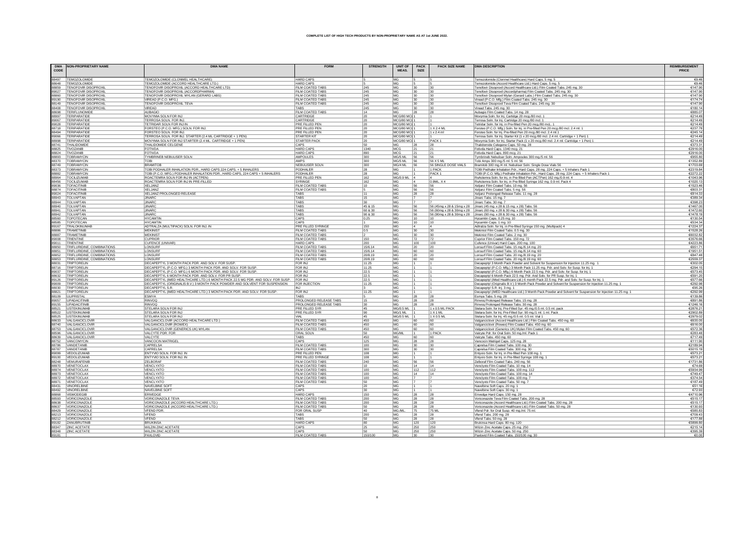# COMPLETE LIST OF HIGH TECH PRODUCTS BY NON-PROPRIETARY NAME AS AT 1st JUNE 2022.

| DMA CODE | NON-PROPRIETARY NAME | DMA NAME | FORM | STRENGTH | UNIT OF MEAS. | PACK SIZE | PACK SIZE NAME | DMA DESCRIPTION | REIMBURSEMENT PRICE |
|---|---|---|---|---|---|---|---|---|---|
| 88497 | TEMOZOLOMIDE | TEMOZOLOMIDE (CLONMEL HEALTHCARE) | HARD CAPS | 5 | MG | 5 | 5 | Temozolomide (Clonmel Healthcare) Hard Caps. 5 mg. 5 | €9.46 |
| 88648 | TEMOZOLOMIDE | TEMOZOLOMIDE (ACCORD HEALTHCARE LTD.) | HARD CAPS | 5 | MG | 5 | 5 | Temozolomide (Accord Healthcare Ltd.) Hard Caps. 5 mg. 5 | €9.46 |
| 88859 | TENOFOVIR DISOPROXIL | TENOFOVIR DISOPROXIL (ACCORD HEALTHCARE LTD) | FILM COATED TABS | 245 | MG | 30 | 30 | Tenofovir Disoproxil (Accord Healthcare Ltd.) Film Coated Tabs. 245 mg. 30 | €147.90 |
| 89027 | TENOFOVIR DISOPROXIL | TENOFOVIR DISOPROXIL (ACCORDPHARMA) | FILM COATED TABS | 245 | MG | 30 | 30 | Tenofovir Disoproxil (Accordpharma) Film Coated Tabs. 245 mg. 30 | €147.90 |
| 88860 | TENOFOVIR DISOPROXIL | TENOFOVIR DISOPROXIL MYLAN (GERARD LABS) | FILM COATED TABS | 245 | MG | 30 | 30 | Tenofovir Disoproxil Mylan (Gerard Labs.) Film Coated Tabs. 245 mg. 30 | €147.90 |
| 89190 | TENOFOVIR DISOPROXIL | VIREAD (P.C.O. MFG.) | FILM COATED TABS | 245 | MG | 30 | 30 | Viread (P.C.O. Mfg.) Film Coated Tabs. 245 mg. 30 | €174.74 |
| 88149 | TENOFOVIR DISOPROXIL | TENOFOVIR DISOPROXIL TEVA | FILM COATED TABS | 245 | MG | 30 | 30 | Tenofovir Disoproxil Teva Film Coated Tabs. 245 mg. 30 | €147.90 |
| 88408 | TENOFOVIR DISOPROXIL | VIREAD | TABS | 245 | MG | 30 | 30 | Viread Tabs. 245 mg. 30 | €180.14 |
| 88698 | TERIFLUNOMIDE | AUBAGIO | FILM COATED TABS | 14 | MG | 28 | 28 | Aubagio Film Coated Tabs. 14 mg. 28 | €885.07 |
| 88997 | TERIPARATIDE | MOVYMIA SOLN FOR INJ. | CARTRIDGE | 20 | MCG/80 MCL | 1 | 1 | Movymia Soln. for Inj. Cartidge 20 mcg./80 mcl. 1 | €214.49 |
| 89067 | TERIPARATIDE | TERROSA SOLN. FOR INJ. | CARTRIDGE | 20 | MCG/80 MCL | 1 | 1 | Terrosa Soln. for Inj. Cartridge 20 mcg./80 mcl. 1 | €214.49 |
| 89028 | TERIPARATIDE | TETRIDAR SOLN FOR INJ IN | PRE FILLED PEN | 20 | MCG/80 MCL | 1 | 1 | Tetridar Soln. for Inj. in Pre-filled Pen 20 mcg./80 mcL. 1 | €214.49 |
| 88718 | TERIPARATIDE | FORSTEO (P.C.O. MFG.) SOLN. FOR INJ. | PRE FILLED PEN | 20 | MCG/80 MCL | 1 | 1 X 2.4 ML | Forsteo (P.C.O. Mfg.) Soln. for Inj. in Pre-filled Pen 20 mcg./80 mcl. 2.4 ml. 1 | €237.78 |
| 88494 | TERIPARATIDE | FORSTEO SOLN. FOR INJ. | PRE FILLED PEN | 20 | MCG/80 MCL | 1 | 1 x 2.4 ml | Forsteo Soln. for Inj. Pre-filled Pen 20 mcg./80 mcl. 2.4 ml 1 | €245.14 |
| 89066 | TERIPARATIDE | TERROSA SOLN. FOR INJ. STARTER (2.4 ML CARTRIDGE + 1 PEN) | STARTER KIT | 20 | MCG/80 MCL | 1 | 1 | Terrosa Soln. for Inj. Starter Kit (1 x 20 mcg./80 mcl. 2.4 ml. Cartridge + 1 Pen) 1 | €214.49 |
| 88998 | TERIPARATIDE | MOVYMIA SOLN FOR INJ STARTER (2.4 ML. CARTRIDGE + 1 PEN) | STARTER PACK | 20 | MCG/80 MCL | 1 | PACK 1 | Movymia Soln. for Inj. Starter Pack (1 x 20 mcg./80 mcl. 2.4 ml. Cartridge + 1 Pen) 1 | €214.49 |
| 88741 | THALIDOMIDE | THALIDOMIDE CELGENE | CAPS | 50 | MG | 28 | 28 | Thalidomide Celegene Caps. 50 mg. 28 | €373.31 |
| 88825 | TIVOZANIB | FOTIVDA | HARD CAPS | 1340 | MCG | 21 | 21 | Fotivda Hard Caps. 1340 mcg. 21 | €2916.00 |
| 88824 | TIVOZANIB | FOTIVDA | HARD CAPS | 890 | MCG | 21 | 21 | Fotivda Hard Caps. 890 mcg. 21 | €2916.00 |
| 88893 | TOBRAMYCIN | TYMBRINEB NEBULISER SOLN | AMPOULES | 300 | MG/5 ML | 56 | 56 | Tymbrineb Nebuliser Soln. Ampoules 300 mg./5 ml. 56 | €955.80 |
| 88370 | TOBRAMYCIN | TOBI | AMPS | 300 | MG/5 ML | 56 | 56 X 5 ML | Tobi Amps 300 mg./5 ml. 5 ml. 56 | €1352.89 |
| 88749 | TOBRAMYCIN | BRAMITOB | NEBULISER SOLN | 300 | MG/4 ML | 56 | 56 SINGLE DOSE VIALS | Bramitob 300 mg./4 ml. Nebuliser Soln. Single Dose Vials 56 | €1703.69 |
| 88373 | TOBRAMYCIN | TOBI PODHALER INHALATION PDR., HARD CAPS 224 CAPS. + 5 INHALERS | PODHALER | 28 | MG | 1 | 1 PACK | TOBI Podhaler Inhalation Pdr., Hard Caps. 28 mg. 224 Caps. + 5 Inhalers Pack 1 | €2319.84 |
| 88882 | TOBRAMYCIN | TOBI (P.C.O. MFG.) PODHALER INHALATION PDR., HARD CAPS. 224 CAPS + 5 INHALERS | PODHALER | 28 | MG | 1 | PACK 1 | TOBI (P.C.O. Mfg.) Podhaler Inhalation Pdr., Hard Caps. 28 mg. 224 Caps. + 5 Inhalers Pack 1 | €2272.22 |
| 88964 | TOCILIZUMAB | ROACTEMRA SOLN FOR INJ IN (ACTPEN) | PRE FILLED PEN | 162 | MG/0.9 ML | 4 | 4 | RoActemra Soln. for Inj. in Pre-filled Pen (ACTPen) 162 mg./0.9 ml. 4 | €1043.96 |
| 88456 | TOCILIZUMAB | ROACTEMRA SOLN FOR INJ IN PRE-FILLED | SYRINGE | 162 | MG | 4 | 0.9ML. X 4 | RoActemra Soln. for Inj. in Pre-filled Syringe 162 mg. 0.9 ml. Pack 4 | €1020.13 |
| 89036 | TOFACITINIB | XELJANZ | FILM COATED TABS | 10 | MG | 56 | 56 | Xeljanz Film Coated Tabs. 10 mg. 56 | €1523.46 |
| 88874 | TOFACITINIB | XELJANZ | FILM COATED TABS | 5 | MG | 56 | 56 | Xeljanz Film Coated Tabs. 5 mg. 56 | €803.31 |
| 89024 | TOFACITINIB | XELJANZ PROLONGED RELEASE | TABS | 11 | MG | 28 | 28 | Xeljanz Prolonged Release Tabs. 11 mg. 28 | €814.33 |
| 88943 | TOLVAPTAN | JINARC | TABS | 15 | MG | 7 | 7 | Jinarc Tabs. 15 mg. 7 | €389.34 |
| 88944 | TOLVAPTAN | JINARC | TABS | 30 | MG | 7 | 7 | Jinarc Tabs. 30 mg. 7 | €398.23 |
| 88940 | TOLVAPTAN | JINARC | TABS | 45 & 15 | MG | 56 | 56 (45mg x 28 & 15mg x 28 | Jinarc (45 mg. x 28 & 15 mg. x 28) Tabs. 56 | €1467.00 |
| 88941 | TOLVAPTAN | JINARC | TABS | 60 & 30 | MG | 56 | 56 (60mg x 28 & 30mg x 28 | Jinarc (60 mg. x 28 & 30 mg. x 28) Tabs. 56 | €1472.60 |
| 88942 | TOLVAPTAN | JINARC | TABS | 90 & 30 | MG | 56 | 56 (90mg x 28 & 30mg x 28 | Jinarc (90 mg. x 28 & 30 mg. x 28) Tabs. 56 | €1478.19 |
| 88560 | TOPOTECAN | HYCAMTIN | CAPS | 0.25 | MG | 10 | 10 | Hycamtin Caps. 0.25 mg. 10 | €130.54 |
| 88585 | TOPOTECAN | HYCAMTIN | CAPS | 1 | MG | 10 | 10 | Hycamtin Caps. 1 mg. 10 | €534.34 |
| 89167 | TRALOKINUMAB | ADTRALZA (MULTIPACK) SOLN. FOR INJ. IN | PRE FILLED SYRINGE | 150 | MG | 4 | 4 | Adtralza Soln. for Inj. in Pre-filled Syringe 150 mg. (Multipack) 4 | €1224.37 |
| 88886 | TRAMETINIB | MEKINIST | FILM COATED TABS | 0.5 | MG | 30 | 30 | Mekinist Film Coated Tabs. 0.5 mg. 30 | €1528.26 |
| 88887 | TRAMETINIB | MEKINIST | FILM COATED TABS | 2 | MG | 30 | 30 | Mekinist Film Coated Tabs. 2 mg. 30 | €6032.82 |
| 89008 | TRIENTINE | CUPRIOR | FILM COATED TABS | 150 | MG | 72 | 72 | Cuprior Film Coated Tabs. 150 mg. 72 | €3576.66 |
| 89011 | TRIENTINE | CUFENCE (UNIVAR) | HARD CAPS | 200 | MG | 100 | 100 | Cufence (Univar) Hard Caps. 200 mg. 100 | €4223.86 |
| 88850 | TRIFLURIDINE, COMBINATIONS | LONSURF | FILM COATED TABS | 15/6.14 | MG | 20 | 20 | Lonsurf Film Coated Tabs. 15 mg./6.14 mg. 20 | €651.71 |
| 88851 | TRIFLURIDINE, COMBINATIONS | LONSURF | FILM COATED TABS | 15/6.14 | MG | 60 | 60 | Lonsurf Film Coated Tabs. 15 mg./6.14 mg. 60 | €1951.51 |
| 88852 | TRIFLURIDINE, COMBINATIONS | LONSURF | FILM COATED TABS | 20/8.19 | MG | 20 | 20 | Lonsurf Film Coated Tabs. 20 mg./8.19 mg. 20 | €847.48 |
| 88853 | TRIFLURIDINE, COMBINATIONS | LONSURF | FILM COATED TABS | 20/8.19 | MG | 60 | 60 | Lonsurf Film Coated Tabs. 20 mg./8.19 mg. 60 | €2559.37 |
| 88031 | TRIPTORELIN | DECAPEPTYL 3 MONTH PACK PDR. AND SOLV. FOR SUSP. | FOR INJ | 11.25 | MG | 1 | 1 | Decapeptyl 3 Month Pack Powder and Solvent for Suspension for Injection 11.25 mg. 1 | €302.05 |
| 88716 | TRIPTORELIN | DECAPEPTYL (P.C.O. MFG.) 3 MONTH PACK PDR. AND SOLV. FOR SUSP. | FOR INJ | 11.25 | MG | 1 | 1 | Decapeptyl (P.C.O. Mfg.) 3 Month Pack 11.25 mg. Pdr. and Solv. for Susp. for Inj. 1 | €294.15 |
| 89037 | TRIPTORELIN | DECAPEPTYL (P.C.O. MFG.) 6 MONTH PACK PDR. AND SOLV. FOR SUSP. | FOR INJ | 22.5 | MG | 1 | 1 | Decapeptyl (P.C.O. Mfg.) 6 Month Pack 22.5 mg. Pdr. and Solv. for Susp. for Inj. 1 | €573.45 |
| 88632 | TRIPTORELIN | DECAPEPTYL 6 MONTH PACK PDR. AND SOLV. FOR PR SUSP. | FOR INJ | 22.5 | MG | 1 | 1 | Decapeptyl 6 Month Pack 22.5 mg. Pdr. And Solv. for PR Susp. for Inj. 1 | €591.20 |
| 89126 | TRIPTORELIN | DECAPEPTYL (IMED HEALTHCARE LTD.) 6 MONTH PACK 22.5 MG PDR. AND SOLV. FOR SUSP. | FOR INJ | 22.5 | MG | 1 | 1 | Decapeptyl (iMed Healthcare Ltd.) 6 month Pack 22.5 mg. Pdr. and Solv. for Susp. for Inj. 1 | €577.66 |
| 89009 | TRIPTORELIN | DECAPEPTYL (ORIGINALIS B.V.) 3 MONTH PACK POWDER AND SOLVENT FOR SUSPENSION | FOR INJECTION | 11.25 | MG | 1 | 1 | Decapeptyl (Originalis B.V.) 3 Month Pack Powder and Solvent for Suspension for Injection 11.25 mg. 1 | €292.98 |
| 88030 | TRIPTORELIN | DECAPEPTYL S.R. | INJ | 3 | MG | 1 | 1 | Decapeptyl S.R. Inj. 3 mg. 1 | €95.26 |
| 88821 | TRIPTORELIN | DECAPEPTYL (IMED HEALTHCARE LTD.) 3 MONTH PACK PDR. AND SOLV. FOR SUSP. | FOR INJ | 11.25 | MG | 1 | 1 | Decapeptyl (iMED Healthcare Ltd.) 3 Month Pack Powder and Solvent for Suspension for Injection 11.25 mg. 1 | €292.99 |
| 88109 | ULIPRISTAL | ESMYA | TABS | 5 | MG | 28 | 28 | Esmya Tabs. 5 mg. 28 | €139.86 |
| 89057 | UPADACITINIB | RINVOQ | PROLONGED RELEASE TABS | 15 | MG | 28 | 28 | Rinvoq Prolonged Release Tabs. 15 mg. 28 | €891.86 |
| 89155 | UPADACITINIB | RINVOQ | PROLONGED RELEASE TABS | 30 | MG | 28 | 28 | Rinvoq Prolonged Release Tabs. 30 mg. 28 | €1246.16 |
| 88521 | USTEKINUMAB | STELARA SOLN FOR INJ | PRE FILLED SYR | 45 | MG/0.5 ML | 1 | 1 x 0.5 ML PACK | Stelara Soln. for Inj. Pre-Filled Syr. 45 mg./0.5 ml. 0.5 ml. pack | €2876.21 |
| 88522 | USTEKINUMAB | STELARA SOLN FOR INJ | PRE FILLED SYR | 90 | MG/1 ML | 1 | 1 X 1 ML | Stelara Soln. for Inj. Pre-Filled Syr. 90 mg./1 ml. 1 ml. Pack | €2902.89 |
| 88525 | USTEKINUMAB | STELARA SOLN FOR INJ | VIAL | 45 | MG/0.5 ML | 1 | 1 X 0.5 ML | Stelara Soln. for Inj. 45 mg./0.5 ml. 0.5 ml. Vial 1 | €2979.02 |
| 88633 | VALGANCICLOVIR | VALGANCICLOVIR (ACCORD HEALTHCARE LTD.) | FILM COATED TABS | 450 | MG | 60 | 60 | Valganciclovir (Accord Healthcare Ltd.) Film Coated Tabs. 450 mg. 60 | €635.05 |
| 88740 | VALGANCICLOVIR | VALGANCICLOVIR (ROWEX) | FILM COATED TABS | 450 | MG | 60 | 60 | Valganciclovir (Rowex) Film Coated Tabs. 450 mg. 60 | €618.00 |
| 88753 | VALGANCICLOVIR | VALGANCICLOVIR (GENERICS UK) MYLAN | FILM COATED TABS | 450 | MG | 60 | 60 | Valganciclovir (Generics UK) Mylan Film Coated Tabs. 450 mg. 60 | €572.36 |
| 88596 | VALGANCICLOVIR | VALCYTE PDR. FOR | ORAL SOLN | 50 | MG/ML | 1 | 1 PACK | Valcyte Pdr. for Oral Soln. 50 mg./ml. Pack 1 | €283.48 |
| 88639 | VALGANCICLOVIR | VALCYTE | TABS | 450 | MG | 60 | 60 | Valcyte Tabs. 450 mg. 60 | €717.49 |
| 88752 | VANCOMYCIN | VANCOCIN MATRIGEL | CAPS | 125 | MG | 28 | 28 | Vancocin Matrigel Caps. 125 mg. 28 | €111.90 |
| 88786 | VANDETANIB | CAPRELSA | FILM COATED TABS | 100 | MG | 30 | 30 | Caprelsa Film Coated Tabs. 100 mg. 30 | €2189.94 |
| 88787 | VANDETANIB | CAPRELSA | FILM COATED TABS | 300 | MG | 30 | 30 | Caprelsa Film Coated Tabs. 300 mg. 30 | €5015.19 |
| 89099 | VEDOLIZUMAB | ENTYVIO SOLN. FOR INJ. IN | PRE FILLED PEN | 108 | MG | 1 | 1 | Entyvio Soln. for Inj. in Pre-filled Pen 108 mg. 1 | €573.21 |
| 89100 | VEDOLIZUMAB | ENTYVIO SOLN. FOR INJ. IN | PRE FILLED SYRINGE | 108 | MG | 1 | 1 | Entyvio Soln. for Inj. in Pre-filled Syringe 108 mg. 1 | €573.21 |
| 88248 | VEMURAFENIB | ZELBORAF | FILM COATED TABS | 240 | MG | 56 | 56 | Zelboraf Film Coated Tabs. 240 mg. 56 | €1731.86 |
| 88970 | VENETOCLAX | VENCLYXTO | FILM COATED TABS | 10 | MG | 14 | 14 | Venclyxto Film Coated Tabs. 10 mg. 14 | €74.69 |
| 88974 | VENETOCLAX | VENCLYXTO | FILM COATED TABS | 100 | MG | 112 | 112 | Venclyxto Film Coated Tabs. 100 mg. 112 | €5934.99 |
| 88973 | VENETOCLAX | VENCLYXTO | FILM COATED TABS | 100 | MG | 14 | 14 | Venclyxto Film Coated Tabs. 100 mg. 14 | €749.47 |
| 88972 | VENETOCLAX | VENCLYXTO | FILM COATED TABS | 100 | MG | 7 | 7 | Venclyxto Film Coated Tabs. 100 mg. 7 | €374.54 |
| 88971 | VENETOCLAX | VENCLYXTO | FILM COATED TABS | 50 | MG | 7 | 7 | Venclyxto Film Coated Tabs. 50 mg. 7 | €187.49 |
| 88431 | VINORELBINE | NAVELBINE SOFT | CAPS | 20 | MG | 1 | 1 | Navelbine Soft Caps. 20 mg. 1 | €51.16 |
| 88492 | VINORELBINE | NAVELBINE SOFT | CAPS | 30 | MG | 1 | 1 | Navelbine Soft Caps. 30 mg. 1 | €72.93 |
| 88868 | VISMODEGIB | ERIVEDGE | HARD CAPS | 150 | MG | 28 | 28 | Erivedge Hard Caps. 150 mg. 28 | €4710.96 |
| 88593 | VORICONAZOLE | VORICONAZOLE TEVA | FILM COATED TABS | 200 | MG | 28 | 28 | Voriconazole Teva Film Coated Tabs. 200 mg. 28 | €515.17 |
| 88638 | VORICONAZOLE | VORICONAZOLE (ACCORD HEALTHCARE LTD.) | FILM COATED TABS | 200 | MG | 28 | 28 | Voriconazole (Accord Healthcare Ltd.) Film Coated Tabs. 200 mg. 28 | €515.17 |
| 88637 | VORICONAZOLE | VORICONAZOLE (ACCORD HEALTHCARE LTD.) | FILM COATED TABS | 50 | MG | 28 | 28 | Voriconazole (Accord Healthcare Ltd.) Film Coated Tabs. 50 mg. 28 | €130.93 |
| 88429 | VORICONAZOLE | VFEND PDR. | FOR ORAL SUSP | 40 | MG./ML. | 75 | 75 ML | Vfend Pdr. for Oral Susp. 40 mg./ml. 75 ml. | €585.83 |
| 88213 | VORICONAZOLE | VFEND | TABS | 200 | MG | 28 | 28 | Vfend Tabs. 200 mg. 28 | €709.43 |
| 88212 | VORICONAZOLE | VFEND | TABS | 50 | MG | 28 | 28 | Vfend Tabs. 50 mg. 28 | €177.88 |
| 89182 | ZANUBRUTINIB | BRUKINSA | HARD CAPS | 80 | MG | 120 | 120 | Brukinsa Hard Caps. 80 mg. 120 | €5899.80 |
| 88347 | ZINC ACETATE | WILZIN ZINC ACETATE | CAPS | 25 | MG | 250 | 250 | Wilzin Zinc Acetate Caps. 25 mg. 250 | €215.14 |
| 88348 | ZINC ACETATE | WILZIN ZINC ACETATE | CAPS | 50 | MG | 250 | 250 | Wilzin Zinc Acetate Caps. 50 mg. 250 | €395.39 |
| 89181 | | PAXLOVID | FILM COATED TABS | 150/100 | MG | 30 | 30 | Paxlovid Film Coated Tabs. 150/100 mg. 30 | €0.00 |